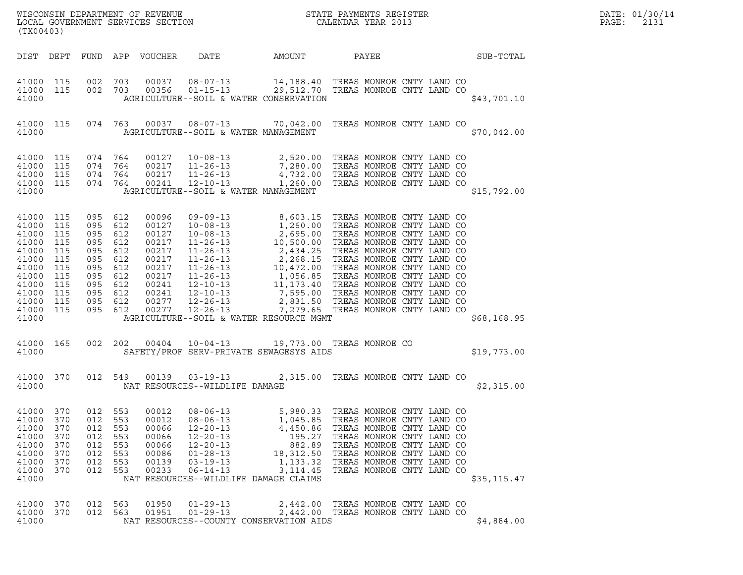WISCONSIN DEPARTMENT OF REVENUE
LOCAL GOVERNMENT SERVICES SECTION
(TX00403)

STATE PAYMENTS REGISTER
CALENDAR YEAR 2013

DATE: 01/30/14
PAGE: 2131

| DIST | DEPT | FUND | APP | VOUCHER | DATE | AMOUNT | PAYEE | SUB-TOTAL |
|---|---|---|---|---|---|---|---|---|
| 41000 | 115 | 002 | 703 | 00037 | 08-07-13 | 14,188.40 | TREAS MONROE CNTY LAND CO | |
| 41000 | 115 | 002 | 703 | 00356 | 01-15-13 | 29,512.70 | TREAS MONROE CNTY LAND CO | |
| 41000 | | | | | AGRICULTURE--SOIL & WATER CONSERVATION | | | $43,701.10 |
| 41000 | 115 | 074 | 763 | 00037 | 08-07-13 | 70,042.00 | TREAS MONROE CNTY LAND CO | |
| 41000 | | | | | AGRICULTURE--SOIL & WATER MANAGEMENT | | | $70,042.00 |
| 41000 | 115 | 074 | 764 | 00127 | 10-08-13 | 2,520.00 | TREAS MONROE CNTY LAND CO | |
| 41000 | 115 | 074 | 764 | 00217 | 11-26-13 | 7,280.00 | TREAS MONROE CNTY LAND CO | |
| 41000 | 115 | 074 | 764 | 00217 | 11-26-13 | 4,732.00 | TREAS MONROE CNTY LAND CO | |
| 41000 | 115 | 074 | 764 | 00241 | 12-10-13 | 1,260.00 | TREAS MONROE CNTY LAND CO | |
| 41000 | | | | | AGRICULTURE--SOIL & WATER MANAGEMENT | | | $15,792.00 |
| 41000 | 115 | 095 | 612 | 00096 | 09-09-13 | 8,603.15 | TREAS MONROE CNTY LAND CO | |
| 41000 | 115 | 095 | 612 | 00127 | 10-08-13 | 1,260.00 | TREAS MONROE CNTY LAND CO | |
| 41000 | 115 | 095 | 612 | 00127 | 10-08-13 | 2,695.00 | TREAS MONROE CNTY LAND CO | |
| 41000 | 115 | 095 | 612 | 00217 | 11-26-13 | 10,500.00 | TREAS MONROE CNTY LAND CO | |
| 41000 | 115 | 095 | 612 | 00217 | 11-26-13 | 2,434.25 | TREAS MONROE CNTY LAND CO | |
| 41000 | 115 | 095 | 612 | 00217 | 11-26-13 | 2,268.15 | TREAS MONROE CNTY LAND CO | |
| 41000 | 115 | 095 | 612 | 00217 | 11-26-13 | 10,472.00 | TREAS MONROE CNTY LAND CO | |
| 41000 | 115 | 095 | 612 | 00217 | 11-26-13 | 1,056.85 | TREAS MONROE CNTY LAND CO | |
| 41000 | 115 | 095 | 612 | 00241 | 12-10-13 | 11,173.40 | TREAS MONROE CNTY LAND CO | |
| 41000 | 115 | 095 | 612 | 00241 | 12-10-13 | 7,595.00 | TREAS MONROE CNTY LAND CO | |
| 41000 | 115 | 095 | 612 | 00277 | 12-26-13 | 2,831.50 | TREAS MONROE CNTY LAND CO | |
| 41000 | 115 | 095 | 612 | 00277 | 12-26-13 | 7,279.65 | TREAS MONROE CNTY LAND CO | |
| 41000 | | | | | AGRICULTURE--SOIL & WATER RESOURCE MGMT | | | $68,168.95 |
| 41000 | 165 | 002 | 202 | 00404 | 10-04-13 | 19,773.00 | TREAS MONROE CO | |
| 41000 | | | | | SAFETY/PROF SERV-PRIVATE SEWAGESYS AIDS | | | $19,773.00 |
| 41000 | 370 | 012 | 549 | 00139 | 03-19-13 | 2,315.00 | TREAS MONROE CNTY LAND CO | |
| 41000 | | | | | NAT RESOURCES--WILDLIFE DAMAGE | | | $2,315.00 |
| 41000 | 370 | 012 | 553 | 00012 | 08-06-13 | 5,980.33 | TREAS MONROE CNTY LAND CO | |
| 41000 | 370 | 012 | 553 | 00012 | 08-06-13 | 1,045.85 | TREAS MONROE CNTY LAND CO | |
| 41000 | 370 | 012 | 553 | 00066 | 12-20-13 | 4,450.86 | TREAS MONROE CNTY LAND CO | |
| 41000 | 370 | 012 | 553 | 00066 | 12-20-13 | 195.27 | TREAS MONROE CNTY LAND CO | |
| 41000 | 370 | 012 | 553 | 00066 | 12-20-13 | 882.89 | TREAS MONROE CNTY LAND CO | |
| 41000 | 370 | 012 | 553 | 00086 | 01-28-13 | 18,312.50 | TREAS MONROE CNTY LAND CO | |
| 41000 | 370 | 012 | 553 | 00139 | 03-19-13 | 1,133.32 | TREAS MONROE CNTY LAND CO | |
| 41000 | 370 | 012 | 553 | 00233 | 06-14-13 | 3,114.45 | TREAS MONROE CNTY LAND CO | |
| 41000 | | | | | NAT RESOURCES--WILDLIFE DAMAGE CLAIMS | | | $35,115.47 |
| 41000 | 370 | 012 | 563 | 01950 | 01-29-13 | 2,442.00 | TREAS MONROE CNTY LAND CO | |
| 41000 | 370 | 012 | 563 | 01951 | 01-29-13 | 2,442.00 | TREAS MONROE CNTY LAND CO | |
| 41000 | | | | | NAT RESOURCES--COUNTY CONSERVATION AIDS | | | $4,884.00 |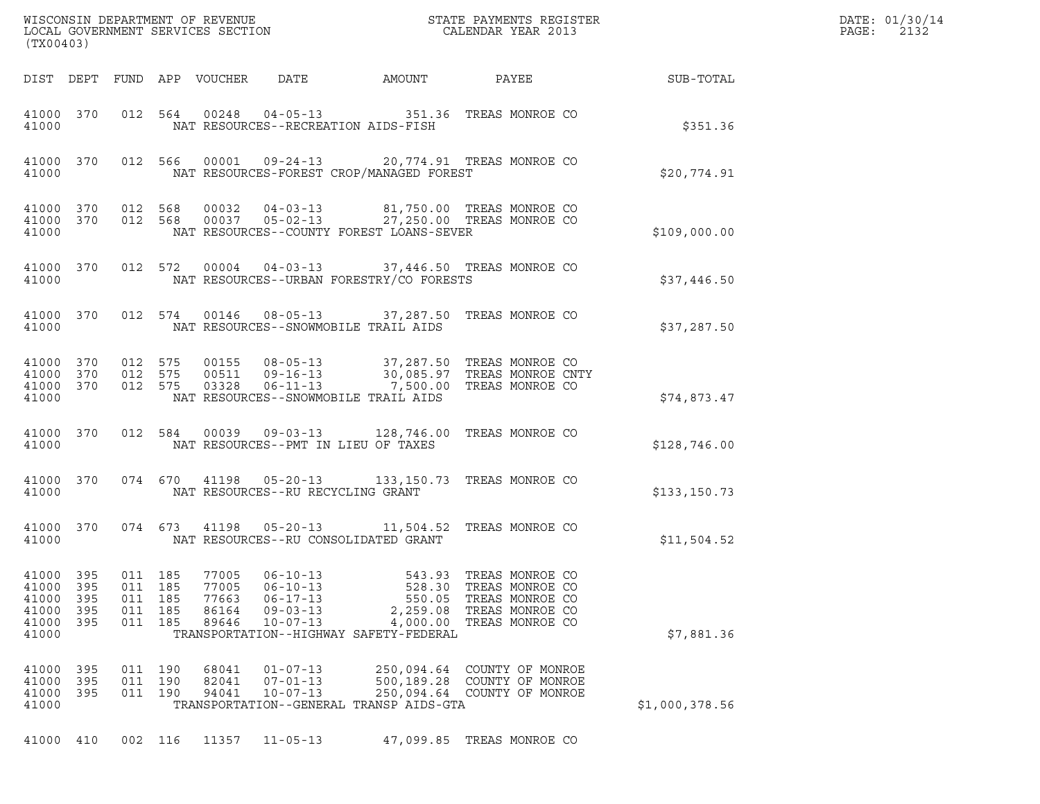WISCONSIN DEPARTMENT OF REVENUE
LOCAL GOVERNMENT SERVICES SECTION
(TX00403)

STATE PAYMENTS REGISTER
CALENDAR YEAR 2013

DATE: 01/30/14
PAGE: 2132

| DIST | DEPT | FUND | APP | VOUCHER | DATE | AMOUNT | PAYEE | SUB-TOTAL |
|---|---|---|---|---|---|---|---|---|
| 41000 | 370 | 012 | 564 | 00248 | 04-05-13 | 351.36 | TREAS MONROE CO | |
| 41000 | | | | NAT RESOURCES--RECREATION AIDS-FISH | | | | $351.36 |
| 41000 | 370 | 012 | 566 | 00001 | 09-24-13 | 20,774.91 | TREAS MONROE CO | |
| 41000 | | | | NAT RESOURCES-FOREST CROP/MANAGED FOREST | | | | $20,774.91 |
| 41000 | 370 | 012 | 568 | 00032 | 04-03-13 | 81,750.00 | TREAS MONROE CO | |
| 41000 | 370 | 012 | 568 | 00037 | 05-02-13 | 27,250.00 | TREAS MONROE CO | |
| 41000 | | | | NAT RESOURCES--COUNTY FOREST LOANS-SEVER | | | | $109,000.00 |
| 41000 | 370 | 012 | 572 | 00004 | 04-03-13 | 37,446.50 | TREAS MONROE CO | |
| 41000 | | | | NAT RESOURCES--URBAN FORESTRY/CO FORESTS | | | | $37,446.50 |
| 41000 | 370 | 012 | 574 | 00146 | 08-05-13 | 37,287.50 | TREAS MONROE CO | |
| 41000 | | | | NAT RESOURCES--SNOWMOBILE TRAIL AIDS | | | | $37,287.50 |
| 41000 | 370 | 012 | 575 | 00155 | 08-05-13 | 37,287.50 | TREAS MONROE CO | |
| 41000 | 370 | 012 | 575 | 00511 | 09-16-13 | 30,085.97 | TREAS MONROE CNTY | |
| 41000 | 370 | 012 | 575 | 03328 | 06-11-13 | 7,500.00 | TREAS MONROE CO | |
| 41000 | | | | NAT RESOURCES--SNOWMOBILE TRAIL AIDS | | | | $74,873.47 |
| 41000 | 370 | 012 | 584 | 00039 | 09-03-13 | 128,746.00 | TREAS MONROE CO | |
| 41000 | | | | NAT RESOURCES--PMT IN LIEU OF TAXES | | | | $128,746.00 |
| 41000 | 370 | 074 | 670 | 41198 | 05-20-13 | 133,150.73 | TREAS MONROE CO | |
| 41000 | | | | NAT RESOURCES--RU RECYCLING GRANT | | | | $133,150.73 |
| 41000 | 370 | 074 | 673 | 41198 | 05-20-13 | 11,504.52 | TREAS MONROE CO | |
| 41000 | | | | NAT RESOURCES--RU CONSOLIDATED GRANT | | | | $11,504.52 |
| 41000 | 395 | 011 | 185 | 77005 | 06-10-13 | 543.93 | TREAS MONROE CO | |
| 41000 | 395 | 011 | 185 | 77005 | 06-10-13 | 528.30 | TREAS MONROE CO | |
| 41000 | 395 | 011 | 185 | 77663 | 06-17-13 | 550.05 | TREAS MONROE CO | |
| 41000 | 395 | 011 | 185 | 86164 | 09-03-13 | 2,259.08 | TREAS MONROE CO | |
| 41000 | 395 | 011 | 185 | 89646 | 10-07-13 | 4,000.00 | TREAS MONROE CO | |
| 41000 | | | | TRANSPORTATION--HIGHWAY SAFETY-FEDERAL | | | | $7,881.36 |
| 41000 | 395 | 011 | 190 | 68041 | 01-07-13 | 250,094.64 | COUNTY OF MONROE | |
| 41000 | 395 | 011 | 190 | 82041 | 07-01-13 | 500,189.28 | COUNTY OF MONROE | |
| 41000 | 395 | 011 | 190 | 94041 | 10-07-13 | 250,094.64 | COUNTY OF MONROE | |
| 41000 | | | | TRANSPORTATION--GENERAL TRANSP AIDS-GTA | | | | $1,000,378.56 |
| 41000 | 410 | 002 | 116 | 11357 | 11-05-13 | 47,099.85 | TREAS MONROE CO | |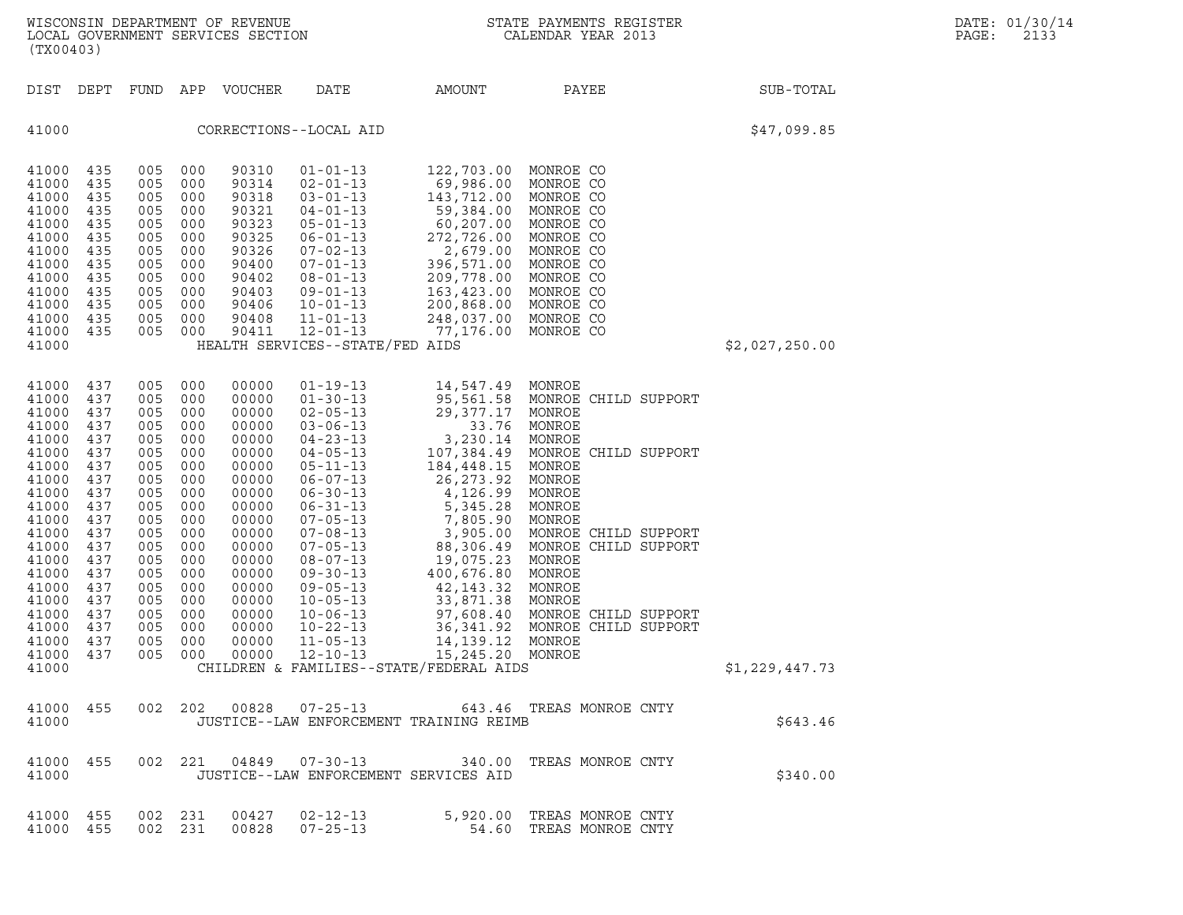| DIST | DEPT | FUND | APP | VOUCHER | DATE | AMOUNT | PAYEE | SUB-TOTAL |
|---|---|---|---|---|---|---|---|---|
| 41000 | | | | CORRECTIONS--LOCAL AID | | | | $47,099.85 |
| 41000 | 435 | 005 | 000 | 90310 | 01-01-13 | 122,703.00 | MONROE CO | |
| 41000 | 435 | 005 | 000 | 90314 | 02-01-13 | 69,986.00 | MONROE CO | |
| 41000 | 435 | 005 | 000 | 90318 | 03-01-13 | 143,712.00 | MONROE CO | |
| 41000 | 435 | 005 | 000 | 90321 | 04-01-13 | 59,384.00 | MONROE CO | |
| 41000 | 435 | 005 | 000 | 90323 | 05-01-13 | 60,207.00 | MONROE CO | |
| 41000 | 435 | 005 | 000 | 90325 | 06-01-13 | 272,726.00 | MONROE CO | |
| 41000 | 435 | 005 | 000 | 90326 | 07-02-13 | 2,679.00 | MONROE CO | |
| 41000 | 435 | 005 | 000 | 90400 | 07-01-13 | 396,571.00 | MONROE CO | |
| 41000 | 435 | 005 | 000 | 90402 | 08-01-13 | 209,778.00 | MONROE CO | |
| 41000 | 435 | 005 | 000 | 90403 | 09-01-13 | 163,423.00 | MONROE CO | |
| 41000 | 435 | 005 | 000 | 90406 | 10-01-13 | 200,868.00 | MONROE CO | |
| 41000 | 435 | 005 | 000 | 90408 | 11-01-13 | 248,037.00 | MONROE CO | |
| 41000 | 435 | 005 | 000 | 90411 | 12-01-13 | 77,176.00 | MONROE CO | |
| 41000 | | | | HEALTH SERVICES--STATE/FED AIDS | | | | $2,027,250.00 |
| 41000 | 437 | 005 | 000 | 00000 | 01-19-13 | 14,547.49 | MONROE | |
| 41000 | 437 | 005 | 000 | 00000 | 01-30-13 | 95,561.58 | MONROE CHILD SUPPORT | |
| 41000 | 437 | 005 | 000 | 00000 | 02-05-13 | 29,377.17 | MONROE | |
| 41000 | 437 | 005 | 000 | 00000 | 03-06-13 | 33.76 | MONROE | |
| 41000 | 437 | 005 | 000 | 00000 | 04-23-13 | 3,230.14 | MONROE | |
| 41000 | 437 | 005 | 000 | 00000 | 04-05-13 | 107,384.49 | MONROE CHILD SUPPORT | |
| 41000 | 437 | 005 | 000 | 00000 | 05-11-13 | 184,448.15 | MONROE | |
| 41000 | 437 | 005 | 000 | 00000 | 06-07-13 | 26,273.92 | MONROE | |
| 41000 | 437 | 005 | 000 | 00000 | 06-30-13 | 4,126.99 | MONROE | |
| 41000 | 437 | 005 | 000 | 00000 | 06-31-13 | 5,345.28 | MONROE | |
| 41000 | 437 | 005 | 000 | 00000 | 07-05-13 | 7,805.90 | MONROE | |
| 41000 | 437 | 005 | 000 | 00000 | 07-08-13 | 3,905.00 | MONROE CHILD SUPPORT | |
| 41000 | 437 | 005 | 000 | 00000 | 07-05-13 | 88,306.49 | MONROE CHILD SUPPORT | |
| 41000 | 437 | 005 | 000 | 00000 | 08-07-13 | 19,075.23 | MONROE | |
| 41000 | 437 | 005 | 000 | 00000 | 09-30-13 | 400,676.80 | MONROE | |
| 41000 | 437 | 005 | 000 | 00000 | 09-05-13 | 42,143.32 | MONROE | |
| 41000 | 437 | 005 | 000 | 00000 | 10-05-13 | 33,871.38 | MONROE | |
| 41000 | 437 | 005 | 000 | 00000 | 10-06-13 | 97,608.40 | MONROE CHILD SUPPORT | |
| 41000 | 437 | 005 | 000 | 00000 | 10-22-13 | 36,341.92 | MONROE CHILD SUPPORT | |
| 41000 | 437 | 005 | 000 | 00000 | 11-05-13 | 14,139.12 | MONROE | |
| 41000 | 437 | 005 | 000 | 00000 | 12-10-13 | 15,245.20 | MONROE | |
| 41000 | | | | CHILDREN & FAMILIES--STATE/FEDERAL AIDS | | | | $1,229,447.73 |
| 41000 | 455 | 002 | 202 | 00828 | 07-25-13 | 643.46 | TREAS MONROE CNTY | |
| 41000 | | | | JUSTICE--LAW ENFORCEMENT TRAINING REIMB | | | | $643.46 |
| 41000 | 455 | 002 | 221 | 04849 | 07-30-13 | 340.00 | TREAS MONROE CNTY | |
| 41000 | | | | JUSTICE--LAW ENFORCEMENT SERVICES AID | | | | $340.00 |
| 41000 | 455 | 002 | 231 | 00427 | 02-12-13 | 5,920.00 | TREAS MONROE CNTY | |
| 41000 | 455 | 002 | 231 | 00828 | 07-25-13 | 54.60 | TREAS MONROE CNTY | |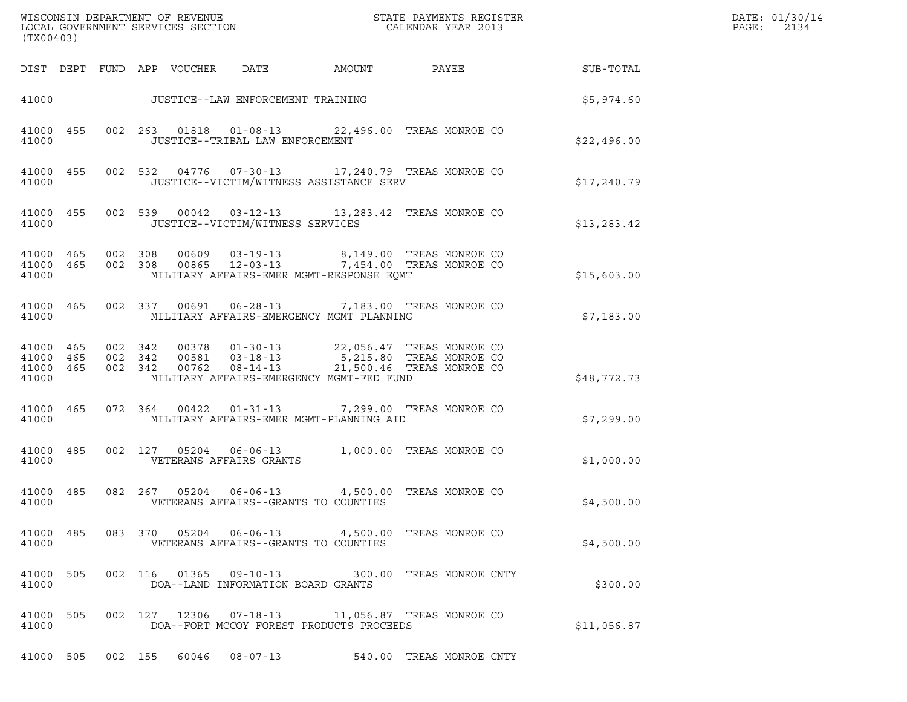WISCONSIN DEPARTMENT OF REVENUE
LOCAL GOVERNMENT SERVICES SECTION
(TX00403)

STATE PAYMENTS REGISTER
CALENDAR YEAR 2013

DATE: 01/30/14
PAGE: 2134

| DIST | DEPT | FUND | APP | VOUCHER | DATE | AMOUNT | PAYEE | SUB-TOTAL |
|---|---|---|---|---|---|---|---|---|
| 41000 | | | | | JUSTICE--LAW ENFORCEMENT TRAINING | | | $5,974.60 |
| 41000 | 455 | 002 | 263 | 01818 | 01-08-13 | 22,496.00 | TREAS MONROE CO | |
| 41000 | | | | | JUSTICE--TRIBAL LAW ENFORCEMENT | | | $22,496.00 |
| 41000 | 455 | 002 | 532 | 04776 | 07-30-13 | 17,240.79 | TREAS MONROE CO | |
| 41000 | | | | | JUSTICE--VICTIM/WITNESS ASSISTANCE SERV | | | $17,240.79 |
| 41000 | 455 | 002 | 539 | 00042 | 03-12-13 | 13,283.42 | TREAS MONROE CO | |
| 41000 | | | | | JUSTICE--VICTIM/WITNESS SERVICES | | | $13,283.42 |
| 41000 | 465 | 002 | 308 | 00609 | 03-19-13 | 8,149.00 | TREAS MONROE CO | |
| 41000 | 465 | 002 | 308 | 00865 | 12-03-13 | 7,454.00 | TREAS MONROE CO | |
| 41000 | | | | | MILITARY AFFAIRS-EMER MGMT-RESPONSE EQMT | | | $15,603.00 |
| 41000 | 465 | 002 | 337 | 00691 | 06-28-13 | 7,183.00 | TREAS MONROE CO | |
| 41000 | | | | | MILITARY AFFAIRS-EMERGENCY MGMT PLANNING | | | $7,183.00 |
| 41000 | 465 | 002 | 342 | 00378 | 01-30-13 | 22,056.47 | TREAS MONROE CO | |
| 41000 | 465 | 002 | 342 | 00581 | 03-18-13 | 5,215.80 | TREAS MONROE CO | |
| 41000 | 465 | 002 | 342 | 00762 | 08-14-13 | 21,500.46 | TREAS MONROE CO | |
| 41000 | | | | | MILITARY AFFAIRS-EMERGENCY MGMT-FED FUND | | | $48,772.73 |
| 41000 | 465 | 072 | 364 | 00422 | 01-31-13 | 7,299.00 | TREAS MONROE CO | |
| 41000 | | | | | MILITARY AFFAIRS-EMER MGMT-PLANNING AID | | | $7,299.00 |
| 41000 | 485 | 002 | 127 | 05204 | 06-06-13 | 1,000.00 | TREAS MONROE CO | |
| 41000 | | | | | VETERANS AFFAIRS GRANTS | | | $1,000.00 |
| 41000 | 485 | 082 | 267 | 05204 | 06-06-13 | 4,500.00 | TREAS MONROE CO | |
| 41000 | | | | | VETERANS AFFAIRS--GRANTS TO COUNTIES | | | $4,500.00 |
| 41000 | 485 | 083 | 370 | 05204 | 06-06-13 | 4,500.00 | TREAS MONROE CO | |
| 41000 | | | | | VETERANS AFFAIRS--GRANTS TO COUNTIES | | | $4,500.00 |
| 41000 | 505 | 002 | 116 | 01365 | 09-10-13 | 300.00 | TREAS MONROE CNTY | |
| 41000 | | | | | DOA--LAND INFORMATION BOARD GRANTS | | | $300.00 |
| 41000 | 505 | 002 | 127 | 12306 | 07-18-13 | 11,056.87 | TREAS MONROE CO | |
| 41000 | | | | | DOA--FORT MCCOY FOREST PRODUCTS PROCEEDS | | | $11,056.87 |
| 41000 | 505 | 002 | 155 | 60046 | 08-07-13 | 540.00 | TREAS MONROE CNTY | |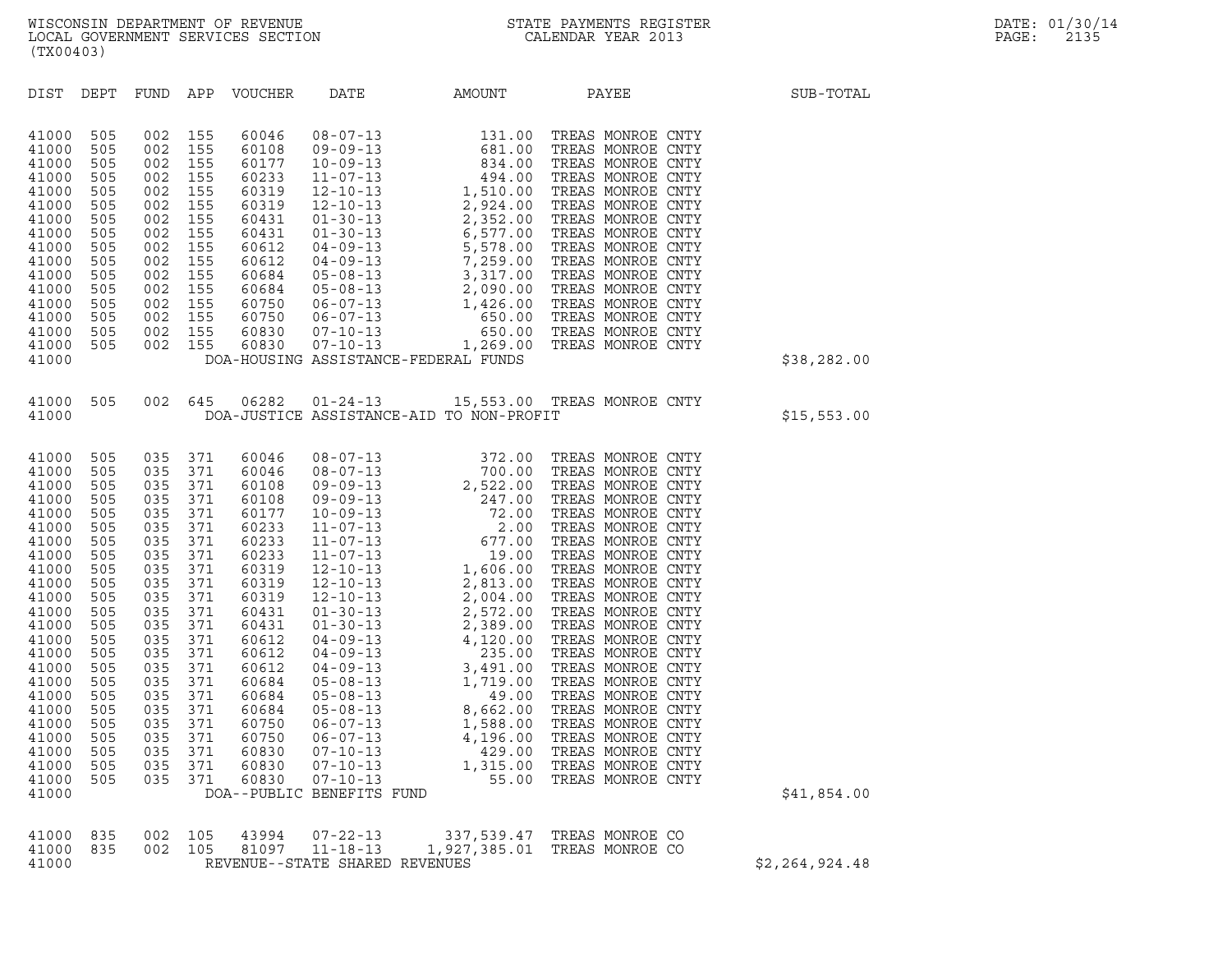WISCONSIN DEPARTMENT OF REVENUE
LOCAL GOVERNMENT SERVICES SECTION
(TX00403)

STATE PAYMENTS REGISTER
CALENDAR YEAR 2013

DATE: 01/30/14
PAGE: 2135

| DIST | DEPT | FUND | APP | VOUCHER | DATE | AMOUNT | PAYEE | SUB-TOTAL |
|---|---|---|---|---|---|---|---|---|
| 41000 | 505 | 002 | 155 | 60046 | 08-07-13 | 131.00 | TREAS MONROE CNTY | |
| 41000 | 505 | 002 | 155 | 60108 | 09-09-13 | 681.00 | TREAS MONROE CNTY | |
| 41000 | 505 | 002 | 155 | 60177 | 10-09-13 | 834.00 | TREAS MONROE CNTY | |
| 41000 | 505 | 002 | 155 | 60233 | 11-07-13 | 494.00 | TREAS MONROE CNTY | |
| 41000 | 505 | 002 | 155 | 60319 | 12-10-13 | 1,510.00 | TREAS MONROE CNTY | |
| 41000 | 505 | 002 | 155 | 60319 | 12-10-13 | 2,924.00 | TREAS MONROE CNTY | |
| 41000 | 505 | 002 | 155 | 60431 | 01-30-13 | 2,352.00 | TREAS MONROE CNTY | |
| 41000 | 505 | 002 | 155 | 60431 | 01-30-13 | 6,577.00 | TREAS MONROE CNTY | |
| 41000 | 505 | 002 | 155 | 60612 | 04-09-13 | 5,578.00 | TREAS MONROE CNTY | |
| 41000 | 505 | 002 | 155 | 60612 | 04-09-13 | 7,259.00 | TREAS MONROE CNTY | |
| 41000 | 505 | 002 | 155 | 60684 | 05-08-13 | 3,317.00 | TREAS MONROE CNTY | |
| 41000 | 505 | 002 | 155 | 60684 | 05-08-13 | 2,090.00 | TREAS MONROE CNTY | |
| 41000 | 505 | 002 | 155 | 60750 | 06-07-13 | 1,426.00 | TREAS MONROE CNTY | |
| 41000 | 505 | 002 | 155 | 60750 | 06-07-13 | 650.00 | TREAS MONROE CNTY | |
| 41000 | 505 | 002 | 155 | 60830 | 07-10-13 | 650.00 | TREAS MONROE CNTY | |
| 41000 | 505 | 002 | 155 | 60830 | 07-10-13 | 1,269.00 | TREAS MONROE CNTY | |
| 41000 | | | | DOA-HOUSING ASSISTANCE-FEDERAL FUNDS | | | | $38,282.00 |
| 41000 | 505 | 002 | 645 | 06282 | 01-24-13 | 15,553.00 | TREAS MONROE CNTY | |
| 41000 | | | | DOA-JUSTICE ASSISTANCE-AID TO NON-PROFIT | | | | $15,553.00 |
| 41000 | 505 | 035 | 371 | 60046 | 08-07-13 | 372.00 | TREAS MONROE CNTY | |
| 41000 | 505 | 035 | 371 | 60046 | 08-07-13 | 700.00 | TREAS MONROE CNTY | |
| 41000 | 505 | 035 | 371 | 60108 | 09-09-13 | 2,522.00 | TREAS MONROE CNTY | |
| 41000 | 505 | 035 | 371 | 60108 | 09-09-13 | 247.00 | TREAS MONROE CNTY | |
| 41000 | 505 | 035 | 371 | 60177 | 10-09-13 | 72.00 | TREAS MONROE CNTY | |
| 41000 | 505 | 035 | 371 | 60233 | 11-07-13 | 2.00 | TREAS MONROE CNTY | |
| 41000 | 505 | 035 | 371 | 60233 | 11-07-13 | 677.00 | TREAS MONROE CNTY | |
| 41000 | 505 | 035 | 371 | 60233 | 11-07-13 | 19.00 | TREAS MONROE CNTY | |
| 41000 | 505 | 035 | 371 | 60319 | 12-10-13 | 1,606.00 | TREAS MONROE CNTY | |
| 41000 | 505 | 035 | 371 | 60319 | 12-10-13 | 2,813.00 | TREAS MONROE CNTY | |
| 41000 | 505 | 035 | 371 | 60319 | 12-10-13 | 2,004.00 | TREAS MONROE CNTY | |
| 41000 | 505 | 035 | 371 | 60431 | 01-30-13 | 2,572.00 | TREAS MONROE CNTY | |
| 41000 | 505 | 035 | 371 | 60431 | 01-30-13 | 2,389.00 | TREAS MONROE CNTY | |
| 41000 | 505 | 035 | 371 | 60612 | 04-09-13 | 4,120.00 | TREAS MONROE CNTY | |
| 41000 | 505 | 035 | 371 | 60612 | 04-09-13 | 235.00 | TREAS MONROE CNTY | |
| 41000 | 505 | 035 | 371 | 60612 | 04-09-13 | 3,491.00 | TREAS MONROE CNTY | |
| 41000 | 505 | 035 | 371 | 60684 | 05-08-13 | 1,719.00 | TREAS MONROE CNTY | |
| 41000 | 505 | 035 | 371 | 60684 | 05-08-13 | 49.00 | TREAS MONROE CNTY | |
| 41000 | 505 | 035 | 371 | 60684 | 05-08-13 | 8,662.00 | TREAS MONROE CNTY | |
| 41000 | 505 | 035 | 371 | 60750 | 06-07-13 | 1,588.00 | TREAS MONROE CNTY | |
| 41000 | 505 | 035 | 371 | 60750 | 06-07-13 | 4,196.00 | TREAS MONROE CNTY | |
| 41000 | 505 | 035 | 371 | 60830 | 07-10-13 | 429.00 | TREAS MONROE CNTY | |
| 41000 | 505 | 035 | 371 | 60830 | 07-10-13 | 1,315.00 | TREAS MONROE CNTY | |
| 41000 | 505 | 035 | 371 | 60830 | 07-10-13 | 55.00 | TREAS MONROE CNTY | |
| 41000 | | | | DOA--PUBLIC BENEFITS FUND | | | | $41,854.00 |
| 41000 | 835 | 002 | 105 | 43994 | 07-22-13 | 337,539.47 | TREAS MONROE CO | |
| 41000 | 835 | 002 | 105 | 81097 | 11-18-13 | 1,927,385.01 | TREAS MONROE CO | |
| 41000 | | | | REVENUE--STATE SHARED REVENUES | | | | $2,264,924.48 |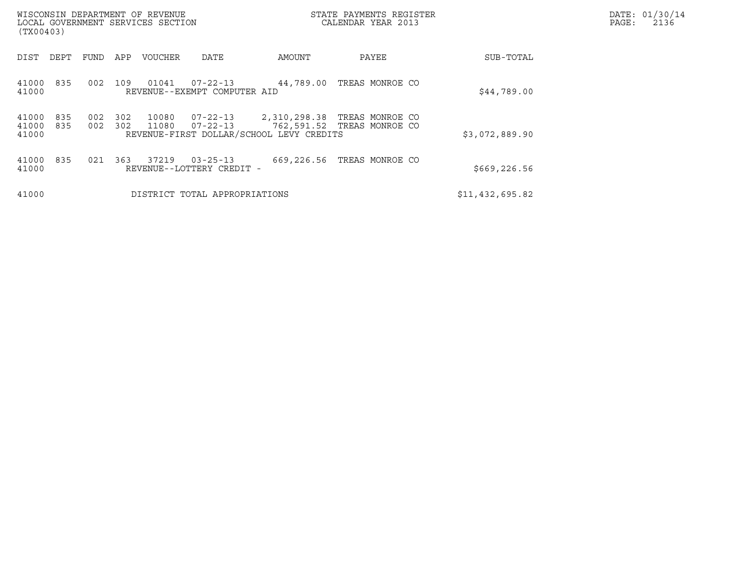WISCONSIN DEPARTMENT OF REVENUE
LOCAL GOVERNMENT SERVICES SECTION
(TX00403)

STATE PAYMENTS REGISTER
CALENDAR YEAR 2013

DATE: 01/30/14
PAGE: 2136

| DIST | DEPT | FUND | APP | VOUCHER | DATE | AMOUNT | PAYEE | SUB-TOTAL |
|---|---|---|---|---|---|---|---|---|
| 41000 | 835 | 002 | 109 | 01041 | 07-22-13 | 44,789.00 | TREAS MONROE CO | |
| 41000 | | | | REVENUE--EXEMPT COMPUTER AID | | | | $44,789.00 |
| 41000 | 835 | 002 | 302 | 10080 | 07-22-13 | 2,310,298.38 | TREAS MONROE CO | |
| 41000 | 835 | 002 | 302 | 11080 | 07-22-13 | 762,591.52 | TREAS MONROE CO | |
| 41000 | | | | REVENUE-FIRST DOLLAR/SCHOOL LEVY CREDITS | | | | $3,072,889.90 |
| 41000 | 835 | 021 | 363 | 37219 | 03-25-13 | 669,226.56 | TREAS MONROE CO | |
| 41000 | | | | REVENUE--LOTTERY CREDIT - | | | | $669,226.56 |
| 41000 | | | | DISTRICT TOTAL APPROPRIATIONS | | | | $11,432,695.82 |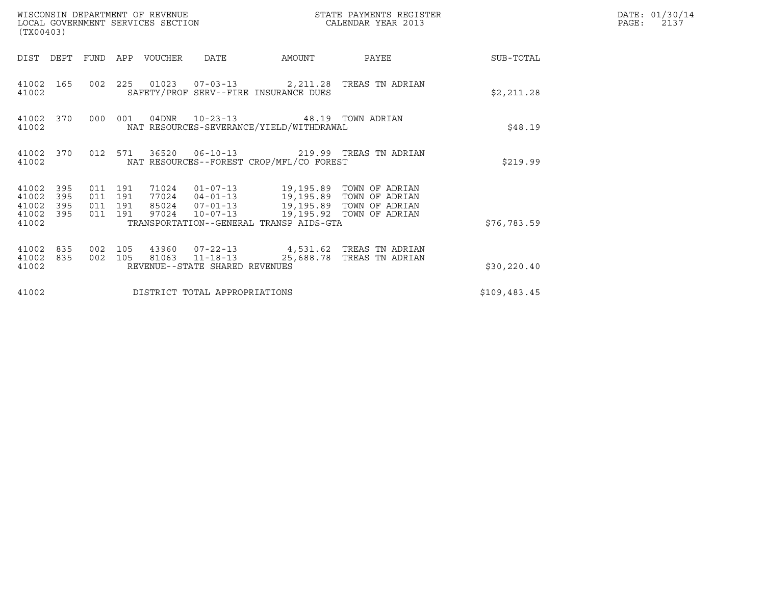WISCONSIN DEPARTMENT OF REVENUE
LOCAL GOVERNMENT SERVICES SECTION
(TX00403)

STATE PAYMENTS REGISTER
CALENDAR YEAR 2013

DATE: 01/30/14
PAGE: 2137

| DIST | DEPT | FUND | APP | VOUCHER | DATE | AMOUNT | PAYEE | SUB-TOTAL |
|---|---|---|---|---|---|---|---|---|
| 41002 | 165 | 002 | 225 | 01023 | 07-03-13 | 2,211.28 | TREAS TN ADRIAN | |
| 41002 | | | | SAFETY/PROF SERV--FIRE INSURANCE DUES | | | | $2,211.28 |
| 41002 | 370 | 000 | 001 | 04DNR | 10-23-13 | 48.19 | TOWN ADRIAN | |
| 41002 | | | | NAT RESOURCES-SEVERANCE/YIELD/WITHDRAWAL | | | | $48.19 |
| 41002 | 370 | 012 | 571 | 36520 | 06-10-13 | 219.99 | TREAS TN ADRIAN | |
| 41002 | | | | NAT RESOURCES--FOREST CROP/MFL/CO FOREST | | | | $219.99 |
| 41002 | 395 | 011 | 191 | 71024 | 01-07-13 | 19,195.89 | TOWN OF ADRIAN | |
| 41002 | 395 | 011 | 191 | 77024 | 04-01-13 | 19,195.89 | TOWN OF ADRIAN | |
| 41002 | 395 | 011 | 191 | 85024 | 07-01-13 | 19,195.89 | TOWN OF ADRIAN | |
| 41002 | 395 | 011 | 191 | 97024 | 10-07-13 | 19,195.92 | TOWN OF ADRIAN | |
| 41002 | | | | TRANSPORTATION--GENERAL TRANSP AIDS-GTA | | | | $76,783.59 |
| 41002 | 835 | 002 | 105 | 43960 | 07-22-13 | 4,531.62 | TREAS TN ADRIAN | |
| 41002 | 835 | 002 | 105 | 81063 | 11-18-13 | 25,688.78 | TREAS TN ADRIAN | |
| 41002 | | | | REVENUE--STATE SHARED REVENUES | | | | $30,220.40 |
| 41002 | | | | DISTRICT TOTAL APPROPRIATIONS | | | | $109,483.45 |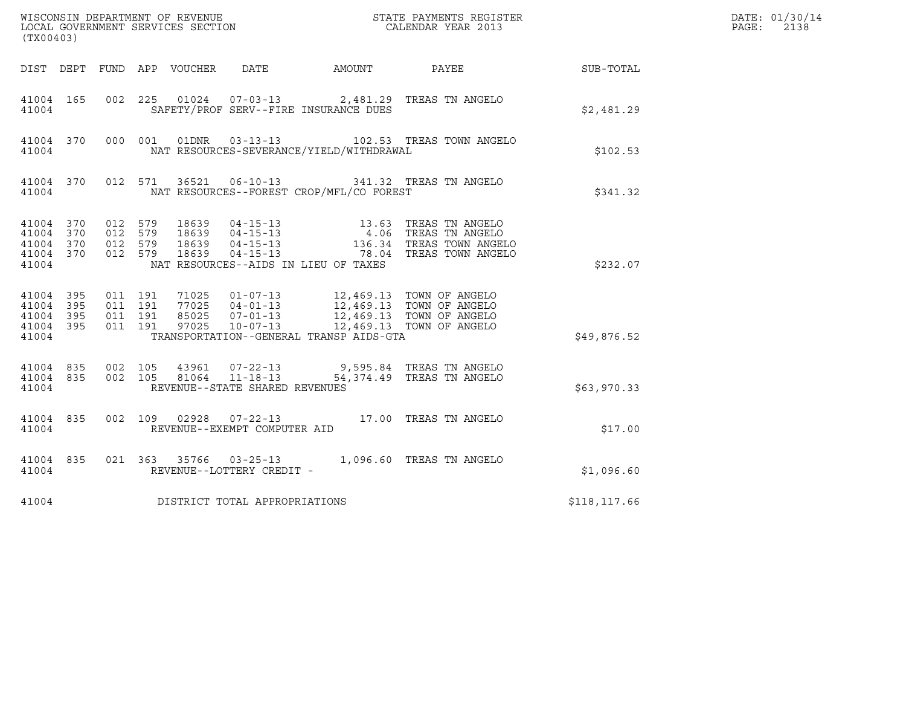WISCONSIN DEPARTMENT OF REVENUE
LOCAL GOVERNMENT SERVICES SECTION
(TX00403)

STATE PAYMENTS REGISTER
CALENDAR YEAR 2013

DATE: 01/30/14
PAGE: 2138

| DIST | DEPT | FUND | APP | VOUCHER | DATE | AMOUNT | PAYEE | SUB-TOTAL |
|---|---|---|---|---|---|---|---|---|
| 41004 | 165 | 002 | 225 | 01024 | 07-03-13 | 2,481.29 | TREAS TN ANGELO | |
| 41004 | | | | SAFETY/PROF SERV--FIRE INSURANCE DUES | | | | $2,481.29 |
| 41004 | 370 | 000 | 001 | 01DNR | 03-13-13 | 102.53 | TREAS TOWN ANGELO | |
| 41004 | | | | NAT RESOURCES-SEVERANCE/YIELD/WITHDRAWAL | | | | $102.53 |
| 41004 | 370 | 012 | 571 | 36521 | 06-10-13 | 341.32 | TREAS TN ANGELO | |
| 41004 | | | | NAT RESOURCES--FOREST CROP/MFL/CO FOREST | | | | $341.32 |
| 41004 | 370 | 012 | 579 | 18639 | 04-15-13 | 13.63 | TREAS TN ANGELO | |
| 41004 | 370 | 012 | 579 | 18639 | 04-15-13 | 4.06 | TREAS TN ANGELO | |
| 41004 | 370 | 012 | 579 | 18639 | 04-15-13 | 136.34 | TREAS TOWN ANGELO | |
| 41004 | 370 | 012 | 579 | 18639 | 04-15-13 | 78.04 | TREAS TOWN ANGELO | |
| 41004 | | | | NAT RESOURCES--AIDS IN LIEU OF TAXES | | | | $232.07 |
| 41004 | 395 | 011 | 191 | 71025 | 01-07-13 | 12,469.13 | TOWN OF ANGELO | |
| 41004 | 395 | 011 | 191 | 77025 | 04-01-13 | 12,469.13 | TOWN OF ANGELO | |
| 41004 | 395 | 011 | 191 | 85025 | 07-01-13 | 12,469.13 | TOWN OF ANGELO | |
| 41004 | 395 | 011 | 191 | 97025 | 10-07-13 | 12,469.13 | TOWN OF ANGELO | |
| 41004 | | | | TRANSPORTATION--GENERAL TRANSP AIDS-GTA | | | | $49,876.52 |
| 41004 | 835 | 002 | 105 | 43961 | 07-22-13 | 9,595.84 | TREAS TN ANGELO | |
| 41004 | 835 | 002 | 105 | 81064 | 11-18-13 | 54,374.49 | TREAS TN ANGELO | |
| 41004 | | | | REVENUE--STATE SHARED REVENUES | | | | $63,970.33 |
| 41004 | 835 | 002 | 109 | 02928 | 07-22-13 | 17.00 | TREAS TN ANGELO | |
| 41004 | | | | REVENUE--EXEMPT COMPUTER AID | | | | $17.00 |
| 41004 | 835 | 021 | 363 | 35766 | 03-25-13 | 1,096.60 | TREAS TN ANGELO | |
| 41004 | | | | REVENUE--LOTTERY CREDIT - | | | | $1,096.60 |
| 41004 | | | | DISTRICT TOTAL APPROPRIATIONS | | | | $118,117.66 |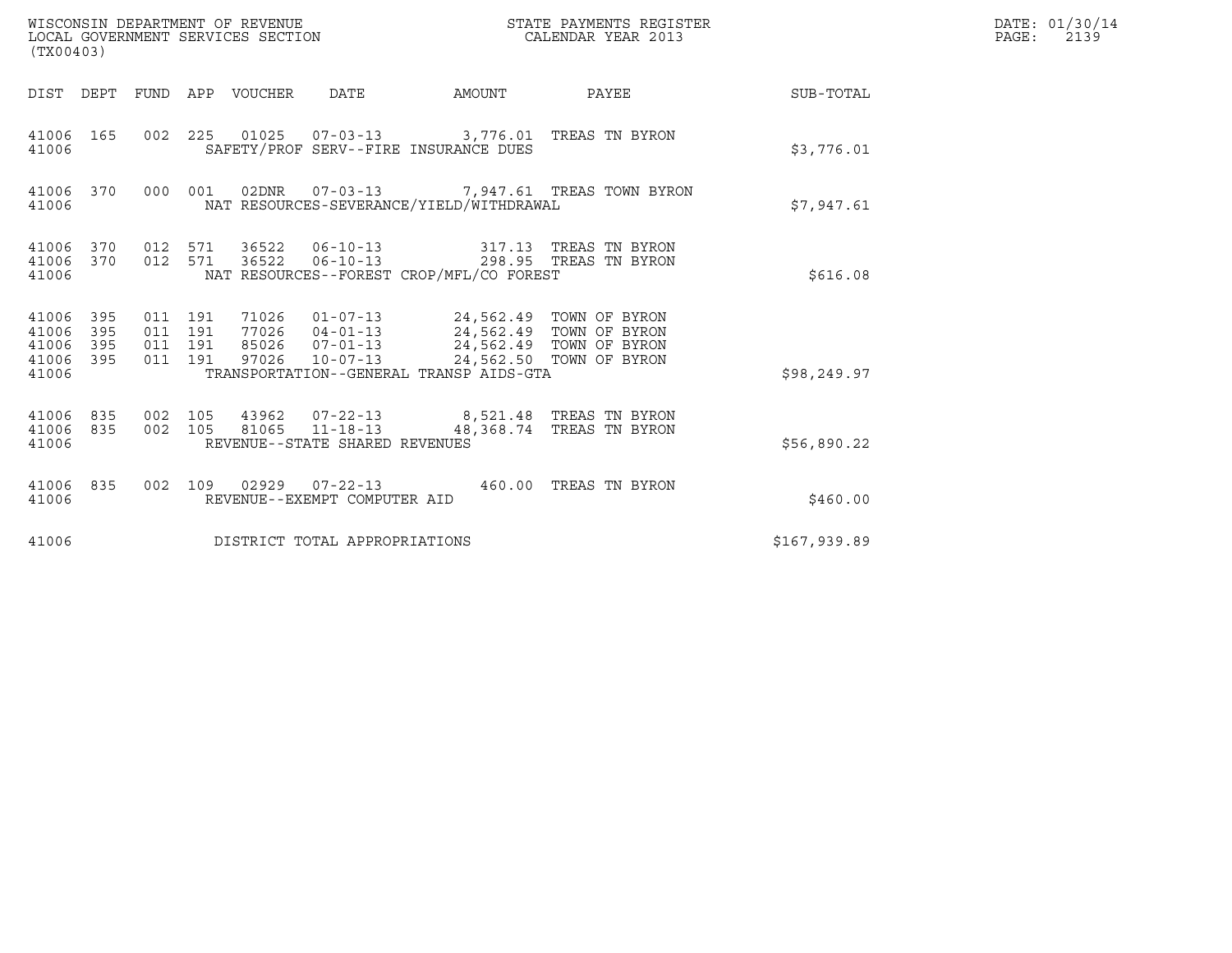WISCONSIN DEPARTMENT OF REVENUE
LOCAL GOVERNMENT SERVICES SECTION
(TX00403)

STATE PAYMENTS REGISTER
CALENDAR YEAR 2013

DATE: 01/30/14

| DIST | DEPT | FUND | APP | VOUCHER | DATE | AMOUNT | PAYEE | SUB-TOTAL |
|---|---|---|---|---|---|---|---|---|
| 41006 | 165 | 002 | 225 | 01025 | 07-03-13 | 3,776.01 | TREAS TN BYRON | |
| 41006 | | | | SAFETY/PROF SERV--FIRE INSURANCE DUES | | | | $3,776.01 |
| 41006 | 370 | 000 | 001 | 02DNR | 07-03-13 | 7,947.61 | TREAS TOWN BYRON | |
| 41006 | | | | NAT RESOURCES-SEVERANCE/YIELD/WITHDRAWAL | | | | $7,947.61 |
| 41006 | 370 | 012 | 571 | 36522 | 06-10-13 | 317.13 | TREAS TN BYRON | |
| 41006 | 370 | 012 | 571 | 36522 | 06-10-13 | 298.95 | TREAS TN BYRON | |
| 41006 | | | | NAT RESOURCES--FOREST CROP/MFL/CO FOREST | | | | $616.08 |
| 41006 | 395 | 011 | 191 | 71026 | 01-07-13 | 24,562.49 | TOWN OF BYRON | |
| 41006 | 395 | 011 | 191 | 77026 | 04-01-13 | 24,562.49 | TOWN OF BYRON | |
| 41006 | 395 | 011 | 191 | 85026 | 07-01-13 | 24,562.49 | TOWN OF BYRON | |
| 41006 | 395 | 011 | 191 | 97026 | 10-07-13 | 24,562.50 | TOWN OF BYRON | |
| 41006 | | | | TRANSPORTATION--GENERAL TRANSP AIDS-GTA | | | | $98,249.97 |
| 41006 | 835 | 002 | 105 | 43962 | 07-22-13 | 8,521.48 | TREAS TN BYRON | |
| 41006 | 835 | 002 | 105 | 81065 | 11-18-13 | 48,368.74 | TREAS TN BYRON | |
| 41006 | | | | REVENUE--STATE SHARED REVENUES | | | | $56,890.22 |
| 41006 | 835 | 002 | 109 | 02929 | 07-22-13 | 460.00 | TREAS TN BYRON | |
| 41006 | | | | REVENUE--EXEMPT COMPUTER AID | | | | $460.00 |
| 41006 | | | | DISTRICT TOTAL APPROPRIATIONS | | | | $167,939.89 |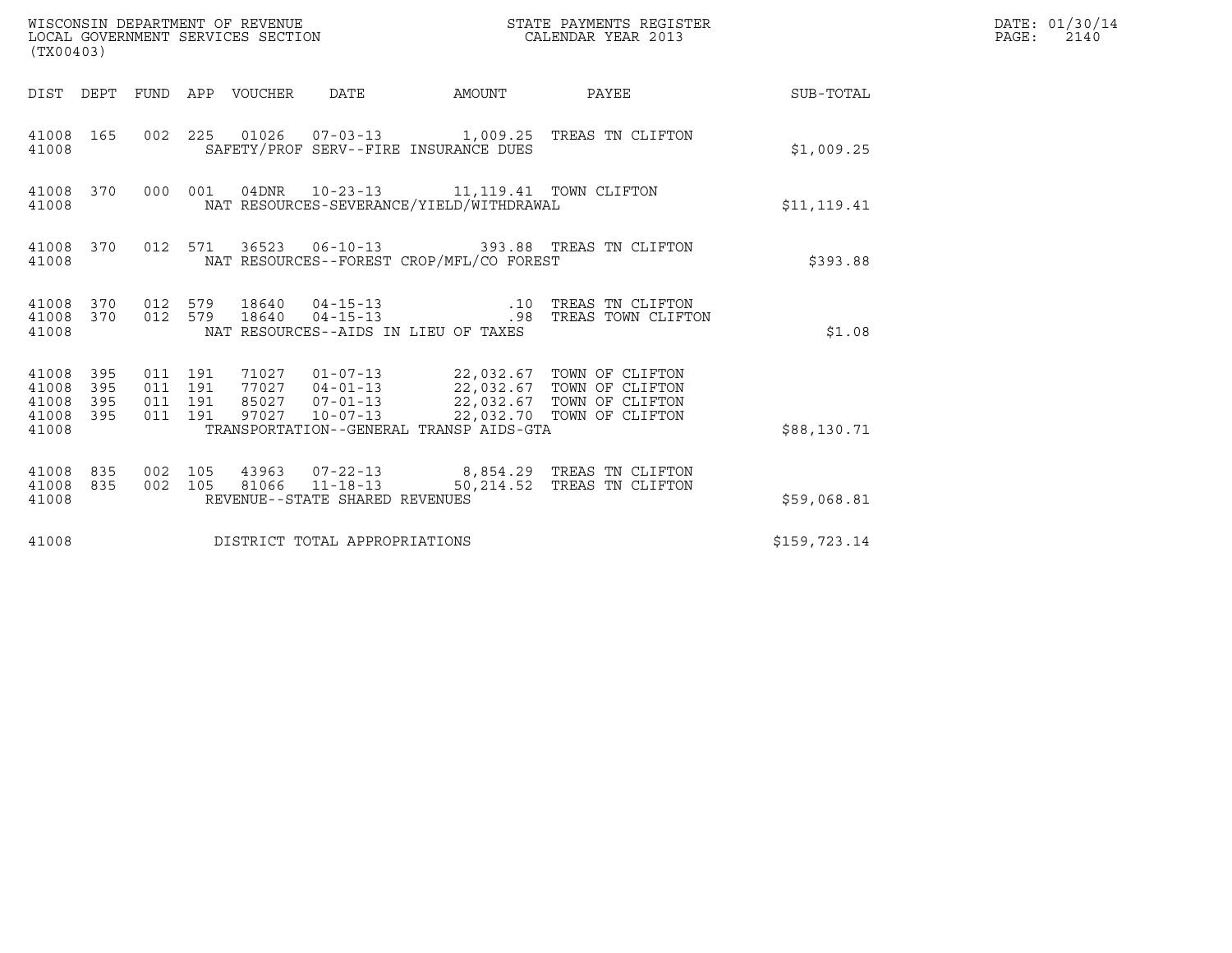WISCONSIN DEPARTMENT OF REVENUE
LOCAL GOVERNMENT SERVICES SECTION
(TX00403)

STATE PAYMENTS REGISTER
CALENDAR YEAR 2013

DATE: 01/30/14
PAGE: 2140

| DIST | DEPT | FUND | APP | VOUCHER | DATE | AMOUNT | PAYEE | SUB-TOTAL |
|---|---|---|---|---|---|---|---|---|
| 41008 | 165 | 002 | 225 | 01026 | 07-03-13 | 1,009.25 | TREAS TN CLIFTON | |
| 41008 | | | | SAFETY/PROF SERV--FIRE INSURANCE DUES | | | | $1,009.25 |
| 41008 | 370 | 000 | 001 | 04DNR | 10-23-13 | 11,119.41 | TOWN CLIFTON | |
| 41008 | | | | NAT RESOURCES-SEVERANCE/YIELD/WITHDRAWAL | | | | $11,119.41 |
| 41008 | 370 | 012 | 571 | 36523 | 06-10-13 | 393.88 | TREAS TN CLIFTON | |
| 41008 | | | | NAT RESOURCES--FOREST CROP/MFL/CO FOREST | | | | $393.88 |
| 41008 | 370 | 012 | 579 | 18640 | 04-15-13 | .10 | TREAS TN CLIFTON | |
| 41008 | 370 | 012 | 579 | 18640 | 04-15-13 | .98 | TREAS TOWN CLIFTON | |
| 41008 | | | | NAT RESOURCES--AIDS IN LIEU OF TAXES | | | | $1.08 |
| 41008 | 395 | 011 | 191 | 71027 | 01-07-13 | 22,032.67 | TOWN OF CLIFTON | |
| 41008 | 395 | 011 | 191 | 77027 | 04-01-13 | 22,032.67 | TOWN OF CLIFTON | |
| 41008 | 395 | 011 | 191 | 85027 | 07-01-13 | 22,032.67 | TOWN OF CLIFTON | |
| 41008 | 395 | 011 | 191 | 97027 | 10-07-13 | 22,032.70 | TOWN OF CLIFTON | |
| 41008 | | | | TRANSPORTATION--GENERAL TRANSP AIDS-GTA | | | | $88,130.71 |
| 41008 | 835 | 002 | 105 | 43963 | 07-22-13 | 8,854.29 | TREAS TN CLIFTON | |
| 41008 | 835 | 002 | 105 | 81066 | 11-18-13 | 50,214.52 | TREAS TN CLIFTON | |
| 41008 | | | | REVENUE--STATE SHARED REVENUES | | | | $59,068.81 |
| 41008 | | | | DISTRICT TOTAL APPROPRIATIONS | | | | $159,723.14 |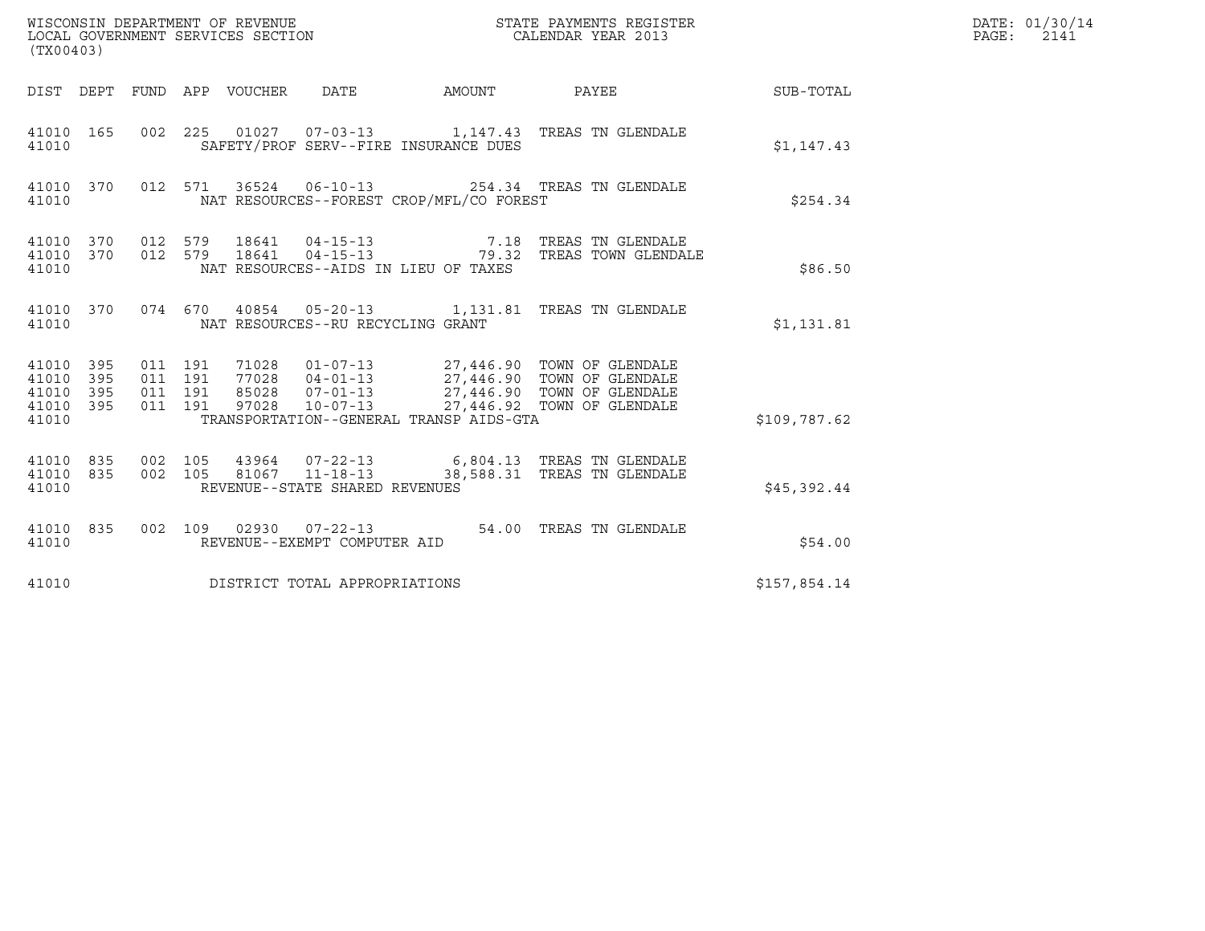WISCONSIN DEPARTMENT OF REVENUE
LOCAL GOVERNMENT SERVICES SECTION
(TX00403)

STATE PAYMENTS REGISTER
CALENDAR YEAR 2013

DATE: 01/30/14
PAGE: 2141

| DIST | DEPT | FUND | APP | VOUCHER | DATE | AMOUNT | PAYEE | SUB-TOTAL |
|---|---|---|---|---|---|---|---|---|
| 41010 | 165 | 002 | 225 | 01027 | 07-03-13 | 1,147.43 | TREAS TN GLENDALE | |
| 41010 | | | | SAFETY/PROF SERV--FIRE INSURANCE DUES | | | | $1,147.43 |
| 41010 | 370 | 012 | 571 | 36524 | 06-10-13 | 254.34 | TREAS TN GLENDALE | |
| 41010 | | | | NAT RESOURCES--FOREST CROP/MFL/CO FOREST | | | | $254.34 |
| 41010 | 370 | 012 | 579 | 18641 | 04-15-13 | 7.18 | TREAS TN GLENDALE | |
| 41010 | 370 | 012 | 579 | 18641 | 04-15-13 | 79.32 | TREAS TOWN GLENDALE | |
| 41010 | | | | NAT RESOURCES--AIDS IN LIEU OF TAXES | | | | $86.50 |
| 41010 | 370 | 074 | 670 | 40854 | 05-20-13 | 1,131.81 | TREAS TN GLENDALE | |
| 41010 | | | | NAT RESOURCES--RU RECYCLING GRANT | | | | $1,131.81 |
| 41010 | 395 | 011 | 191 | 71028 | 01-07-13 | 27,446.90 | TOWN OF GLENDALE | |
| 41010 | 395 | 011 | 191 | 77028 | 04-01-13 | 27,446.90 | TOWN OF GLENDALE | |
| 41010 | 395 | 011 | 191 | 85028 | 07-01-13 | 27,446.90 | TOWN OF GLENDALE | |
| 41010 | 395 | 011 | 191 | 97028 | 10-07-13 | 27,446.92 | TOWN OF GLENDALE | |
| 41010 | | | | TRANSPORTATION--GENERAL TRANSP AIDS-GTA | | | | $109,787.62 |
| 41010 | 835 | 002 | 105 | 43964 | 07-22-13 | 6,804.13 | TREAS TN GLENDALE | |
| 41010 | 835 | 002 | 105 | 81067 | 11-18-13 | 38,588.31 | TREAS TN GLENDALE | |
| 41010 | | | | REVENUE--STATE SHARED REVENUES | | | | $45,392.44 |
| 41010 | 835 | 002 | 109 | 02930 | 07-22-13 | 54.00 | TREAS TN GLENDALE | |
| 41010 | | | | REVENUE--EXEMPT COMPUTER AID | | | | $54.00 |
| 41010 | | | | DISTRICT TOTAL APPROPRIATIONS | | | | $157,854.14 |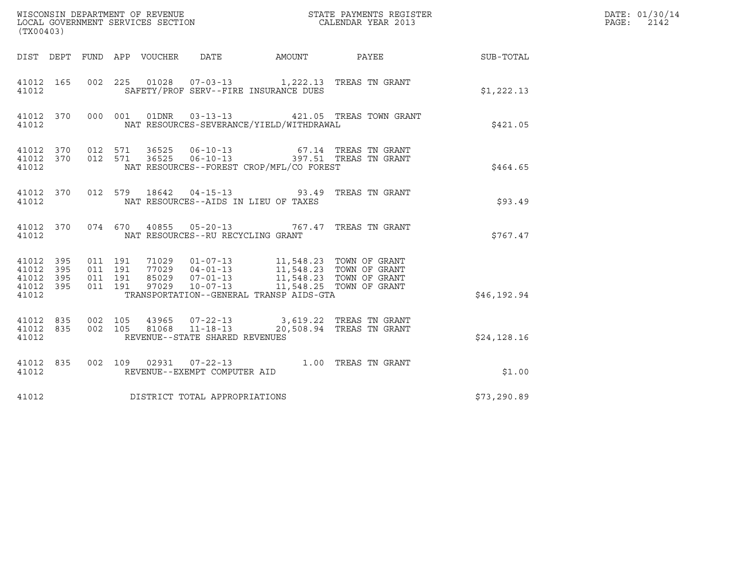WISCONSIN DEPARTMENT OF REVENUE
LOCAL GOVERNMENT SERVICES SECTION
(TX00403)

STATE PAYMENTS REGISTER
CALENDAR YEAR 2013

DATE: 01/30/14
PAGE: 2142

| DIST | DEPT | FUND | APP | VOUCHER | DATE | AMOUNT | PAYEE | SUB-TOTAL |
|---|---|---|---|---|---|---|---|---|
| 41012 | 165 | 002 | 225 | 01028 | 07-03-13 | 1,222.13 | TREAS TN GRANT | |
| 41012 | | | | SAFETY/PROF SERV--FIRE INSURANCE DUES | | | | $1,222.13 |
| 41012 | 370 | 000 | 001 | 01DNR | 03-13-13 | 421.05 | TREAS TOWN GRANT | |
| 41012 | | | | NAT RESOURCES-SEVERANCE/YIELD/WITHDRAWAL | | | | $421.05 |
| 41012 | 370 | 012 | 571 | 36525 | 06-10-13 | 67.14 | TREAS TN GRANT | |
| 41012 | 370 | 012 | 571 | 36525 | 06-10-13 | 397.51 | TREAS TN GRANT | |
| 41012 | | | | NAT RESOURCES--FOREST CROP/MFL/CO FOREST | | | | $464.65 |
| 41012 | 370 | 012 | 579 | 18642 | 04-15-13 | 93.49 | TREAS TN GRANT | |
| 41012 | | | | NAT RESOURCES--AIDS IN LIEU OF TAXES | | | | $93.49 |
| 41012 | 370 | 074 | 670 | 40855 | 05-20-13 | 767.47 | TREAS TN GRANT | |
| 41012 | | | | NAT RESOURCES--RU RECYCLING GRANT | | | | $767.47 |
| 41012 | 395 | 011 | 191 | 71029 | 01-07-13 | 11,548.23 | TOWN OF GRANT | |
| 41012 | 395 | 011 | 191 | 77029 | 04-01-13 | 11,548.23 | TOWN OF GRANT | |
| 41012 | 395 | 011 | 191 | 85029 | 07-01-13 | 11,548.23 | TOWN OF GRANT | |
| 41012 | 395 | 011 | 191 | 97029 | 10-07-13 | 11,548.25 | TOWN OF GRANT | |
| 41012 | | | | TRANSPORTATION--GENERAL TRANSP AIDS-GTA | | | | $46,192.94 |
| 41012 | 835 | 002 | 105 | 43965 | 07-22-13 | 3,619.22 | TREAS TN GRANT | |
| 41012 | 835 | 002 | 105 | 81068 | 11-18-13 | 20,508.94 | TREAS TN GRANT | |
| 41012 | | | | REVENUE--STATE SHARED REVENUES | | | | $24,128.16 |
| 41012 | 835 | 002 | 109 | 02931 | 07-22-13 | 1.00 | TREAS TN GRANT | |
| 41012 | | | | REVENUE--EXEMPT COMPUTER AID | | | | $1.00 |
| 41012 | | | | DISTRICT TOTAL APPROPRIATIONS | | | | $73,290.89 |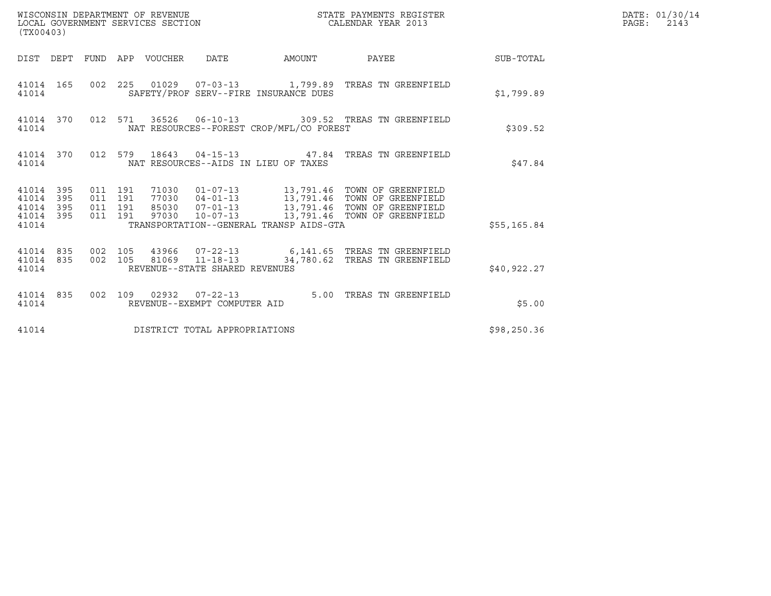WISCONSIN DEPARTMENT OF REVENUE
LOCAL GOVERNMENT SERVICES SECTION
(TX00403)

STATE PAYMENTS REGISTER
CALENDAR YEAR 2013

| DIST | DEPT | FUND | APP | VOUCHER | DATE | AMOUNT | PAYEE | SUB-TOTAL |
|---|---|---|---|---|---|---|---|---|
| 41014 | 165 | 002 | 225 | 01029 | 07-03-13 | 1,799.89 | TREAS TN GREENFIELD | |
| 41014 | | | | SAFETY/PROF SERV--FIRE INSURANCE DUES | | | | $1,799.89 |
| 41014 | 370 | 012 | 571 | 36526 | 06-10-13 | 309.52 | TREAS TN GREENFIELD | |
| 41014 | | | | NAT RESOURCES--FOREST CROP/MFL/CO FOREST | | | | $309.52 |
| 41014 | 370 | 012 | 579 | 18643 | 04-15-13 | 47.84 | TREAS TN GREENFIELD | |
| 41014 | | | | NAT RESOURCES--AIDS IN LIEU OF TAXES | | | | $47.84 |
| 41014 | 395 | 011 | 191 | 71030 | 01-07-13 | 13,791.46 | TOWN OF GREENFIELD | |
| 41014 | 395 | 011 | 191 | 77030 | 04-01-13 | 13,791.46 | TOWN OF GREENFIELD | |
| 41014 | 395 | 011 | 191 | 85030 | 07-01-13 | 13,791.46 | TOWN OF GREENFIELD | |
| 41014 | 395 | 011 | 191 | 97030 | 10-07-13 | 13,791.46 | TOWN OF GREENFIELD | |
| 41014 | | | | TRANSPORTATION--GENERAL TRANSP AIDS-GTA | | | | $55,165.84 |
| 41014 | 835 | 002 | 105 | 43966 | 07-22-13 | 6,141.65 | TREAS TN GREENFIELD | |
| 41014 | 835 | 002 | 105 | 81069 | 11-18-13 | 34,780.62 | TREAS TN GREENFIELD | |
| 41014 | | | | REVENUE--STATE SHARED REVENUES | | | | $40,922.27 |
| 41014 | 835 | 002 | 109 | 02932 | 07-22-13 | 5.00 | TREAS TN GREENFIELD | |
| 41014 | | | | REVENUE--EXEMPT COMPUTER AID | | | | $5.00 |
| 41014 | | | | DISTRICT TOTAL APPROPRIATIONS | | | | $98,250.36 |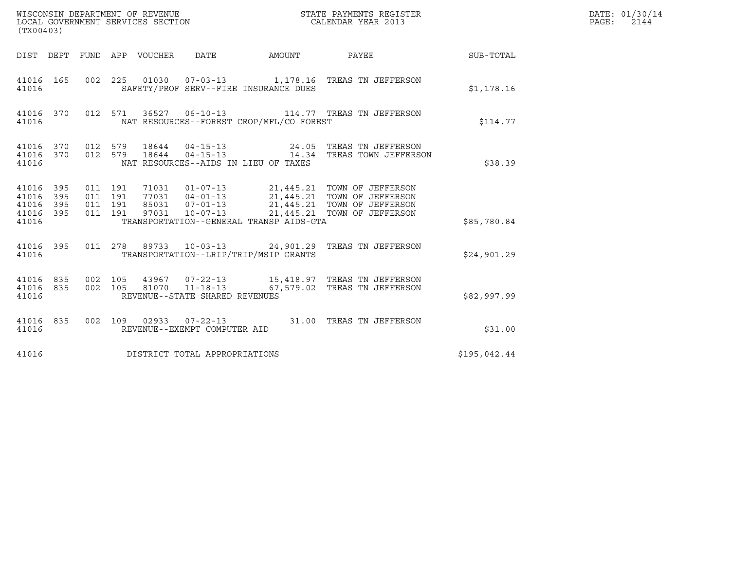WISCONSIN DEPARTMENT OF REVENUE
LOCAL GOVERNMENT SERVICES SECTION
(TX00403)

STATE PAYMENTS REGISTER
CALENDAR YEAR 2013

DATE: 01/30/14
PAGE: 2144

| DIST | DEPT | FUND | APP | VOUCHER | DATE | AMOUNT | PAYEE | SUB-TOTAL |
|---|---|---|---|---|---|---|---|---|
| 41016 | 165 | 002 | 225 | 01030 | 07-03-13 | 1,178.16 | TREAS TN JEFFERSON | |
| 41016 | | | | | SAFETY/PROF SERV--FIRE INSURANCE DUES | | | $1,178.16 |
| 41016 | 370 | 012 | 571 | 36527 | 06-10-13 | 114.77 | TREAS TN JEFFERSON | |
| 41016 | | | | | NAT RESOURCES--FOREST CROP/MFL/CO FOREST | | | $114.77 |
| 41016 | 370 | 012 | 579 | 18644 | 04-15-13 | 24.05 | TREAS TN JEFFERSON | |
| 41016 | 370 | 012 | 579 | 18644 | 04-15-13 | 14.34 | TREAS TOWN JEFFERSON | |
| 41016 | | | | | NAT RESOURCES--AIDS IN LIEU OF TAXES | | | $38.39 |
| 41016 | 395 | 011 | 191 | 71031 | 01-07-13 | 21,445.21 | TOWN OF JEFFERSON | |
| 41016 | 395 | 011 | 191 | 77031 | 04-01-13 | 21,445.21 | TOWN OF JEFFERSON | |
| 41016 | 395 | 011 | 191 | 85031 | 07-01-13 | 21,445.21 | TOWN OF JEFFERSON | |
| 41016 | 395 | 011 | 191 | 97031 | 10-07-13 | 21,445.21 | TOWN OF JEFFERSON | |
| 41016 | | | | | TRANSPORTATION--GENERAL TRANSP AIDS-GTA | | | $85,780.84 |
| 41016 | 395 | 011 | 278 | 89733 | 10-03-13 | 24,901.29 | TREAS TN JEFFERSON | |
| 41016 | | | | | TRANSPORTATION--LRIP/TRIP/MSIP GRANTS | | | $24,901.29 |
| 41016 | 835 | 002 | 105 | 43967 | 07-22-13 | 15,418.97 | TREAS TN JEFFERSON | |
| 41016 | 835 | 002 | 105 | 81070 | 11-18-13 | 67,579.02 | TREAS TN JEFFERSON | |
| 41016 | | | | | REVENUE--STATE SHARED REVENUES | | | $82,997.99 |
| 41016 | 835 | 002 | 109 | 02933 | 07-22-13 | 31.00 | TREAS TN JEFFERSON | |
| 41016 | | | | | REVENUE--EXEMPT COMPUTER AID | | | $31.00 |
| 41016 | | | | | DISTRICT TOTAL APPROPRIATIONS | | | $195,042.44 |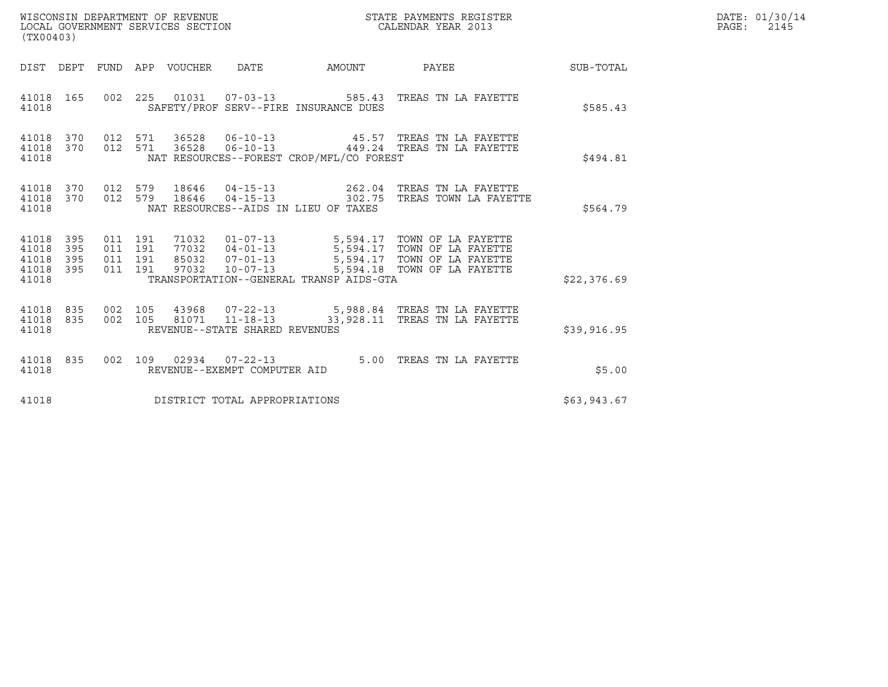WISCONSIN DEPARTMENT OF REVENUE
LOCAL GOVERNMENT SERVICES SECTION
(TX00403)

STATE PAYMENTS REGISTER
CALENDAR YEAR 2013

DATE: 01/30/14
PAGE: 2145

| DIST | DEPT | FUND | APP | VOUCHER | DATE | AMOUNT | PAYEE | SUB-TOTAL |
|---|---|---|---|---|---|---|---|---|
| 41018 | 165 | 002 | 225 | 01031 | 07-03-13 | 585.43 | TREAS TN LA FAYETTE | |
| 41018 | | | | SAFETY/PROF SERV--FIRE INSURANCE DUES | | | | $585.43 |
| 41018 | 370 | 012 | 571 | 36528 | 06-10-13 | 45.57 | TREAS TN LA FAYETTE | |
| 41018 | 370 | 012 | 571 | 36528 | 06-10-13 | 449.24 | TREAS TN LA FAYETTE | |
| 41018 | | | | NAT RESOURCES--FOREST CROP/MFL/CO FOREST | | | | $494.81 |
| 41018 | 370 | 012 | 579 | 18646 | 04-15-13 | 262.04 | TREAS TN LA FAYETTE | |
| 41018 | 370 | 012 | 579 | 18646 | 04-15-13 | 302.75 | TREAS TOWN LA FAYETTE | |
| 41018 | | | | NAT RESOURCES--AIDS IN LIEU OF TAXES | | | | $564.79 |
| 41018 | 395 | 011 | 191 | 71032 | 01-07-13 | 5,594.17 | TOWN OF LA FAYETTE | |
| 41018 | 395 | 011 | 191 | 77032 | 04-01-13 | 5,594.17 | TOWN OF LA FAYETTE | |
| 41018 | 395 | 011 | 191 | 85032 | 07-01-13 | 5,594.17 | TOWN OF LA FAYETTE | |
| 41018 | 395 | 011 | 191 | 97032 | 10-07-13 | 5,594.18 | TOWN OF LA FAYETTE | |
| 41018 | | | | TRANSPORTATION--GENERAL TRANSP AIDS-GTA | | | | $22,376.69 |
| 41018 | 835 | 002 | 105 | 43968 | 07-22-13 | 5,988.84 | TREAS TN LA FAYETTE | |
| 41018 | 835 | 002 | 105 | 81071 | 11-18-13 | 33,928.11 | TREAS TN LA FAYETTE | |
| 41018 | | | | REVENUE--STATE SHARED REVENUES | | | | $39,916.95 |
| 41018 | 835 | 002 | 109 | 02934 | 07-22-13 | 5.00 | TREAS TN LA FAYETTE | |
| 41018 | | | | REVENUE--EXEMPT COMPUTER AID | | | | $5.00 |
| 41018 | | | | DISTRICT TOTAL APPROPRIATIONS | | | | $63,943.67 |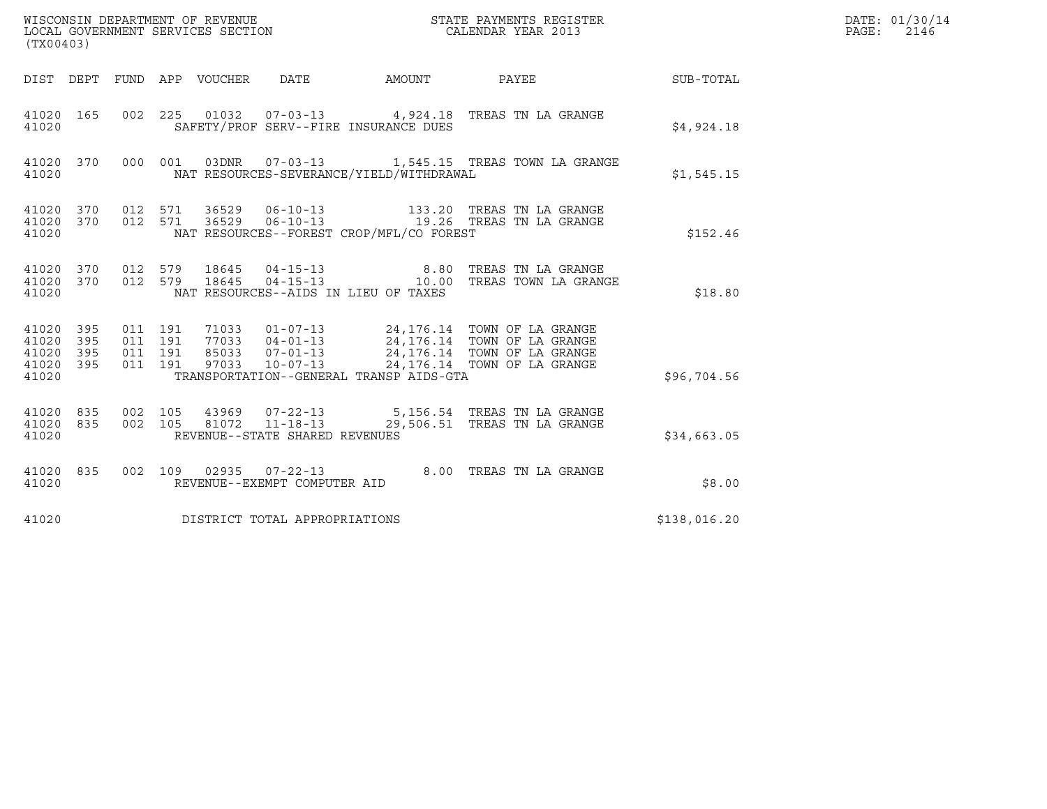WISCONSIN DEPARTMENT OF REVENUE
LOCAL GOVERNMENT SERVICES SECTION
(TX00403)

STATE PAYMENTS REGISTER
CALENDAR YEAR 2013

DATE: 01/30/14
PAGE: 2146

| DIST | DEPT | FUND | APP | VOUCHER | DATE | AMOUNT | PAYEE | SUB-TOTAL |
|---|---|---|---|---|---|---|---|---|
| 41020 | 165 | 002 | 225 | 01032 | 07-03-13 | 4,924.18 | TREAS TN LA GRANGE | |
| 41020 | | | | SAFETY/PROF SERV--FIRE INSURANCE DUES | | | | $4,924.18 |
| 41020 | 370 | 000 | 001 | 03DNR | 07-03-13 | 1,545.15 | TREAS TOWN LA GRANGE | |
| 41020 | | | | NAT RESOURCES-SEVERANCE/YIELD/WITHDRAWAL | | | | $1,545.15 |
| 41020 | 370 | 012 | 571 | 36529 | 06-10-13 | 133.20 | TREAS TN LA GRANGE | |
| 41020 | 370 | 012 | 571 | 36529 | 06-10-13 | 19.26 | TREAS TN LA GRANGE | |
| 41020 | | | | NAT RESOURCES--FOREST CROP/MFL/CO FOREST | | | | $152.46 |
| 41020 | 370 | 012 | 579 | 18645 | 04-15-13 | 8.80 | TREAS TN LA GRANGE | |
| 41020 | 370 | 012 | 579 | 18645 | 04-15-13 | 10.00 | TREAS TOWN LA GRANGE | |
| 41020 | | | | NAT RESOURCES--AIDS IN LIEU OF TAXES | | | | $18.80 |
| 41020 | 395 | 011 | 191 | 71033 | 01-07-13 | 24,176.14 | TOWN OF LA GRANGE | |
| 41020 | 395 | 011 | 191 | 77033 | 04-01-13 | 24,176.14 | TOWN OF LA GRANGE | |
| 41020 | 395 | 011 | 191 | 85033 | 07-01-13 | 24,176.14 | TOWN OF LA GRANGE | |
| 41020 | 395 | 011 | 191 | 97033 | 10-07-13 | 24,176.14 | TOWN OF LA GRANGE | |
| 41020 | | | | TRANSPORTATION--GENERAL TRANSP AIDS-GTA | | | | $96,704.56 |
| 41020 | 835 | 002 | 105 | 43969 | 07-22-13 | 5,156.54 | TREAS TN LA GRANGE | |
| 41020 | 835 | 002 | 105 | 81072 | 11-18-13 | 29,506.51 | TREAS TN LA GRANGE | |
| 41020 | | | | REVENUE--STATE SHARED REVENUES | | | | $34,663.05 |
| 41020 | 835 | 002 | 109 | 02935 | 07-22-13 | 8.00 | TREAS TN LA GRANGE | |
| 41020 | | | | REVENUE--EXEMPT COMPUTER AID | | | | $8.00 |
| 41020 | | | | DISTRICT TOTAL APPROPRIATIONS | | | | $138,016.20 |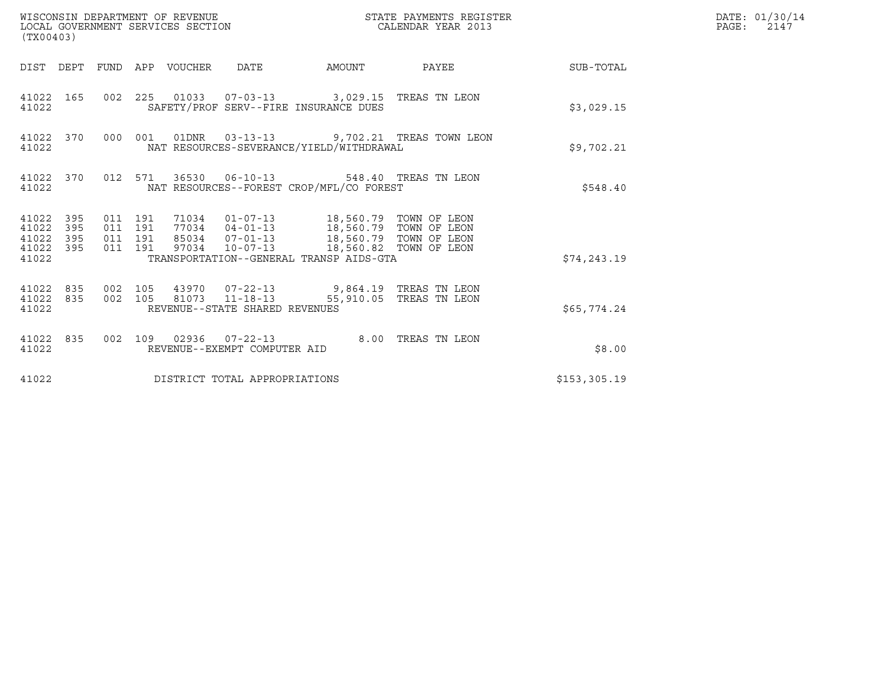WISCONSIN DEPARTMENT OF REVENUE
LOCAL GOVERNMENT SERVICES SECTION
(TX00403)

STATE PAYMENTS REGISTER
CALENDAR YEAR 2013

DATE: 01/30/14
PAGE: 2147

| DIST | DEPT | FUND | APP | VOUCHER | DATE | AMOUNT | PAYEE | SUB-TOTAL |
|---|---|---|---|---|---|---|---|---|
| 41022 | 165 | 002 | 225 | 01033 | 07-03-13 | 3,029.15 | TREAS TN LEON | |
| 41022 | | | | SAFETY/PROF SERV--FIRE INSURANCE DUES | | | | $3,029.15 |
| 41022 | 370 | 000 | 001 | 01DNR | 03-13-13 | 9,702.21 | TREAS TOWN LEON | |
| 41022 | | | | NAT RESOURCES-SEVERANCE/YIELD/WITHDRAWAL | | | | $9,702.21 |
| 41022 | 370 | 012 | 571 | 36530 | 06-10-13 | 548.40 | TREAS TN LEON | |
| 41022 | | | | NAT RESOURCES--FOREST CROP/MFL/CO FOREST | | | | $548.40 |
| 41022 | 395 | 011 | 191 | 71034 | 01-07-13 | 18,560.79 | TOWN OF LEON | |
| 41022 | 395 | 011 | 191 | 77034 | 04-01-13 | 18,560.79 | TOWN OF LEON | |
| 41022 | 395 | 011 | 191 | 85034 | 07-01-13 | 18,560.79 | TOWN OF LEON | |
| 41022 | 395 | 011 | 191 | 97034 | 10-07-13 | 18,560.82 | TOWN OF LEON | |
| 41022 | | | | TRANSPORTATION--GENERAL TRANSP AIDS-GTA | | | | $74,243.19 |
| 41022 | 835 | 002 | 105 | 43970 | 07-22-13 | 9,864.19 | TREAS TN LEON | |
| 41022 | 835 | 002 | 105 | 81073 | 11-18-13 | 55,910.05 | TREAS TN LEON | |
| 41022 | | | | REVENUE--STATE SHARED REVENUES | | | | $65,774.24 |
| 41022 | 835 | 002 | 109 | 02936 | 07-22-13 | 8.00 | TREAS TN LEON | |
| 41022 | | | | REVENUE--EXEMPT COMPUTER AID | | | | $8.00 |
| 41022 | | | | DISTRICT TOTAL APPROPRIATIONS | | | | $153,305.19 |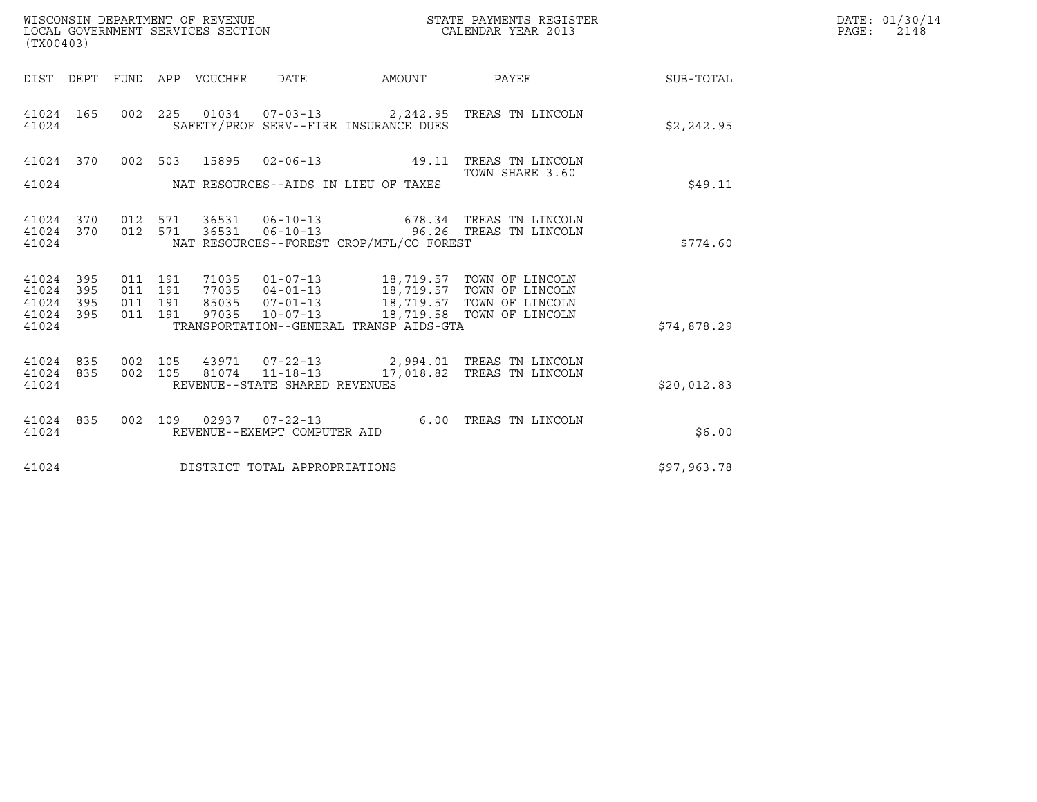WISCONSIN DEPARTMENT OF REVENUE
LOCAL GOVERNMENT SERVICES SECTION
(TX00403)

STATE PAYMENTS REGISTER
CALENDAR YEAR 2013

DATE: 01/30/14

| DIST | DEPT | FUND | APP | VOUCHER | DATE | AMOUNT | PAYEE | SUB-TOTAL |
|---|---|---|---|---|---|---|---|---|
| 41024 | 165 | 002 | 225 | 01034 | 07-03-13 | 2,242.95 | TREAS TN LINCOLN | |
| 41024 | | | | | SAFETY/PROF SERV--FIRE INSURANCE DUES | | | $2,242.95 |
| 41024 | 370 | 002 | 503 | 15895 | 02-06-13 | 49.11 | TREAS TN LINCOLN TOWN SHARE 3.60 | |
| 41024 | | | | | NAT RESOURCES--AIDS IN LIEU OF TAXES | | | $49.11 |
| 41024 | 370 | 012 | 571 | 36531 | 06-10-13 | 678.34 | TREAS TN LINCOLN | |
| 41024 | 370 | 012 | 571 | 36531 | 06-10-13 | 96.26 | TREAS TN LINCOLN | |
| 41024 | | | | | NAT RESOURCES--FOREST CROP/MFL/CO FOREST | | | $774.60 |
| 41024 | 395 | 011 | 191 | 71035 | 01-07-13 | 18,719.57 | TOWN OF LINCOLN | |
| 41024 | 395 | 011 | 191 | 77035 | 04-01-13 | 18,719.57 | TOWN OF LINCOLN | |
| 41024 | 395 | 011 | 191 | 85035 | 07-01-13 | 18,719.57 | TOWN OF LINCOLN | |
| 41024 | 395 | 011 | 191 | 97035 | 10-07-13 | 18,719.58 | TOWN OF LINCOLN | |
| 41024 | | | | | TRANSPORTATION--GENERAL TRANSP AIDS-GTA | | | $74,878.29 |
| 41024 | 835 | 002 | 105 | 43971 | 07-22-13 | 2,994.01 | TREAS TN LINCOLN | |
| 41024 | 835 | 002 | 105 | 81074 | 11-18-13 | 17,018.82 | TREAS TN LINCOLN | |
| 41024 | | | | | REVENUE--STATE SHARED REVENUES | | | $20,012.83 |
| 41024 | 835 | 002 | 109 | 02937 | 07-22-13 | 6.00 | TREAS TN LINCOLN | |
| 41024 | | | | | REVENUE--EXEMPT COMPUTER AID | | | $6.00 |
| 41024 | | | | | DISTRICT TOTAL APPROPRIATIONS | | | $97,963.78 |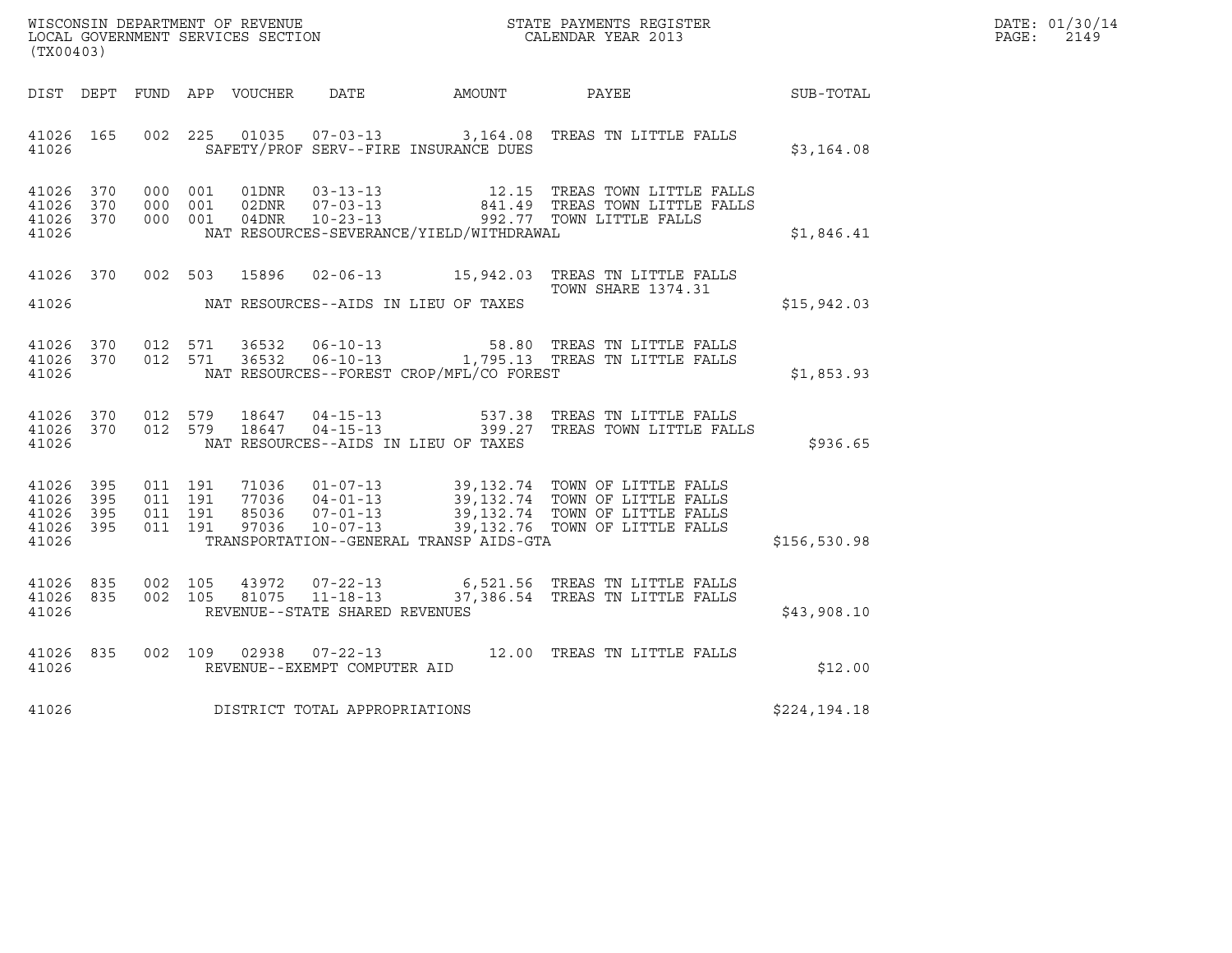WISCONSIN DEPARTMENT OF REVENUE
LOCAL GOVERNMENT SERVICES SECTION
(TX00403)

STATE PAYMENTS REGISTER
CALENDAR YEAR 2013

| DIST | DEPT | FUND | APP | VOUCHER | DATE | AMOUNT | PAYEE | SUB-TOTAL |
|---|---|---|---|---|---|---|---|---|
| 41026 | 165 | 002 | 225 | 01035 | 07-03-13 | 3,164.08 | TREAS TN LITTLE FALLS | |
| 41026 | | | | | SAFETY/PROF SERV--FIRE INSURANCE DUES | | | $3,164.08 |
| 41026 | 370 | 000 | 001 | 01DNR | 03-13-13 | 12.15 | TREAS TOWN LITTLE FALLS | |
| 41026 | 370 | 000 | 001 | 02DNR | 07-03-13 | 841.49 | TREAS TOWN LITTLE FALLS | |
| 41026 | 370 | 000 | 001 | 04DNR | 10-23-13 | 992.77 | TOWN LITTLE FALLS | |
| 41026 | | | | | NAT RESOURCES-SEVERANCE/YIELD/WITHDRAWAL | | | $1,846.41 |
| 41026 | 370 | 002 | 503 | 15896 | 02-06-13 | 15,942.03 | TREAS TN LITTLE FALLS<br>TOWN SHARE 1374.31 | |
| 41026 | | | | | NAT RESOURCES--AIDS IN LIEU OF TAXES | | | $15,942.03 |
| 41026 | 370 | 012 | 571 | 36532 | 06-10-13 | 58.80 | TREAS TN LITTLE FALLS | |
| 41026 | 370 | 012 | 571 | 36532 | 06-10-13 | 1,795.13 | TREAS TN LITTLE FALLS | |
| 41026 | | | | | NAT RESOURCES--FOREST CROP/MFL/CO FOREST | | | $1,853.93 |
| 41026 | 370 | 012 | 579 | 18647 | 04-15-13 | 537.38 | TREAS TN LITTLE FALLS | |
| 41026 | 370 | 012 | 579 | 18647 | 04-15-13 | 399.27 | TREAS TOWN LITTLE FALLS | |
| 41026 | | | | | NAT RESOURCES--AIDS IN LIEU OF TAXES | | | $936.65 |
| 41026 | 395 | 011 | 191 | 71036 | 01-07-13 | 39,132.74 | TOWN OF LITTLE FALLS | |
| 41026 | 395 | 011 | 191 | 77036 | 04-01-13 | 39,132.74 | TOWN OF LITTLE FALLS | |
| 41026 | 395 | 011 | 191 | 85036 | 07-01-13 | 39,132.74 | TOWN OF LITTLE FALLS | |
| 41026 | 395 | 011 | 191 | 97036 | 10-07-13 | 39,132.76 | TOWN OF LITTLE FALLS | |
| 41026 | | | | | TRANSPORTATION--GENERAL TRANSP AIDS-GTA | | | $156,530.98 |
| 41026 | 835 | 002 | 105 | 43972 | 07-22-13 | 6,521.56 | TREAS TN LITTLE FALLS | |
| 41026 | 835 | 002 | 105 | 81075 | 11-18-13 | 37,386.54 | TREAS TN LITTLE FALLS | |
| 41026 | | | | | REVENUE--STATE SHARED REVENUES | | | $43,908.10 |
| 41026 | 835 | 002 | 109 | 02938 | 07-22-13 | 12.00 | TREAS TN LITTLE FALLS | |
| 41026 | | | | | REVENUE--EXEMPT COMPUTER AID | | | $12.00 |
| 41026 | | | | | DISTRICT TOTAL APPROPRIATIONS | | | $224,194.18 |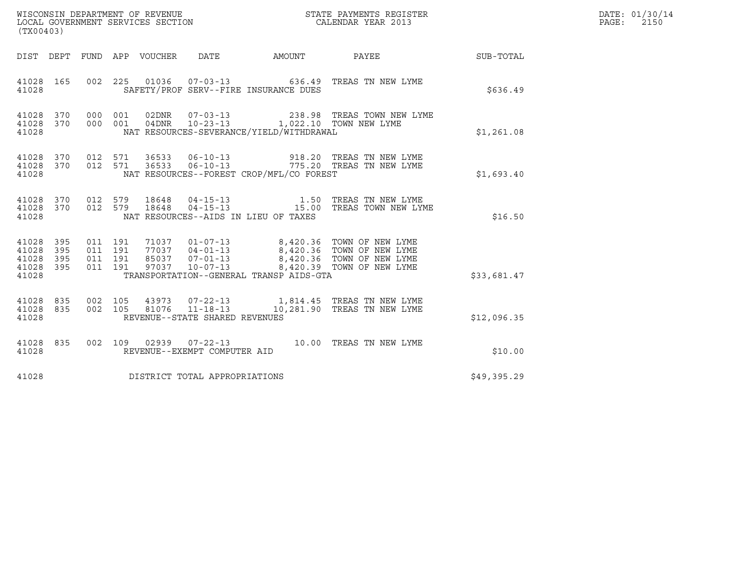WISCONSIN DEPARTMENT OF REVENUE
LOCAL GOVERNMENT SERVICES SECTION
(TX00403)

STATE PAYMENTS REGISTER
CALENDAR YEAR 2013

DATE: 01/30/14
PAGE: 2150

| DIST | DEPT | FUND | APP | VOUCHER | DATE | AMOUNT | PAYEE | SUB-TOTAL |
|---|---|---|---|---|---|---|---|---|
| 41028 | 165 | 002 | 225 | 01036 | 07-03-13 | 636.49 | TREAS TN NEW LYME | |
| 41028 | | | | SAFETY/PROF SERV--FIRE INSURANCE DUES | | | | $636.49 |
| 41028 | 370 | 000 | 001 | 02DNR | 07-03-13 | 238.98 | TREAS TOWN NEW LYME | |
| 41028 | 370 | 000 | 001 | 04DNR | 10-23-13 | 1,022.10 | TOWN NEW LYME | |
| 41028 | | | | NAT RESOURCES-SEVERANCE/YIELD/WITHDRAWAL | | | | $1,261.08 |
| 41028 | 370 | 012 | 571 | 36533 | 06-10-13 | 918.20 | TREAS TN NEW LYME | |
| 41028 | 370 | 012 | 571 | 36533 | 06-10-13 | 775.20 | TREAS TN NEW LYME | |
| 41028 | | | | NAT RESOURCES--FOREST CROP/MFL/CO FOREST | | | | $1,693.40 |
| 41028 | 370 | 012 | 579 | 18648 | 04-15-13 | 1.50 | TREAS TN NEW LYME | |
| 41028 | 370 | 012 | 579 | 18648 | 04-15-13 | 15.00 | TREAS TOWN NEW LYME | |
| 41028 | | | | NAT RESOURCES--AIDS IN LIEU OF TAXES | | | | $16.50 |
| 41028 | 395 | 011 | 191 | 71037 | 01-07-13 | 8,420.36 | TOWN OF NEW LYME | |
| 41028 | 395 | 011 | 191 | 77037 | 04-01-13 | 8,420.36 | TOWN OF NEW LYME | |
| 41028 | 395 | 011 | 191 | 85037 | 07-01-13 | 8,420.36 | TOWN OF NEW LYME | |
| 41028 | 395 | 011 | 191 | 97037 | 10-07-13 | 8,420.39 | TOWN OF NEW LYME | |
| 41028 | | | | TRANSPORTATION--GENERAL TRANSP AIDS-GTA | | | | $33,681.47 |
| 41028 | 835 | 002 | 105 | 43973 | 07-22-13 | 1,814.45 | TREAS TN NEW LYME | |
| 41028 | 835 | 002 | 105 | 81076 | 11-18-13 | 10,281.90 | TREAS TN NEW LYME | |
| 41028 | | | | REVENUE--STATE SHARED REVENUES | | | | $12,096.35 |
| 41028 | 835 | 002 | 109 | 02939 | 07-22-13 | 10.00 | TREAS TN NEW LYME | |
| 41028 | | | | REVENUE--EXEMPT COMPUTER AID | | | | $10.00 |
| 41028 | | | | DISTRICT TOTAL APPROPRIATIONS | | | | $49,395.29 |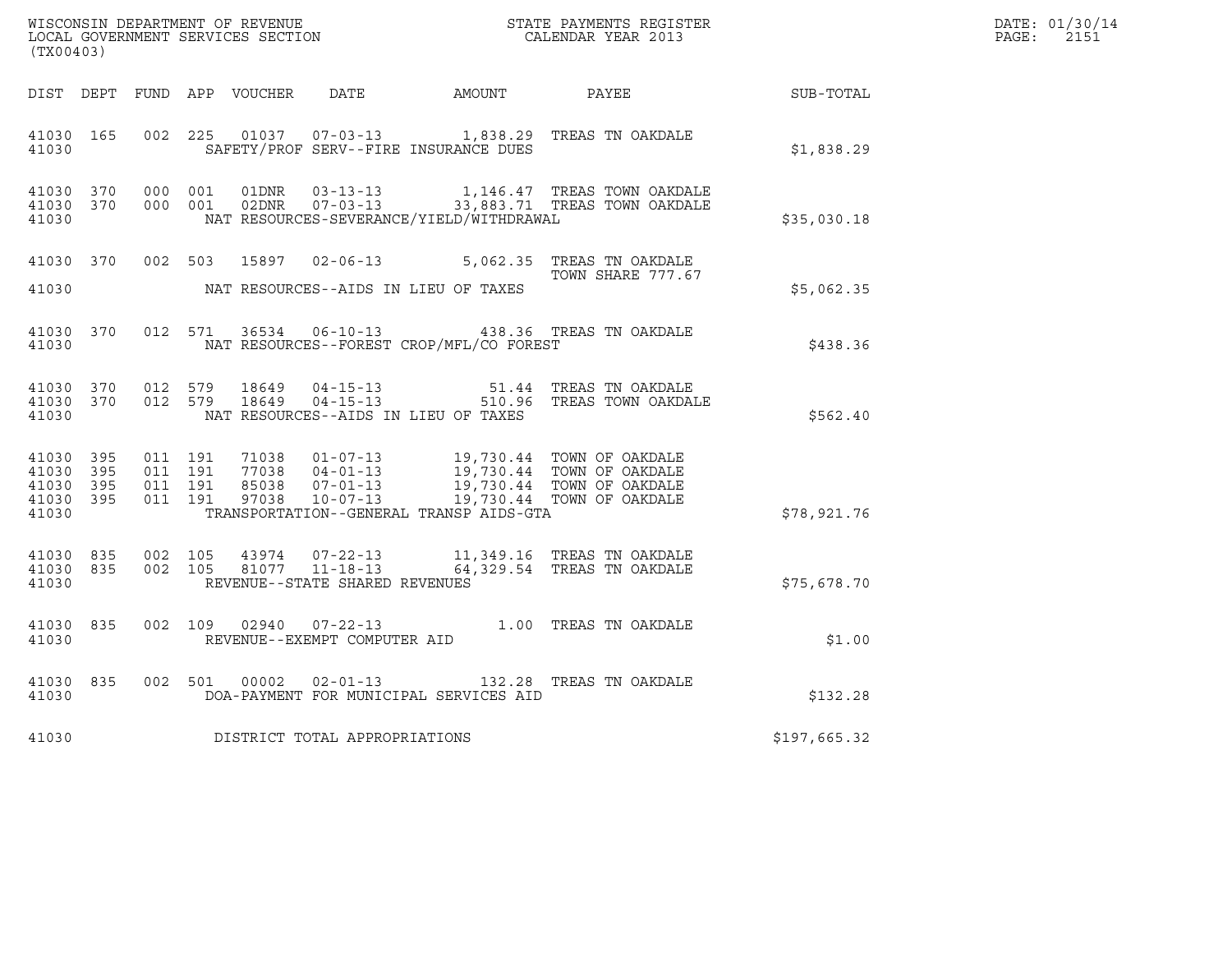WISCONSIN DEPARTMENT OF REVENUE
LOCAL GOVERNMENT SERVICES SECTION
(TX00403)

STATE PAYMENTS REGISTER
CALENDAR YEAR 2013

DATE: 01/30/14
PAGE: 2151

| DIST | DEPT | FUND | APP | VOUCHER | DATE | AMOUNT | PAYEE | SUB-TOTAL |
|---|---|---|---|---|---|---|---|---|
| 41030 | 165 | 002 | 225 | 01037 | 07-03-13 | 1,838.29 | TREAS TN OAKDALE | |
| 41030 | | | | SAFETY/PROF SERV--FIRE INSURANCE DUES | | | | $1,838.29 |
| 41030 | 370 | 000 | 001 | 01DNR | 03-13-13 | 1,146.47 | TREAS TOWN OAKDALE | |
| 41030 | 370 | 000 | 001 | 02DNR | 07-03-13 | 33,883.71 | TREAS TOWN OAKDALE | |
| 41030 | | | | NAT RESOURCES-SEVERANCE/YIELD/WITHDRAWAL | | | | $35,030.18 |
| 41030 | 370 | 002 | 503 | 15897 | 02-06-13 | 5,062.35 | TREAS TN OAKDALE TOWN SHARE 777.67 | |
| 41030 | | | | NAT RESOURCES--AIDS IN LIEU OF TAXES | | | | $5,062.35 |
| 41030 | 370 | 012 | 571 | 36534 | 06-10-13 | 438.36 | TREAS TN OAKDALE | |
| 41030 | | | | NAT RESOURCES--FOREST CROP/MFL/CO FOREST | | | | $438.36 |
| 41030 | 370 | 012 | 579 | 18649 | 04-15-13 | 51.44 | TREAS TN OAKDALE | |
| 41030 | 370 | 012 | 579 | 18649 | 04-15-13 | 510.96 | TREAS TOWN OAKDALE | |
| 41030 | | | | NAT RESOURCES--AIDS IN LIEU OF TAXES | | | | $562.40 |
| 41030 | 395 | 011 | 191 | 71038 | 01-07-13 | 19,730.44 | TOWN OF OAKDALE | |
| 41030 | 395 | 011 | 191 | 77038 | 04-01-13 | 19,730.44 | TOWN OF OAKDALE | |
| 41030 | 395 | 011 | 191 | 85038 | 07-01-13 | 19,730.44 | TOWN OF OAKDALE | |
| 41030 | 395 | 011 | 191 | 97038 | 10-07-13 | 19,730.44 | TOWN OF OAKDALE | |
| 41030 | | | | TRANSPORTATION--GENERAL TRANSP AIDS-GTA | | | | $78,921.76 |
| 41030 | 835 | 002 | 105 | 43974 | 07-22-13 | 11,349.16 | TREAS TN OAKDALE | |
| 41030 | 835 | 002 | 105 | 81077 | 11-18-13 | 64,329.54 | TREAS TN OAKDALE | |
| 41030 | | | | REVENUE--STATE SHARED REVENUES | | | | $75,678.70 |
| 41030 | 835 | 002 | 109 | 02940 | 07-22-13 | 1.00 | TREAS TN OAKDALE | |
| 41030 | | | | REVENUE--EXEMPT COMPUTER AID | | | | $1.00 |
| 41030 | 835 | 002 | 501 | 00002 | 02-01-13 | 132.28 | TREAS TN OAKDALE | |
| 41030 | | | | DOA-PAYMENT FOR MUNICIPAL SERVICES AID | | | | $132.28 |
| 41030 | | | | DISTRICT TOTAL APPROPRIATIONS | | | | $197,665.32 |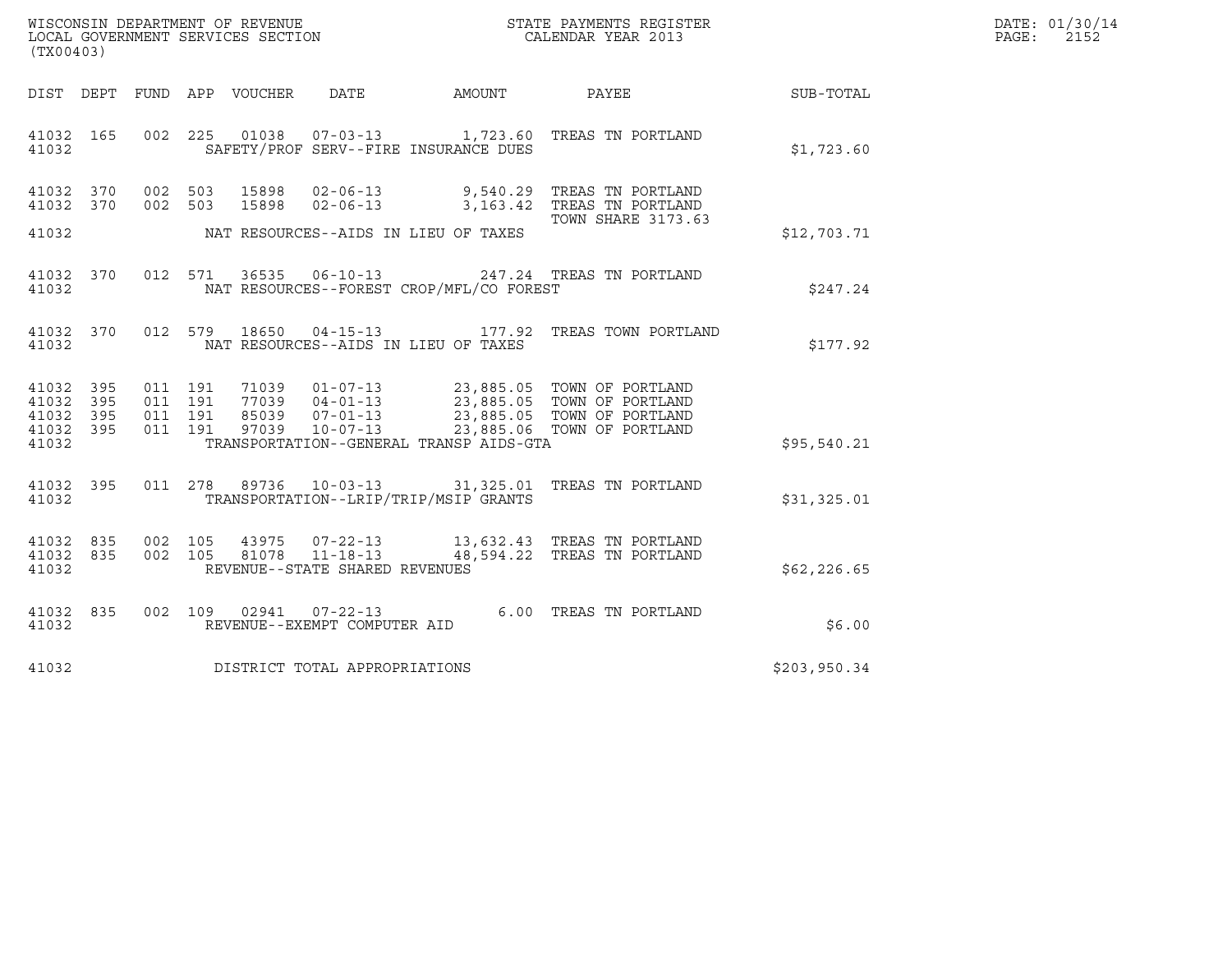WISCONSIN DEPARTMENT OF REVENUE
LOCAL GOVERNMENT SERVICES SECTION
(TX00403)

STATE PAYMENTS REGISTER
CALENDAR YEAR 2013

DATE: 01/30/14
PAGE: 2152

| DIST | DEPT | FUND | APP | VOUCHER | DATE | AMOUNT | PAYEE | SUB-TOTAL |
|---|---|---|---|---|---|---|---|---|
| 41032 | 165 | 002 | 225 | 01038 | 07-03-13 | 1,723.60 | TREAS TN PORTLAND | |
| 41032 | | | | | SAFETY/PROF SERV--FIRE INSURANCE DUES | | | $1,723.60 |
| 41032 | 370 | 002 | 503 | 15898 | 02-06-13 | 9,540.29 | TREAS TN PORTLAND | |
| 41032 | 370 | 002 | 503 | 15898 | 02-06-13 | 3,163.42 | TREAS TN PORTLAND | |
| | | | | | | | TOWN SHARE 3173.63 | |
| 41032 | | | | | NAT RESOURCES--AIDS IN LIEU OF TAXES | | | $12,703.71 |
| 41032 | 370 | 012 | 571 | 36535 | 06-10-13 | 247.24 | TREAS TN PORTLAND | |
| 41032 | | | | | NAT RESOURCES--FOREST CROP/MFL/CO FOREST | | | $247.24 |
| 41032 | 370 | 012 | 579 | 18650 | 04-15-13 | 177.92 | TREAS TOWN PORTLAND | |
| 41032 | | | | | NAT RESOURCES--AIDS IN LIEU OF TAXES | | | $177.92 |
| 41032 | 395 | 011 | 191 | 71039 | 01-07-13 | 23,885.05 | TOWN OF PORTLAND | |
| 41032 | 395 | 011 | 191 | 77039 | 04-01-13 | 23,885.05 | TOWN OF PORTLAND | |
| 41032 | 395 | 011 | 191 | 85039 | 07-01-13 | 23,885.05 | TOWN OF PORTLAND | |
| 41032 | 395 | 011 | 191 | 97039 | 10-07-13 | 23,885.06 | TOWN OF PORTLAND | |
| 41032 | | | | | TRANSPORTATION--GENERAL TRANSP AIDS-GTA | | | $95,540.21 |
| 41032 | 395 | 011 | 278 | 89736 | 10-03-13 | 31,325.01 | TREAS TN PORTLAND | |
| 41032 | | | | | TRANSPORTATION--LRIP/TRIP/MSIP GRANTS | | | $31,325.01 |
| 41032 | 835 | 002 | 105 | 43975 | 07-22-13 | 13,632.43 | TREAS TN PORTLAND | |
| 41032 | 835 | 002 | 105 | 81078 | 11-18-13 | 48,594.22 | TREAS TN PORTLAND | |
| 41032 | | | | | REVENUE--STATE SHARED REVENUES | | | $62,226.65 |
| 41032 | 835 | 002 | 109 | 02941 | 07-22-13 | 6.00 | TREAS TN PORTLAND | |
| 41032 | | | | | REVENUE--EXEMPT COMPUTER AID | | | $6.00 |
| 41032 | | | | | DISTRICT TOTAL APPROPRIATIONS | | | $203,950.34 |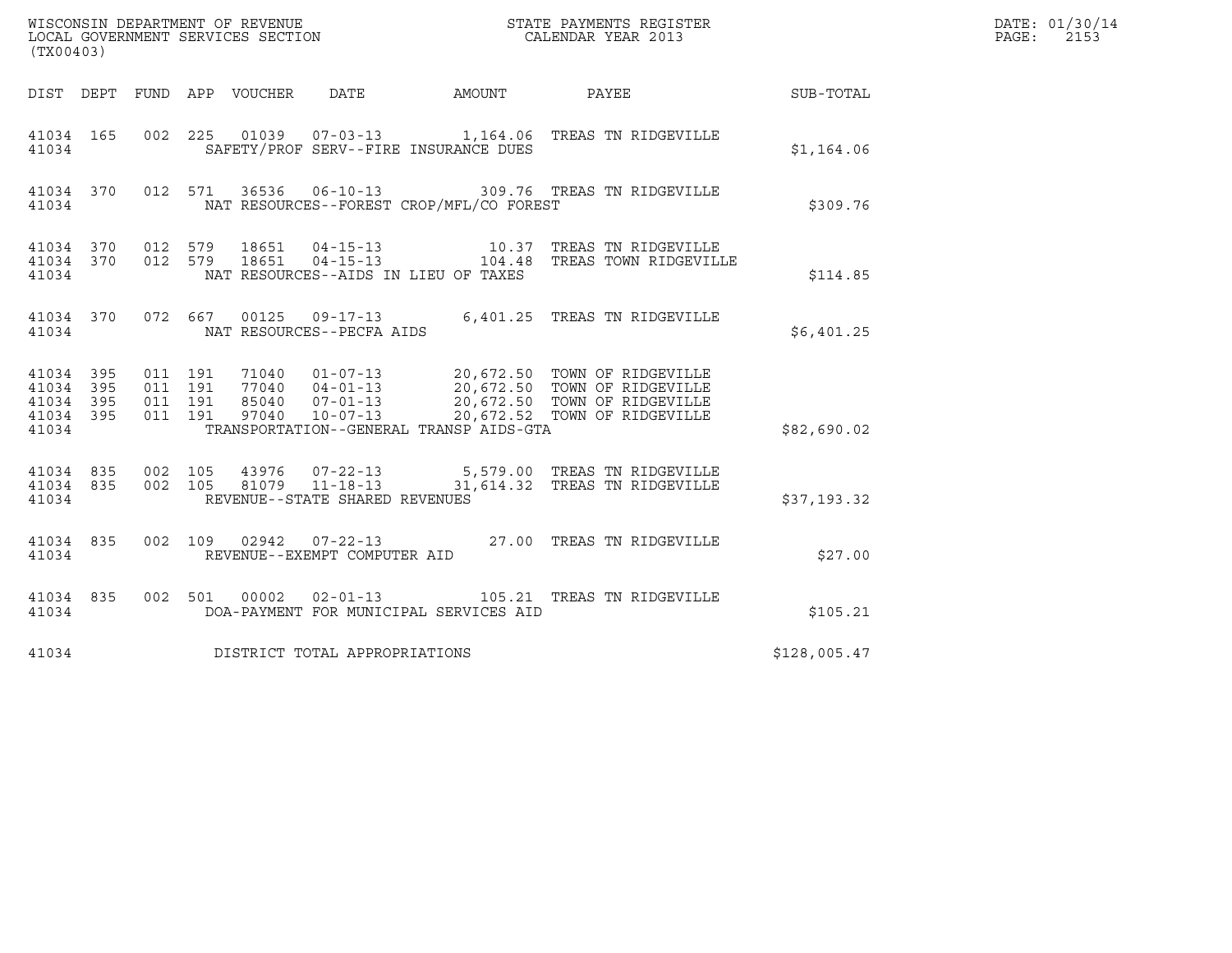WISCONSIN DEPARTMENT OF REVENUE
LOCAL GOVERNMENT SERVICES SECTION
(TX00403)

STATE PAYMENTS REGISTER
CALENDAR YEAR 2013

DATE: 01/30/14
PAGE: 2153

| DIST | DEPT | FUND | APP | VOUCHER | DATE | AMOUNT | PAYEE | SUB-TOTAL |
|---|---|---|---|---|---|---|---|---|
| 41034 | 165 | 002 | 225 | 01039 | 07-03-13 | 1,164.06 | TREAS TN RIDGEVILLE | |
| 41034 | | | | SAFETY/PROF SERV--FIRE INSURANCE DUES | | | | $1,164.06 |
| 41034 | 370 | 012 | 571 | 36536 | 06-10-13 | 309.76 | TREAS TN RIDGEVILLE | |
| 41034 | | | | NAT RESOURCES--FOREST CROP/MFL/CO FOREST | | | | $309.76 |
| 41034 | 370 | 012 | 579 | 18651 | 04-15-13 | 10.37 | TREAS TN RIDGEVILLE | |
| 41034 | 370 | 012 | 579 | 18651 | 04-15-13 | 104.48 | TREAS TOWN RIDGEVILLE | |
| 41034 | | | | NAT RESOURCES--AIDS IN LIEU OF TAXES | | | | $114.85 |
| 41034 | 370 | 072 | 667 | 00125 | 09-17-13 | 6,401.25 | TREAS TN RIDGEVILLE | |
| 41034 | | | | NAT RESOURCES--PECFA AIDS | | | | $6,401.25 |
| 41034 | 395 | 011 | 191 | 71040 | 01-07-13 | 20,672.50 | TOWN OF RIDGEVILLE | |
| 41034 | 395 | 011 | 191 | 77040 | 04-01-13 | 20,672.50 | TOWN OF RIDGEVILLE | |
| 41034 | 395 | 011 | 191 | 85040 | 07-01-13 | 20,672.50 | TOWN OF RIDGEVILLE | |
| 41034 | 395 | 011 | 191 | 97040 | 10-07-13 | 20,672.52 | TOWN OF RIDGEVILLE | |
| 41034 | | | | TRANSPORTATION--GENERAL TRANSP AIDS-GTA | | | | $82,690.02 |
| 41034 | 835 | 002 | 105 | 43976 | 07-22-13 | 5,579.00 | TREAS TN RIDGEVILLE | |
| 41034 | 835 | 002 | 105 | 81079 | 11-18-13 | 31,614.32 | TREAS TN RIDGEVILLE | |
| 41034 | | | | REVENUE--STATE SHARED REVENUES | | | | $37,193.32 |
| 41034 | 835 | 002 | 109 | 02942 | 07-22-13 | 27.00 | TREAS TN RIDGEVILLE | |
| 41034 | | | | REVENUE--EXEMPT COMPUTER AID | | | | $27.00 |
| 41034 | 835 | 002 | 501 | 00002 | 02-01-13 | 105.21 | TREAS TN RIDGEVILLE | |
| 41034 | | | | DOA-PAYMENT FOR MUNICIPAL SERVICES AID | | | | $105.21 |
| 41034 | | | | DISTRICT TOTAL APPROPRIATIONS | | | | $128,005.47 |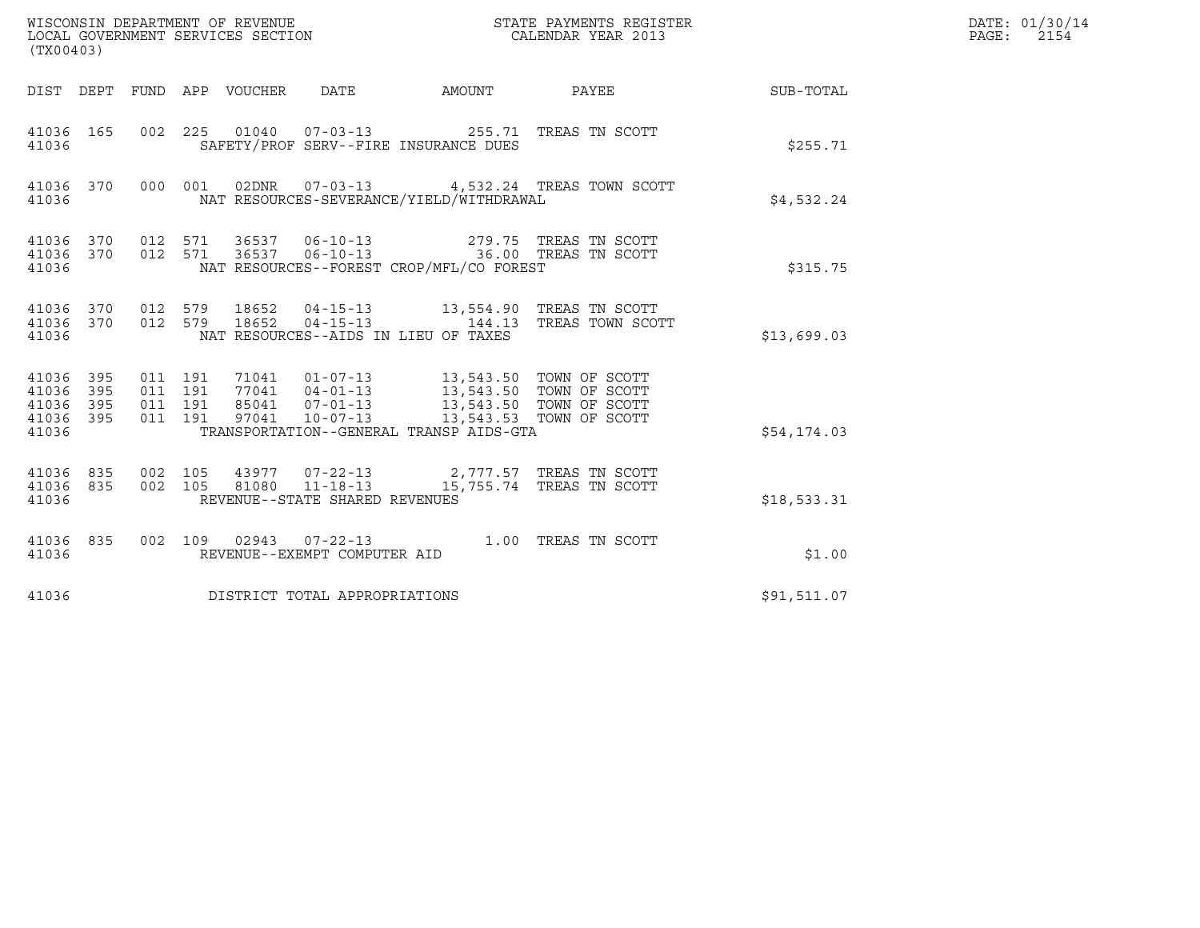WISCONSIN DEPARTMENT OF REVENUE
LOCAL GOVERNMENT SERVICES SECTION
(TX00403)

STATE PAYMENTS REGISTER
CALENDAR YEAR 2013

DATE: 01/30/14
PAGE: 2154

| DIST | DEPT | FUND | APP | VOUCHER | DATE | AMOUNT | PAYEE | SUB-TOTAL |
|---|---|---|---|---|---|---|---|---|
| 41036 | 165 | 002 | 225 | 01040 | 07-03-13 | 255.71 | TREAS TN SCOTT | |
| 41036 | | | | SAFETY/PROF SERV--FIRE INSURANCE DUES | | | | $255.71 |
| 41036 | 370 | 000 | 001 | 02DNR | 07-03-13 | 4,532.24 | TREAS TOWN SCOTT | |
| 41036 | | | | NAT RESOURCES-SEVERANCE/YIELD/WITHDRAWAL | | | | $4,532.24 |
| 41036 | 370 | 012 | 571 | 36537 | 06-10-13 | 279.75 | TREAS TN SCOTT | |
| 41036 | 370 | 012 | 571 | 36537 | 06-10-13 | 36.00 | TREAS TN SCOTT | |
| 41036 | | | | NAT RESOURCES--FOREST CROP/MFL/CO FOREST | | | | $315.75 |
| 41036 | 370 | 012 | 579 | 18652 | 04-15-13 | 13,554.90 | TREAS TN SCOTT | |
| 41036 | 370 | 012 | 579 | 18652 | 04-15-13 | 144.13 | TREAS TOWN SCOTT | |
| 41036 | | | | NAT RESOURCES--AIDS IN LIEU OF TAXES | | | | $13,699.03 |
| 41036 | 395 | 011 | 191 | 71041 | 01-07-13 | 13,543.50 | TOWN OF SCOTT | |
| 41036 | 395 | 011 | 191 | 77041 | 04-01-13 | 13,543.50 | TOWN OF SCOTT | |
| 41036 | 395 | 011 | 191 | 85041 | 07-01-13 | 13,543.50 | TOWN OF SCOTT | |
| 41036 | 395 | 011 | 191 | 97041 | 10-07-13 | 13,543.53 | TOWN OF SCOTT | |
| 41036 | | | | TRANSPORTATION--GENERAL TRANSP AIDS-GTA | | | | $54,174.03 |
| 41036 | 835 | 002 | 105 | 43977 | 07-22-13 | 2,777.57 | TREAS TN SCOTT | |
| 41036 | 835 | 002 | 105 | 81080 | 11-18-13 | 15,755.74 | TREAS TN SCOTT | |
| 41036 | | | | REVENUE--STATE SHARED REVENUES | | | | $18,533.31 |
| 41036 | 835 | 002 | 109 | 02943 | 07-22-13 | 1.00 | TREAS TN SCOTT | |
| 41036 | | | | REVENUE--EXEMPT COMPUTER AID | | | | $1.00 |
| 41036 | | | | DISTRICT TOTAL APPROPRIATIONS | | | | $91,511.07 |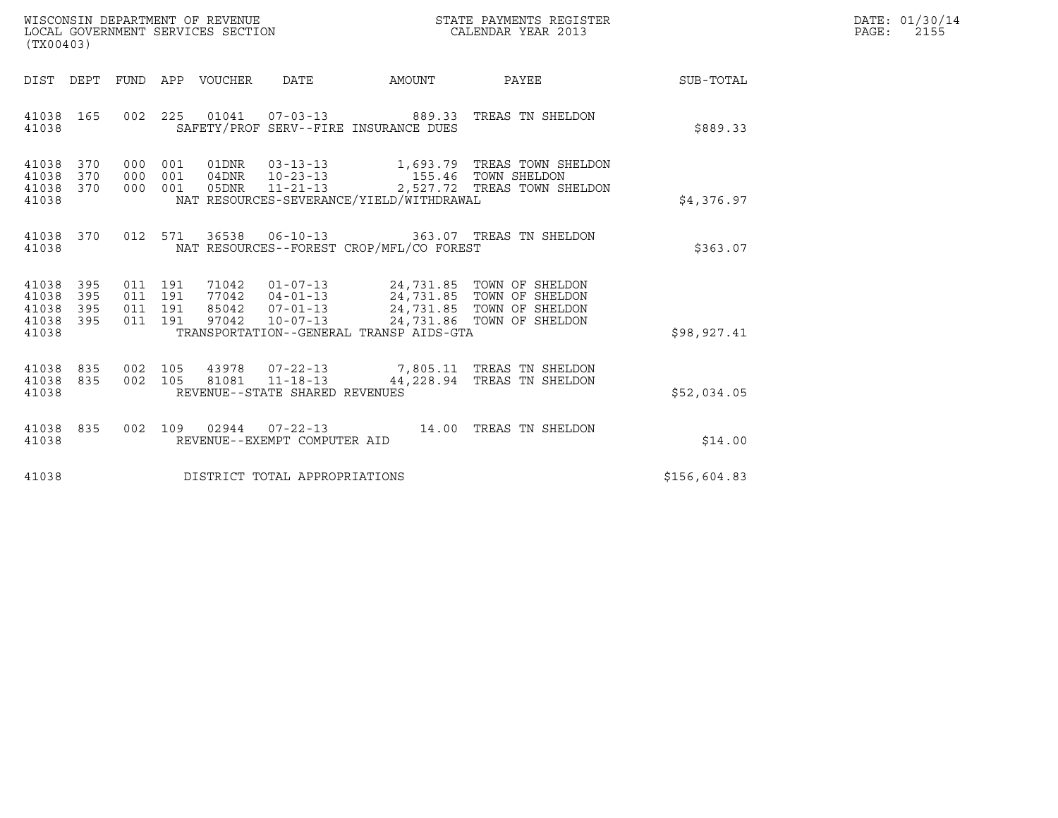WISCONSIN DEPARTMENT OF REVENUE
LOCAL GOVERNMENT SERVICES SECTION
(TX00403)

STATE PAYMENTS REGISTER
CALENDAR YEAR 2013

DATE: 01/30/14

| DIST | DEPT | FUND | APP | VOUCHER | DATE | AMOUNT | PAYEE | SUB-TOTAL |
|---|---|---|---|---|---|---|---|---|
| 41038 | 165 | 002 | 225 | 01041 | 07-03-13 | 889.33 | TREAS TN SHELDON | |
| 41038 | | | | | SAFETY/PROF SERV--FIRE INSURANCE DUES | | | $889.33 |
| 41038 | 370 | 000 | 001 | 01DNR | 03-13-13 | 1,693.79 | TREAS TOWN SHELDON | |
| 41038 | 370 | 000 | 001 | 04DNR | 10-23-13 | 155.46 | TOWN SHELDON | |
| 41038 | 370 | 000 | 001 | 05DNR | 11-21-13 | 2,527.72 | TREAS TOWN SHELDON | |
| 41038 | | | | | NAT RESOURCES-SEVERANCE/YIELD/WITHDRAWAL | | | $4,376.97 |
| 41038 | 370 | 012 | 571 | 36538 | 06-10-13 | 363.07 | TREAS TN SHELDON | |
| 41038 | | | | | NAT RESOURCES--FOREST CROP/MFL/CO FOREST | | | $363.07 |
| 41038 | 395 | 011 | 191 | 71042 | 01-07-13 | 24,731.85 | TOWN OF SHELDON | |
| 41038 | 395 | 011 | 191 | 77042 | 04-01-13 | 24,731.85 | TOWN OF SHELDON | |
| 41038 | 395 | 011 | 191 | 85042 | 07-01-13 | 24,731.85 | TOWN OF SHELDON | |
| 41038 | 395 | 011 | 191 | 97042 | 10-07-13 | 24,731.86 | TOWN OF SHELDON | |
| 41038 | | | | | TRANSPORTATION--GENERAL TRANSP AIDS-GTA | | | $98,927.41 |
| 41038 | 835 | 002 | 105 | 43978 | 07-22-13 | 7,805.11 | TREAS TN SHELDON | |
| 41038 | 835 | 002 | 105 | 81081 | 11-18-13 | 44,228.94 | TREAS TN SHELDON | |
| 41038 | | | | | REVENUE--STATE SHARED REVENUES | | | $52,034.05 |
| 41038 | 835 | 002 | 109 | 02944 | 07-22-13 | 14.00 | TREAS TN SHELDON | |
| 41038 | | | | | REVENUE--EXEMPT COMPUTER AID | | | $14.00 |
| 41038 | | | | | DISTRICT TOTAL APPROPRIATIONS | | | $156,604.83 |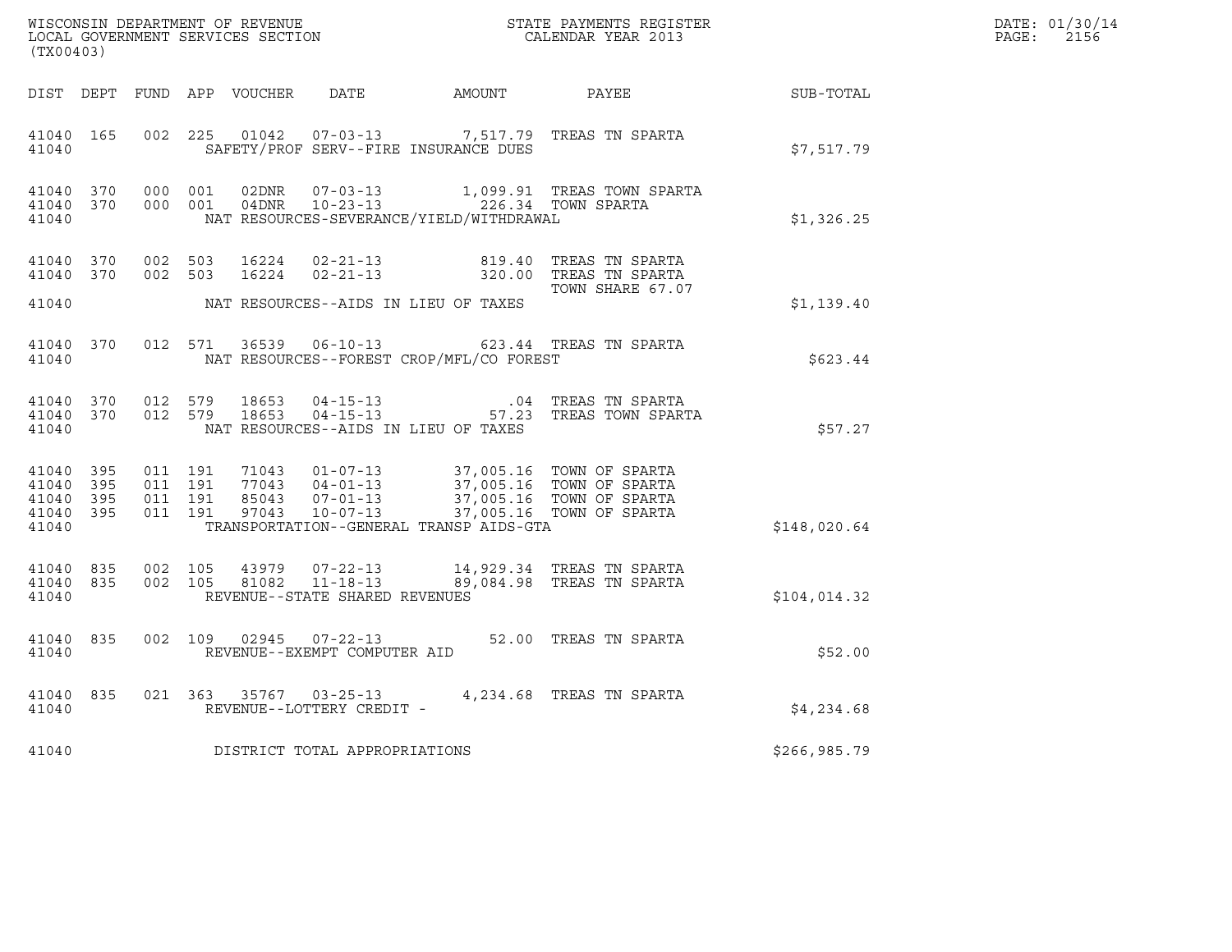WISCONSIN DEPARTMENT OF REVENUE
LOCAL GOVERNMENT SERVICES SECTION
(TX00403)

STATE PAYMENTS REGISTER
CALENDAR YEAR 2013

DATE: 01/30/14
PAGE: 2156

| DIST | DEPT | FUND | APP | VOUCHER | DATE | AMOUNT | PAYEE | SUB-TOTAL |
|---|---|---|---|---|---|---|---|---|
| 41040 | 165 | 002 | 225 | 01042 | 07-03-13 | 7,517.79 | TREAS TN SPARTA | |
| 41040 | | | | SAFETY/PROF SERV--FIRE INSURANCE DUES | | | | $7,517.79 |
| 41040 | 370 | 000 | 001 | 02DNR | 07-03-13 | 1,099.91 | TREAS TOWN SPARTA | |
| 41040 | 370 | 000 | 001 | 04DNR | 10-23-13 | 226.34 | TOWN SPARTA | |
| 41040 | | | | NAT RESOURCES-SEVERANCE/YIELD/WITHDRAWAL | | | | $1,326.25 |
| 41040 | 370 | 002 | 503 | 16224 | 02-21-13 | 819.40 | TREAS TN SPARTA | |
| 41040 | 370 | 002 | 503 | 16224 | 02-21-13 | 320.00 | TREAS TN SPARTA TOWN SHARE 67.07 | |
| 41040 | | | | NAT RESOURCES--AIDS IN LIEU OF TAXES | | | | $1,139.40 |
| 41040 | 370 | 012 | 571 | 36539 | 06-10-13 | 623.44 | TREAS TN SPARTA | |
| 41040 | | | | NAT RESOURCES--FOREST CROP/MFL/CO FOREST | | | | $623.44 |
| 41040 | 370 | 012 | 579 | 18653 | 04-15-13 | .04 | TREAS TN SPARTA | |
| 41040 | 370 | 012 | 579 | 18653 | 04-15-13 | 57.23 | TREAS TOWN SPARTA | |
| 41040 | | | | NAT RESOURCES--AIDS IN LIEU OF TAXES | | | | $57.27 |
| 41040 | 395 | 011 | 191 | 71043 | 01-07-13 | 37,005.16 | TOWN OF SPARTA | |
| 41040 | 395 | 011 | 191 | 77043 | 04-01-13 | 37,005.16 | TOWN OF SPARTA | |
| 41040 | 395 | 011 | 191 | 85043 | 07-01-13 | 37,005.16 | TOWN OF SPARTA | |
| 41040 | 395 | 011 | 191 | 97043 | 10-07-13 | 37,005.16 | TOWN OF SPARTA | |
| 41040 | | | | TRANSPORTATION--GENERAL TRANSP AIDS-GTA | | | | $148,020.64 |
| 41040 | 835 | 002 | 105 | 43979 | 07-22-13 | 14,929.34 | TREAS TN SPARTA | |
| 41040 | 835 | 002 | 105 | 81082 | 11-18-13 | 89,084.98 | TREAS TN SPARTA | |
| 41040 | | | | REVENUE--STATE SHARED REVENUES | | | | $104,014.32 |
| 41040 | 835 | 002 | 109 | 02945 | 07-22-13 | 52.00 | TREAS TN SPARTA | |
| 41040 | | | | REVENUE--EXEMPT COMPUTER AID | | | | $52.00 |
| 41040 | 835 | 021 | 363 | 35767 | 03-25-13 | 4,234.68 | TREAS TN SPARTA | |
| 41040 | | | | REVENUE--LOTTERY CREDIT - | | | | $4,234.68 |
| 41040 | | | | DISTRICT TOTAL APPROPRIATIONS | | | | $266,985.79 |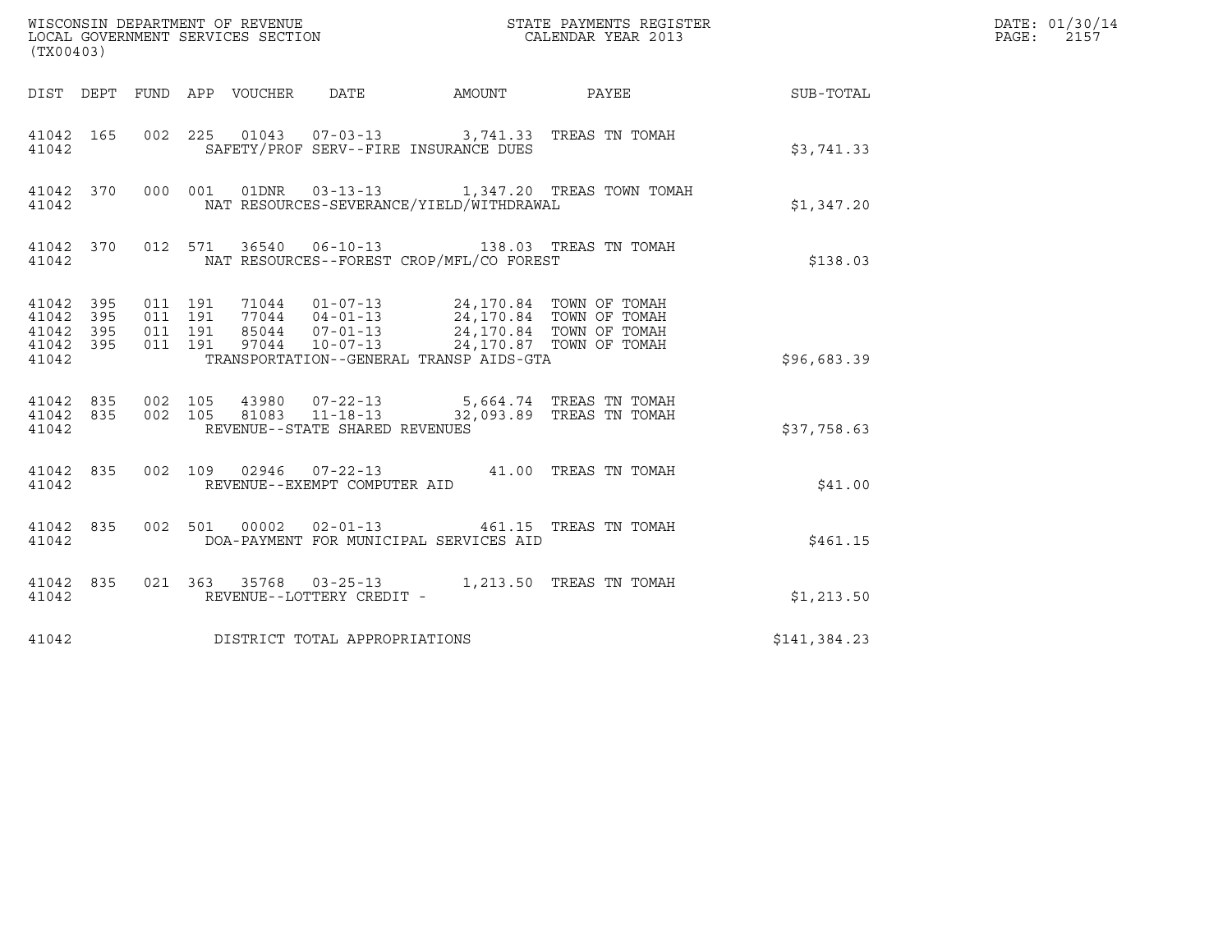WISCONSIN DEPARTMENT OF REVENUE
LOCAL GOVERNMENT SERVICES SECTION
(TX00403)

STATE PAYMENTS REGISTER
CALENDAR YEAR 2013

DATE: 01/30/14
PAGE: 2157

| DIST | DEPT | FUND | APP | VOUCHER | DATE | AMOUNT | PAYEE | SUB-TOTAL |
|---|---|---|---|---|---|---|---|---|
| 41042 | 165 | 002 | 225 | 01043 | 07-03-13 | 3,741.33 | TREAS TN TOMAH | |
| 41042 | | | | SAFETY/PROF SERV--FIRE INSURANCE DUES | | | | $3,741.33 |
| 41042 | 370 | 000 | 001 | 01DNR | 03-13-13 | 1,347.20 | TREAS TOWN TOMAH | |
| 41042 | | | | NAT RESOURCES-SEVERANCE/YIELD/WITHDRAWAL | | | | $1,347.20 |
| 41042 | 370 | 012 | 571 | 36540 | 06-10-13 | 138.03 | TREAS TN TOMAH | |
| 41042 | | | | NAT RESOURCES--FOREST CROP/MFL/CO FOREST | | | | $138.03 |
| 41042 | 395 | 011 | 191 | 71044 | 01-07-13 | 24,170.84 | TOWN OF TOMAH | |
| 41042 | 395 | 011 | 191 | 77044 | 04-01-13 | 24,170.84 | TOWN OF TOMAH | |
| 41042 | 395 | 011 | 191 | 85044 | 07-01-13 | 24,170.84 | TOWN OF TOMAH | |
| 41042 | 395 | 011 | 191 | 97044 | 10-07-13 | 24,170.87 | TOWN OF TOMAH | |
| 41042 | | | | TRANSPORTATION--GENERAL TRANSP AIDS-GTA | | | | $96,683.39 |
| 41042 | 835 | 002 | 105 | 43980 | 07-22-13 | 5,664.74 | TREAS TN TOMAH | |
| 41042 | 835 | 002 | 105 | 81083 | 11-18-13 | 32,093.89 | TREAS TN TOMAH | |
| 41042 | | | | REVENUE--STATE SHARED REVENUES | | | | $37,758.63 |
| 41042 | 835 | 002 | 109 | 02946 | 07-22-13 | 41.00 | TREAS TN TOMAH | |
| 41042 | | | | REVENUE--EXEMPT COMPUTER AID | | | | $41.00 |
| 41042 | 835 | 002 | 501 | 00002 | 02-01-13 | 461.15 | TREAS TN TOMAH | |
| 41042 | | | | DOA-PAYMENT FOR MUNICIPAL SERVICES AID | | | | $461.15 |
| 41042 | 835 | 021 | 363 | 35768 | 03-25-13 | 1,213.50 | TREAS TN TOMAH | |
| 41042 | | | | REVENUE--LOTTERY CREDIT - | | | | $1,213.50 |
| 41042 | | | | DISTRICT TOTAL APPROPRIATIONS | | | | $141,384.23 |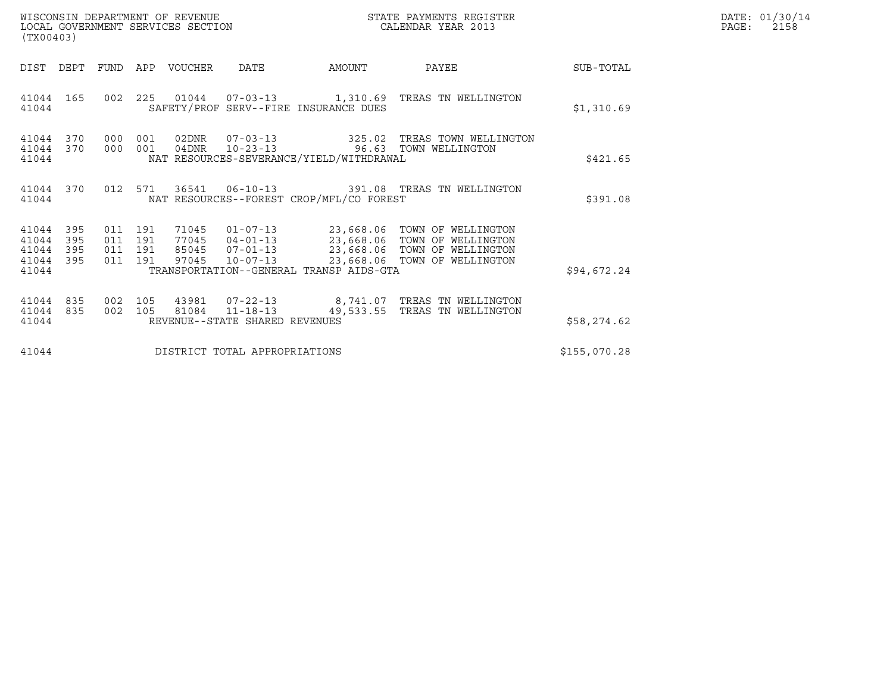WISCONSIN DEPARTMENT OF REVENUE
LOCAL GOVERNMENT SERVICES SECTION
(TX00403)

STATE PAYMENTS REGISTER
CALENDAR YEAR 2013

DATE: 01/30/14
PAGE: 2158

| DIST | DEPT | FUND | APP | VOUCHER | DATE | AMOUNT | PAYEE | SUB-TOTAL |
|---|---|---|---|---|---|---|---|---|
| 41044 | 165 | 002 | 225 | 01044 | 07-03-13 | 1,310.69 | TREAS TN WELLINGTON | |
| 41044 | | | | SAFETY/PROF SERV--FIRE INSURANCE DUES | | | | $1,310.69 |
| 41044 | 370 | 000 | 001 | 02DNR | 07-03-13 | 325.02 | TREAS TOWN WELLINGTON | |
| 41044 | 370 | 000 | 001 | 04DNR | 10-23-13 | 96.63 | TOWN WELLINGTON | |
| 41044 | | | | NAT RESOURCES-SEVERANCE/YIELD/WITHDRAWAL | | | | $421.65 |
| 41044 | 370 | 012 | 571 | 36541 | 06-10-13 | 391.08 | TREAS TN WELLINGTON | |
| 41044 | | | | NAT RESOURCES--FOREST CROP/MFL/CO FOREST | | | | $391.08 |
| 41044 | 395 | 011 | 191 | 71045 | 01-07-13 | 23,668.06 | TOWN OF WELLINGTON | |
| 41044 | 395 | 011 | 191 | 77045 | 04-01-13 | 23,668.06 | TOWN OF WELLINGTON | |
| 41044 | 395 | 011 | 191 | 85045 | 07-01-13 | 23,668.06 | TOWN OF WELLINGTON | |
| 41044 | 395 | 011 | 191 | 97045 | 10-07-13 | 23,668.06 | TOWN OF WELLINGTON | |
| 41044 | | | | TRANSPORTATION--GENERAL TRANSP AIDS-GTA | | | | $94,672.24 |
| 41044 | 835 | 002 | 105 | 43981 | 07-22-13 | 8,741.07 | TREAS TN WELLINGTON | |
| 41044 | 835 | 002 | 105 | 81084 | 11-18-13 | 49,533.55 | TREAS TN WELLINGTON | |
| 41044 | | | | REVENUE--STATE SHARED REVENUES | | | | $58,274.62 |
| 41044 | | | | DISTRICT TOTAL APPROPRIATIONS | | | | $155,070.28 |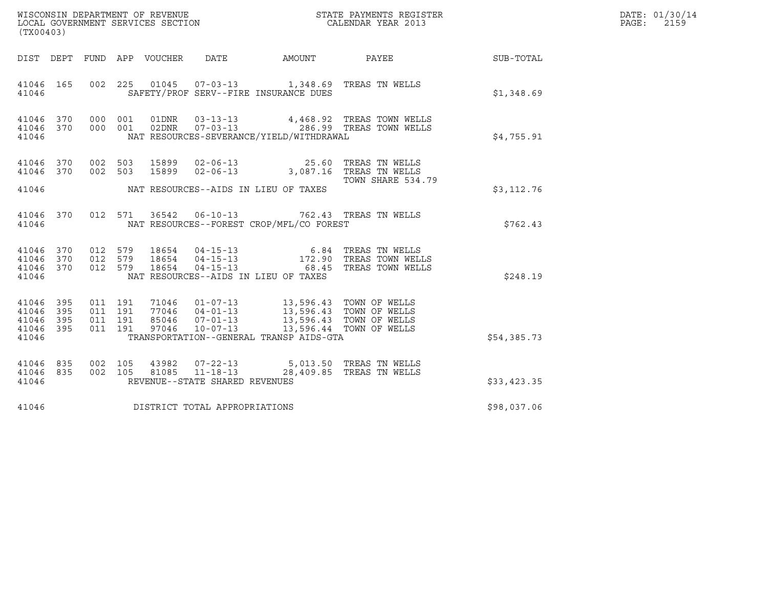WISCONSIN DEPARTMENT OF REVENUE
LOCAL GOVERNMENT SERVICES SECTION
(TX00403)

STATE PAYMENTS REGISTER
CALENDAR YEAR 2013

DATE: 01/30/14
PAGE: 2159

| DIST | DEPT | FUND | APP | VOUCHER | DATE | AMOUNT | PAYEE | SUB-TOTAL |
|---|---|---|---|---|---|---|---|---|
| 41046 | 165 | 002 | 225 | 01045 | 07-03-13 | 1,348.69 | TREAS TN WELLS | |
| 41046 | | | | SAFETY/PROF SERV--FIRE INSURANCE DUES | | | | $1,348.69 |
| 41046 | 370 | 000 | 001 | 01DNR | 03-13-13 | 4,468.92 | TREAS TOWN WELLS | |
| 41046 | 370 | 000 | 001 | 02DNR | 07-03-13 | 286.99 | TREAS TOWN WELLS | |
| 41046 | | | | NAT RESOURCES-SEVERANCE/YIELD/WITHDRAWAL | | | | $4,755.91 |
| 41046 | 370 | 002 | 503 | 15899 | 02-06-13 | 25.60 | TREAS TN WELLS | |
| 41046 | 370 | 002 | 503 | 15899 | 02-06-13 | 3,087.16 | TREAS TN WELLS TOWN SHARE 534.79 | |
| 41046 | | | | NAT RESOURCES--AIDS IN LIEU OF TAXES | | | | $3,112.76 |
| 41046 | 370 | 012 | 571 | 36542 | 06-10-13 | 762.43 | TREAS TN WELLS | |
| 41046 | | | | NAT RESOURCES--FOREST CROP/MFL/CO FOREST | | | | $762.43 |
| 41046 | 370 | 012 | 579 | 18654 | 04-15-13 | 6.84 | TREAS TN WELLS | |
| 41046 | 370 | 012 | 579 | 18654 | 04-15-13 | 172.90 | TREAS TOWN WELLS | |
| 41046 | 370 | 012 | 579 | 18654 | 04-15-13 | 68.45 | TREAS TOWN WELLS | |
| 41046 | | | | NAT RESOURCES--AIDS IN LIEU OF TAXES | | | | $248.19 |
| 41046 | 395 | 011 | 191 | 71046 | 01-07-13 | 13,596.43 | TOWN OF WELLS | |
| 41046 | 395 | 011 | 191 | 77046 | 04-01-13 | 13,596.43 | TOWN OF WELLS | |
| 41046 | 395 | 011 | 191 | 85046 | 07-01-13 | 13,596.43 | TOWN OF WELLS | |
| 41046 | 395 | 011 | 191 | 97046 | 10-07-13 | 13,596.44 | TOWN OF WELLS | |
| 41046 | | | | TRANSPORTATION--GENERAL TRANSP AIDS-GTA | | | | $54,385.73 |
| 41046 | 835 | 002 | 105 | 43982 | 07-22-13 | 5,013.50 | TREAS TN WELLS | |
| 41046 | 835 | 002 | 105 | 81085 | 11-18-13 | 28,409.85 | TREAS TN WELLS | |
| 41046 | | | | REVENUE--STATE SHARED REVENUES | | | | $33,423.35 |
| 41046 | | | | DISTRICT TOTAL APPROPRIATIONS | | | | $98,037.06 |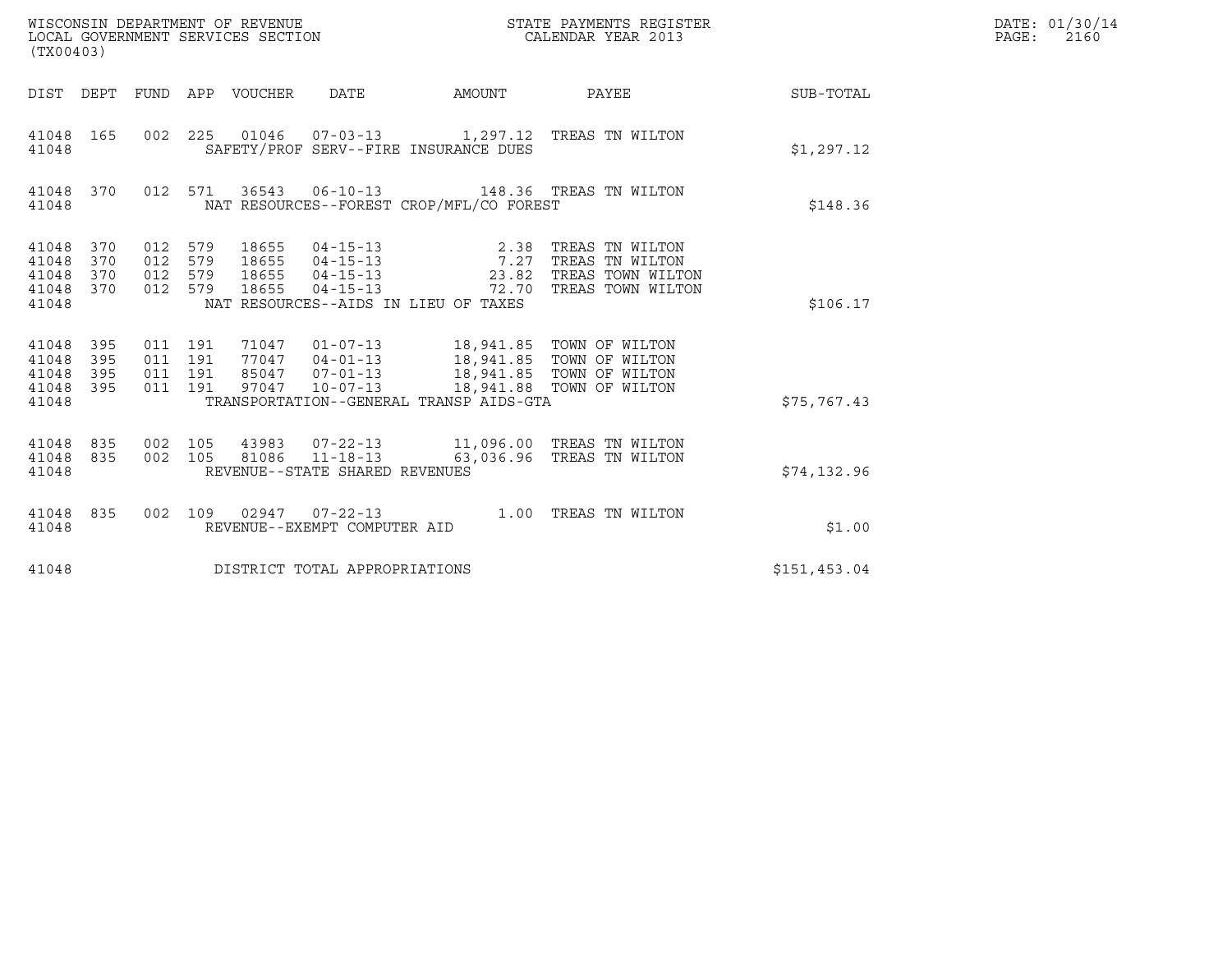WISCONSIN DEPARTMENT OF REVENUE
LOCAL GOVERNMENT SERVICES SECTION
(TX00403)

STATE PAYMENTS REGISTER
CALENDAR YEAR 2013

DATE: 01/30/14
PAGE: 2160

| DIST | DEPT | FUND | APP | VOUCHER | DATE | AMOUNT | PAYEE | SUB-TOTAL |
|---|---|---|---|---|---|---|---|---|
| 41048 | 165 | 002 | 225 | 01046 | 07-03-13 | 1,297.12 | TREAS TN WILTON | |
| 41048 | | | | | SAFETY/PROF SERV--FIRE INSURANCE DUES | | | $1,297.12 |
| 41048 | 370 | 012 | 571 | 36543 | 06-10-13 | 148.36 | TREAS TN WILTON | |
| 41048 | | | | | NAT RESOURCES--FOREST CROP/MFL/CO FOREST | | | $148.36 |
| 41048 | 370 | 012 | 579 | 18655 | 04-15-13 | 2.38 | TREAS TN WILTON | |
| 41048 | 370 | 012 | 579 | 18655 | 04-15-13 | 7.27 | TREAS TN WILTON | |
| 41048 | 370 | 012 | 579 | 18655 | 04-15-13 | 23.82 | TREAS TOWN WILTON | |
| 41048 | 370 | 012 | 579 | 18655 | 04-15-13 | 72.70 | TREAS TOWN WILTON | |
| 41048 | | | | | NAT RESOURCES--AIDS IN LIEU OF TAXES | | | $106.17 |
| 41048 | 395 | 011 | 191 | 71047 | 01-07-13 | 18,941.85 | TOWN OF WILTON | |
| 41048 | 395 | 011 | 191 | 77047 | 04-01-13 | 18,941.85 | TOWN OF WILTON | |
| 41048 | 395 | 011 | 191 | 85047 | 07-01-13 | 18,941.85 | TOWN OF WILTON | |
| 41048 | 395 | 011 | 191 | 97047 | 10-07-13 | 18,941.88 | TOWN OF WILTON | |
| 41048 | | | | | TRANSPORTATION--GENERAL TRANSP AIDS-GTA | | | $75,767.43 |
| 41048 | 835 | 002 | 105 | 43983 | 07-22-13 | 11,096.00 | TREAS TN WILTON | |
| 41048 | 835 | 002 | 105 | 81086 | 11-18-13 | 63,036.96 | TREAS TN WILTON | |
| 41048 | | | | | REVENUE--STATE SHARED REVENUES | | | $74,132.96 |
| 41048 | 835 | 002 | 109 | 02947 | 07-22-13 | 1.00 | TREAS TN WILTON | |
| 41048 | | | | | REVENUE--EXEMPT COMPUTER AID | | | $1.00 |
| 41048 | | | | | DISTRICT TOTAL APPROPRIATIONS | | | $151,453.04 |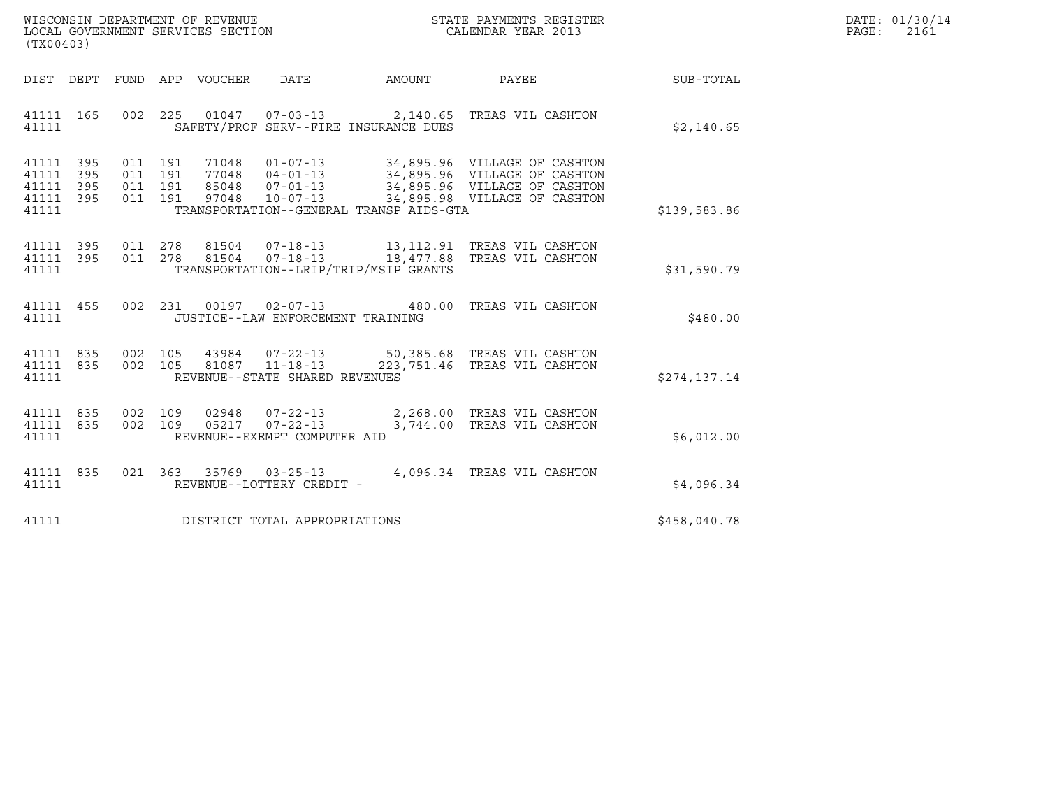WISCONSIN DEPARTMENT OF REVENUE
LOCAL GOVERNMENT SERVICES SECTION
(TX00403)

STATE PAYMENTS REGISTER
CALENDAR YEAR 2013

DATE: 01/30/14
PAGE: 2161

| DIST | DEPT | FUND | APP | VOUCHER | DATE | AMOUNT | PAYEE | SUB-TOTAL |
|---|---|---|---|---|---|---|---|---|
| 41111 | 165 | 002 | 225 | 01047 | 07-03-13 | 2,140.65 | TREAS VIL CASHTON | |
| 41111 | | | | SAFETY/PROF SERV--FIRE INSURANCE DUES | | | | $2,140.65 |
| 41111 | 395 | 011 | 191 | 71048 | 01-07-13 | 34,895.96 | VILLAGE OF CASHTON | |
| 41111 | 395 | 011 | 191 | 77048 | 04-01-13 | 34,895.96 | VILLAGE OF CASHTON | |
| 41111 | 395 | 011 | 191 | 85048 | 07-01-13 | 34,895.96 | VILLAGE OF CASHTON | |
| 41111 | 395 | 011 | 191 | 97048 | 10-07-13 | 34,895.98 | VILLAGE OF CASHTON | |
| 41111 | | | | TRANSPORTATION--GENERAL TRANSP AIDS-GTA | | | | $139,583.86 |
| 41111 | 395 | 011 | 278 | 81504 | 07-18-13 | 13,112.91 | TREAS VIL CASHTON | |
| 41111 | 395 | 011 | 278 | 81504 | 07-18-13 | 18,477.88 | TREAS VIL CASHTON | |
| 41111 | | | | TRANSPORTATION--LRIP/TRIP/MSIP GRANTS | | | | $31,590.79 |
| 41111 | 455 | 002 | 231 | 00197 | 02-07-13 | 480.00 | TREAS VIL CASHTON | |
| 41111 | | | | JUSTICE--LAW ENFORCEMENT TRAINING | | | | $480.00 |
| 41111 | 835 | 002 | 105 | 43984 | 07-22-13 | 50,385.68 | TREAS VIL CASHTON | |
| 41111 | 835 | 002 | 105 | 81087 | 11-18-13 | 223,751.46 | TREAS VIL CASHTON | |
| 41111 | | | | REVENUE--STATE SHARED REVENUES | | | | $274,137.14 |
| 41111 | 835 | 002 | 109 | 02948 | 07-22-13 | 2,268.00 | TREAS VIL CASHTON | |
| 41111 | 835 | 002 | 109 | 05217 | 07-22-13 | 3,744.00 | TREAS VIL CASHTON | |
| 41111 | | | | REVENUE--EXEMPT COMPUTER AID | | | | $6,012.00 |
| 41111 | 835 | 021 | 363 | 35769 | 03-25-13 | 4,096.34 | TREAS VIL CASHTON | |
| 41111 | | | | REVENUE--LOTTERY CREDIT - | | | | $4,096.34 |
| 41111 | | | | DISTRICT TOTAL APPROPRIATIONS | | | | $458,040.78 |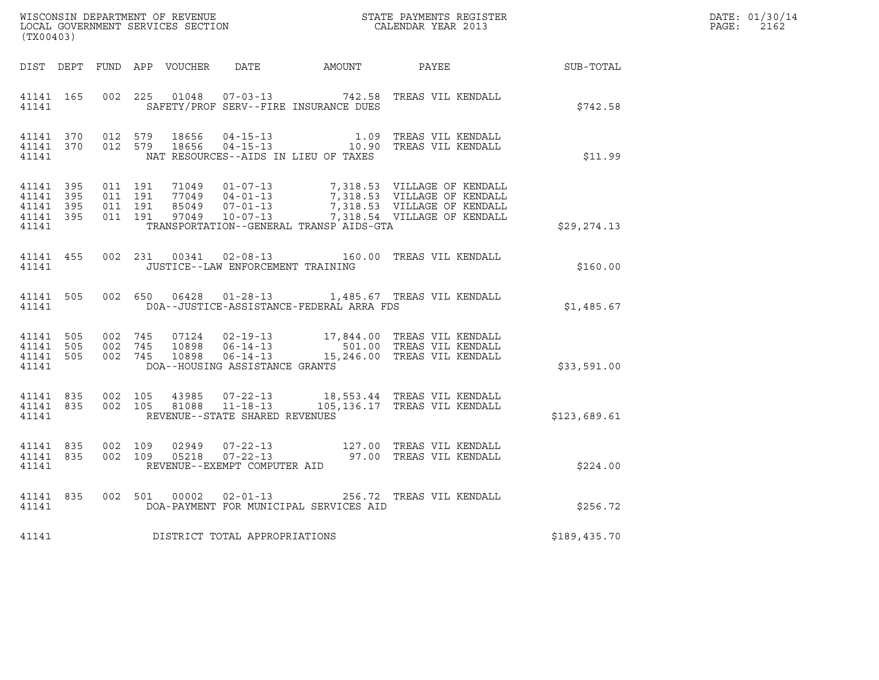WISCONSIN DEPARTMENT OF REVENUE
LOCAL GOVERNMENT SERVICES SECTION
(TX00403)

STATE PAYMENTS REGISTER
CALENDAR YEAR 2013

DATE: 01/30/14
PAGE: 2162

| DIST | DEPT | FUND | APP | VOUCHER | DATE | AMOUNT | PAYEE | SUB-TOTAL |
|---|---|---|---|---|---|---|---|---|
| 41141 | 165 | 002 | 225 | 01048 | 07-03-13 | 742.58 | TREAS VIL KENDALL | |
| 41141 | | | | | SAFETY/PROF SERV--FIRE INSURANCE DUES | | | $742.58 |
| 41141 | 370 | 012 | 579 | 18656 | 04-15-13 | 1.09 | TREAS VIL KENDALL | |
| 41141 | 370 | 012 | 579 | 18656 | 04-15-13 | 10.90 | TREAS VIL KENDALL | |
| 41141 | | | | | NAT RESOURCES--AIDS IN LIEU OF TAXES | | | $11.99 |
| 41141 | 395 | 011 | 191 | 71049 | 01-07-13 | 7,318.53 | VILLAGE OF KENDALL | |
| 41141 | 395 | 011 | 191 | 77049 | 04-01-13 | 7,318.53 | VILLAGE OF KENDALL | |
| 41141 | 395 | 011 | 191 | 85049 | 07-01-13 | 7,318.53 | VILLAGE OF KENDALL | |
| 41141 | 395 | 011 | 191 | 97049 | 10-07-13 | 7,318.54 | VILLAGE OF KENDALL | |
| 41141 | | | | | TRANSPORTATION--GENERAL TRANSP AIDS-GTA | | | $29,274.13 |
| 41141 | 455 | 002 | 231 | 00341 | 02-08-13 | 160.00 | TREAS VIL KENDALL | |
| 41141 | | | | | JUSTICE--LAW ENFORCEMENT TRAINING | | | $160.00 |
| 41141 | 505 | 002 | 650 | 06428 | 01-28-13 | 1,485.67 | TREAS VIL KENDALL | |
| 41141 | | | | | DOA--JUSTICE-ASSISTANCE-FEDERAL ARRA FDS | | | $1,485.67 |
| 41141 | 505 | 002 | 745 | 07124 | 02-19-13 | 17,844.00 | TREAS VIL KENDALL | |
| 41141 | 505 | 002 | 745 | 10898 | 06-14-13 | 501.00 | TREAS VIL KENDALL | |
| 41141 | 505 | 002 | 745 | 10898 | 06-14-13 | 15,246.00 | TREAS VIL KENDALL | |
| 41141 | | | | | DOA--HOUSING ASSISTANCE GRANTS | | | $33,591.00 |
| 41141 | 835 | 002 | 105 | 43985 | 07-22-13 | 18,553.44 | TREAS VIL KENDALL | |
| 41141 | 835 | 002 | 105 | 81088 | 11-18-13 | 105,136.17 | TREAS VIL KENDALL | |
| 41141 | | | | | REVENUE--STATE SHARED REVENUES | | | $123,689.61 |
| 41141 | 835 | 002 | 109 | 02949 | 07-22-13 | 127.00 | TREAS VIL KENDALL | |
| 41141 | 835 | 002 | 109 | 05218 | 07-22-13 | 97.00 | TREAS VIL KENDALL | |
| 41141 | | | | | REVENUE--EXEMPT COMPUTER AID | | | $224.00 |
| 41141 | 835 | 002 | 501 | 00002 | 02-01-13 | 256.72 | TREAS VIL KENDALL | |
| 41141 | | | | | DOA-PAYMENT FOR MUNICIPAL SERVICES AID | | | $256.72 |
| 41141 | | | | | DISTRICT TOTAL APPROPRIATIONS | | | $189,435.70 |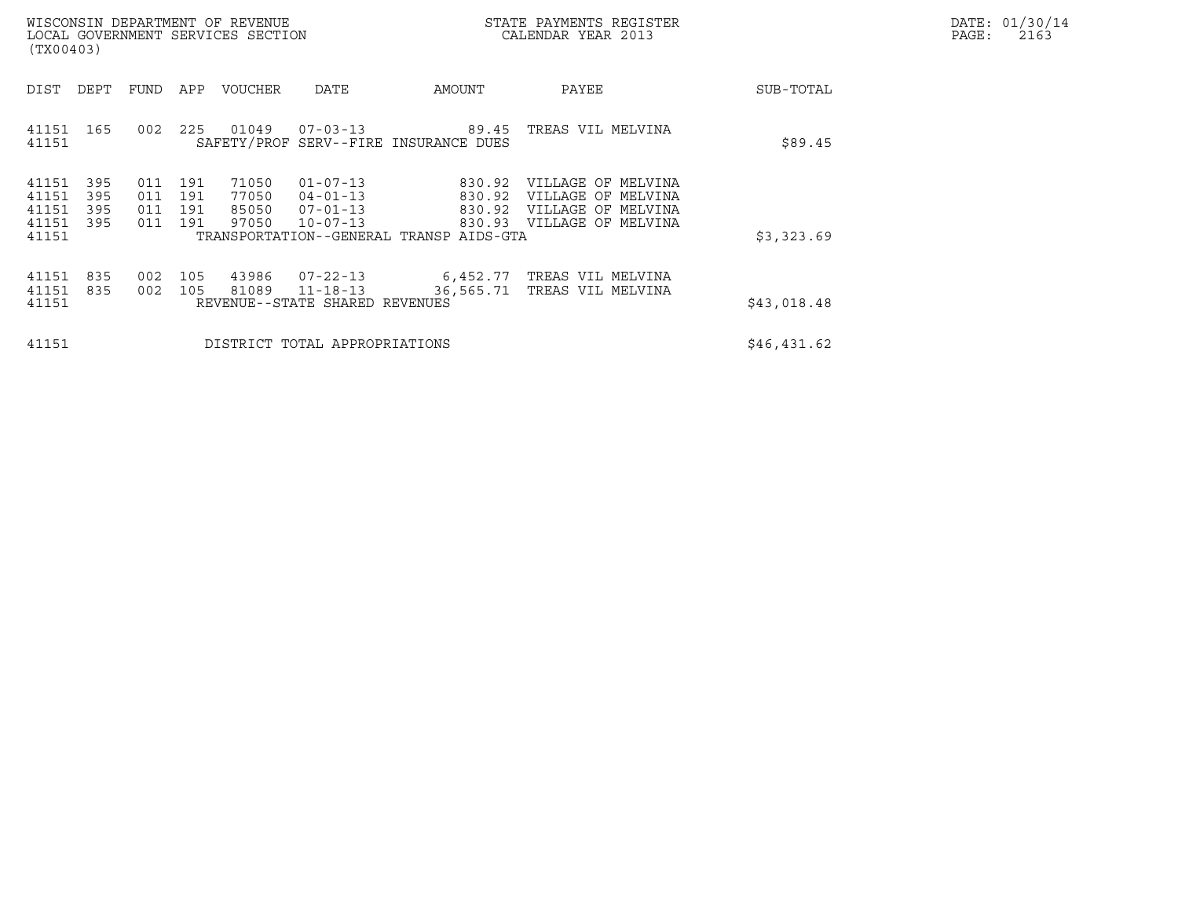WISCONSIN DEPARTMENT OF REVENUE
LOCAL GOVERNMENT SERVICES SECTION
(TX00403)

STATE PAYMENTS REGISTER
CALENDAR YEAR 2013

DATE: 01/30/14

| DIST | DEPT | FUND | APP | VOUCHER | DATE | AMOUNT | PAYEE | SUB-TOTAL |
|---|---|---|---|---|---|---|---|---|
| 41151 | 165 | 002 | 225 | 01049 | 07-03-13 | 89.45 | TREAS VIL MELVINA | |
| 41151 | | | | SAFETY/PROF SERV--FIRE INSURANCE DUES | | | | $89.45 |
| 41151 | 395 | 011 | 191 | 71050 | 01-07-13 | 830.92 | VILLAGE OF MELVINA | |
| 41151 | 395 | 011 | 191 | 77050 | 04-01-13 | 830.92 | VILLAGE OF MELVINA | |
| 41151 | 395 | 011 | 191 | 85050 | 07-01-13 | 830.92 | VILLAGE OF MELVINA | |
| 41151 | 395 | 011 | 191 | 97050 | 10-07-13 | 830.93 | VILLAGE OF MELVINA | |
| 41151 | | | | TRANSPORTATION--GENERAL TRANSP AIDS-GTA | | | | $3,323.69 |
| 41151 | 835 | 002 | 105 | 43986 | 07-22-13 | 6,452.77 | TREAS VIL MELVINA | |
| 41151 | 835 | 002 | 105 | 81089 | 11-18-13 | 36,565.71 | TREAS VIL MELVINA | |
| 41151 | | | | REVENUE--STATE SHARED REVENUES | | | | $43,018.48 |
| 41151 | | | | DISTRICT TOTAL APPROPRIATIONS | | | | $46,431.62 |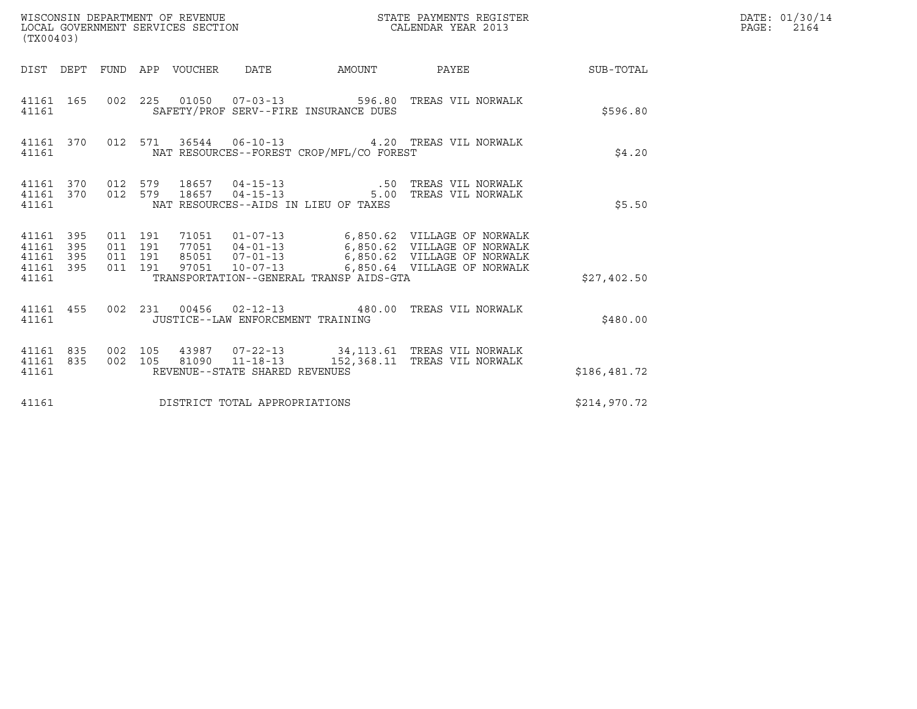WISCONSIN DEPARTMENT OF REVENUE
LOCAL GOVERNMENT SERVICES SECTION
(TX00403)

STATE PAYMENTS REGISTER
CALENDAR YEAR 2013

DATE: 01/30/14
PAGE: 2164

| DIST | DEPT | FUND | APP | VOUCHER | DATE | AMOUNT | PAYEE | SUB-TOTAL |
|---|---|---|---|---|---|---|---|---|
| 41161 | 165 | 002 | 225 | 01050 | 07-03-13 | 596.80 | TREAS VIL NORWALK | |
| 41161 | | | | SAFETY/PROF SERV--FIRE INSURANCE DUES | | | | $596.80 |
| 41161 | 370 | 012 | 571 | 36544 | 06-10-13 | 4.20 | TREAS VIL NORWALK | |
| 41161 | | | | NAT RESOURCES--FOREST CROP/MFL/CO FOREST | | | | $4.20 |
| 41161 | 370 | 012 | 579 | 18657 | 04-15-13 | .50 | TREAS VIL NORWALK | |
| 41161 | 370 | 012 | 579 | 18657 | 04-15-13 | 5.00 | TREAS VIL NORWALK | |
| 41161 | | | | NAT RESOURCES--AIDS IN LIEU OF TAXES | | | | $5.50 |
| 41161 | 395 | 011 | 191 | 71051 | 01-07-13 | 6,850.62 | VILLAGE OF NORWALK | |
| 41161 | 395 | 011 | 191 | 77051 | 04-01-13 | 6,850.62 | VILLAGE OF NORWALK | |
| 41161 | 395 | 011 | 191 | 85051 | 07-01-13 | 6,850.62 | VILLAGE OF NORWALK | |
| 41161 | 395 | 011 | 191 | 97051 | 10-07-13 | 6,850.64 | VILLAGE OF NORWALK | |
| 41161 | | | | TRANSPORTATION--GENERAL TRANSP AIDS-GTA | | | | $27,402.50 |
| 41161 | 455 | 002 | 231 | 00456 | 02-12-13 | 480.00 | TREAS VIL NORWALK | |
| 41161 | | | | JUSTICE--LAW ENFORCEMENT TRAINING | | | | $480.00 |
| 41161 | 835 | 002 | 105 | 43987 | 07-22-13 | 34,113.61 | TREAS VIL NORWALK | |
| 41161 | 835 | 002 | 105 | 81090 | 11-18-13 | 152,368.11 | TREAS VIL NORWALK | |
| 41161 | | | | REVENUE--STATE SHARED REVENUES | | | | $186,481.72 |
| 41161 | | | | DISTRICT TOTAL APPROPRIATIONS | | | | $214,970.72 |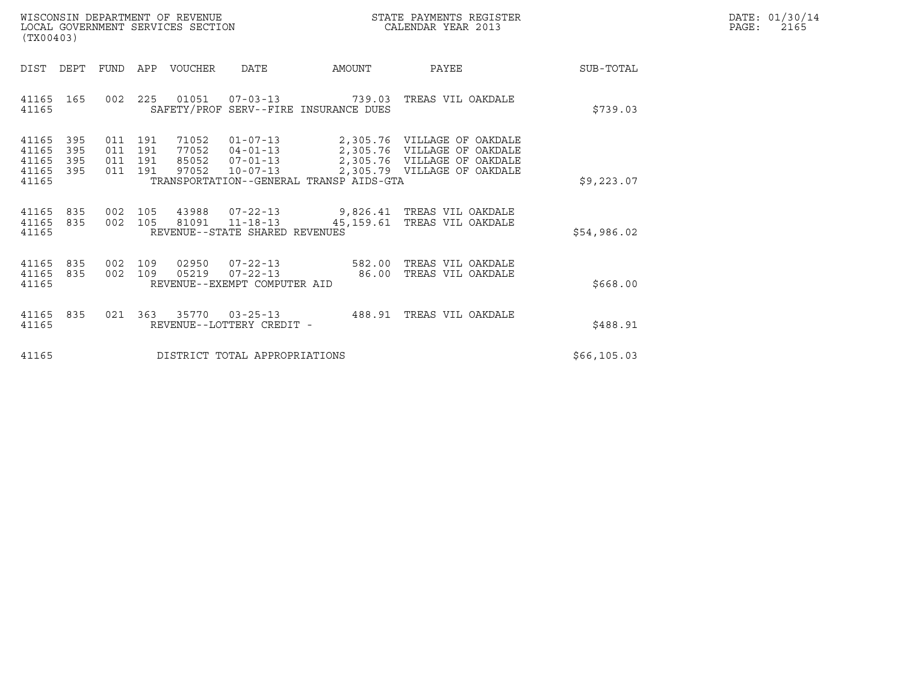WISCONSIN DEPARTMENT OF REVENUE
LOCAL GOVERNMENT SERVICES SECTION
(TX00403)

STATE PAYMENTS REGISTER
CALENDAR YEAR 2013

DATE: 01/30/14
PAGE: 2165

| DIST | DEPT | FUND | APP | VOUCHER | DATE | AMOUNT | PAYEE | SUB-TOTAL |
|---|---|---|---|---|---|---|---|---|
| 41165 | 165 | 002 | 225 | 01051 | 07-03-13 | 739.03 | TREAS VIL OAKDALE | |
| 41165 | | | | SAFETY/PROF SERV--FIRE INSURANCE DUES | | | | $739.03 |
| 41165 | 395 | 011 | 191 | 71052 | 01-07-13 | 2,305.76 | VILLAGE OF OAKDALE | |
| 41165 | 395 | 011 | 191 | 77052 | 04-01-13 | 2,305.76 | VILLAGE OF OAKDALE | |
| 41165 | 395 | 011 | 191 | 85052 | 07-01-13 | 2,305.76 | VILLAGE OF OAKDALE | |
| 41165 | 395 | 011 | 191 | 97052 | 10-07-13 | 2,305.79 | VILLAGE OF OAKDALE | |
| 41165 | | | | TRANSPORTATION--GENERAL TRANSP AIDS-GTA | | | | $9,223.07 |
| 41165 | 835 | 002 | 105 | 43988 | 07-22-13 | 9,826.41 | TREAS VIL OAKDALE | |
| 41165 | 835 | 002 | 105 | 81091 | 11-18-13 | 45,159.61 | TREAS VIL OAKDALE | |
| 41165 | | | | REVENUE--STATE SHARED REVENUES | | | | $54,986.02 |
| 41165 | 835 | 002 | 109 | 02950 | 07-22-13 | 582.00 | TREAS VIL OAKDALE | |
| 41165 | 835 | 002 | 109 | 05219 | 07-22-13 | 86.00 | TREAS VIL OAKDALE | |
| 41165 | | | | REVENUE--EXEMPT COMPUTER AID | | | | $668.00 |
| 41165 | 835 | 021 | 363 | 35770 | 03-25-13 | 488.91 | TREAS VIL OAKDALE | |
| 41165 | | | | REVENUE--LOTTERY CREDIT - | | | | $488.91 |
| 41165 | | | | DISTRICT TOTAL APPROPRIATIONS | | | | $66,105.03 |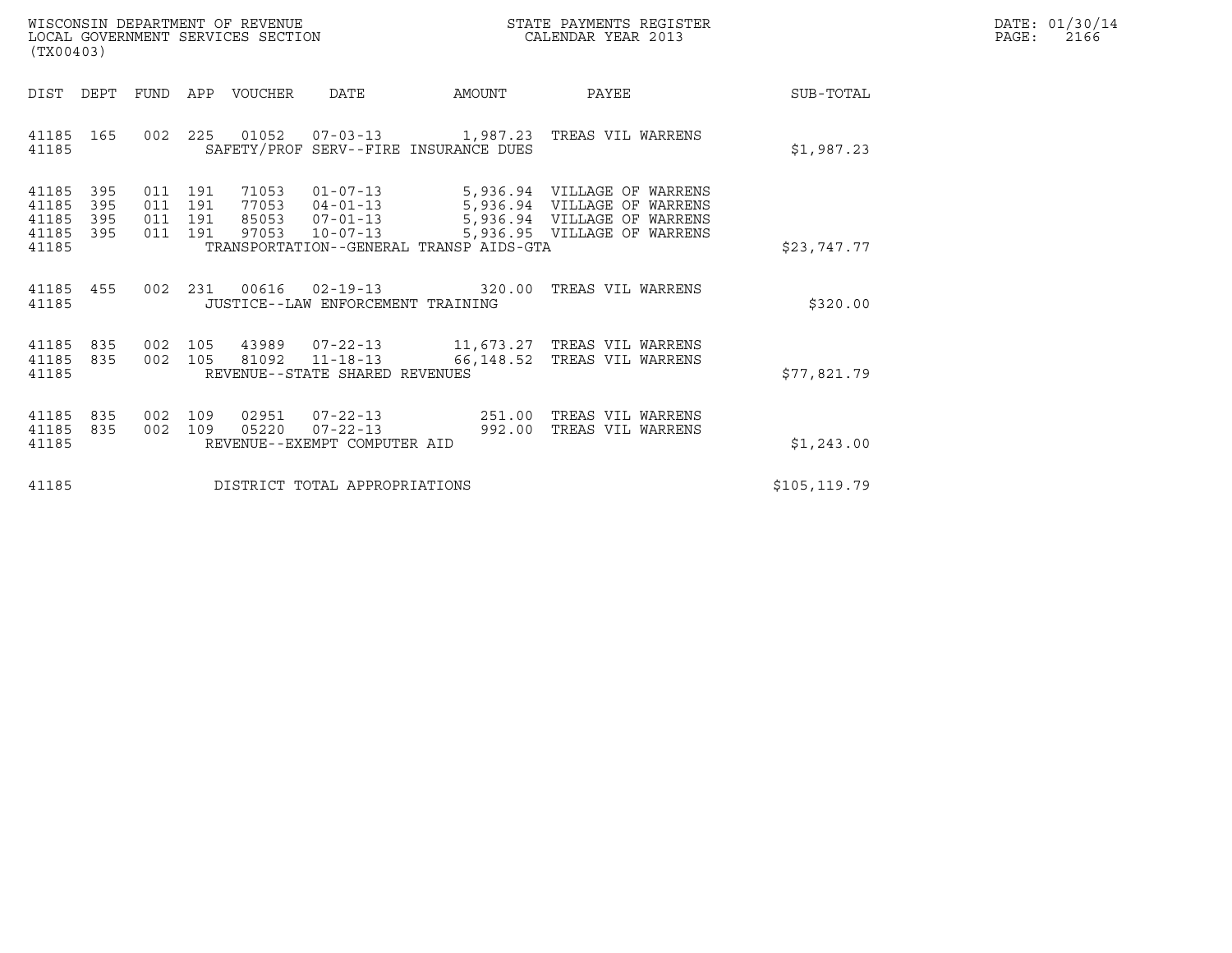WISCONSIN DEPARTMENT OF REVENUE
LOCAL GOVERNMENT SERVICES SECTION
(TX00403)

STATE PAYMENTS REGISTER
CALENDAR YEAR 2013

DATE: 01/30/14
PAGE: 2166

| DIST | DEPT | FUND | APP | VOUCHER | DATE | AMOUNT | PAYEE | SUB-TOTAL |
|---|---|---|---|---|---|---|---|---|
| 41185 | 165 | 002 | 225 | 01052 | 07-03-13 | 1,987.23 | TREAS VIL WARRENS | |
| 41185 | | | | | SAFETY/PROF SERV--FIRE INSURANCE DUES | | | $1,987.23 |
| 41185 | 395 | 011 | 191 | 71053 | 01-07-13 | 5,936.94 | VILLAGE OF WARRENS | |
| 41185 | 395 | 011 | 191 | 77053 | 04-01-13 | 5,936.94 | VILLAGE OF WARRENS | |
| 41185 | 395 | 011 | 191 | 85053 | 07-01-13 | 5,936.94 | VILLAGE OF WARRENS | |
| 41185 | 395 | 011 | 191 | 97053 | 10-07-13 | 5,936.95 | VILLAGE OF WARRENS | |
| 41185 | | | | | TRANSPORTATION--GENERAL TRANSP AIDS-GTA | | | $23,747.77 |
| 41185 | 455 | 002 | 231 | 00616 | 02-19-13 | 320.00 | TREAS VIL WARRENS | |
| 41185 | | | | | JUSTICE--LAW ENFORCEMENT TRAINING | | | $320.00 |
| 41185 | 835 | 002 | 105 | 43989 | 07-22-13 | 11,673.27 | TREAS VIL WARRENS | |
| 41185 | 835 | 002 | 105 | 81092 | 11-18-13 | 66,148.52 | TREAS VIL WARRENS | |
| 41185 | | | | | REVENUE--STATE SHARED REVENUES | | | $77,821.79 |
| 41185 | 835 | 002 | 109 | 02951 | 07-22-13 | 251.00 | TREAS VIL WARRENS | |
| 41185 | 835 | 002 | 109 | 05220 | 07-22-13 | 992.00 | TREAS VIL WARRENS | |
| 41185 | | | | | REVENUE--EXEMPT COMPUTER AID | | | $1,243.00 |
| 41185 | | | | | DISTRICT TOTAL APPROPRIATIONS | | | $105,119.79 |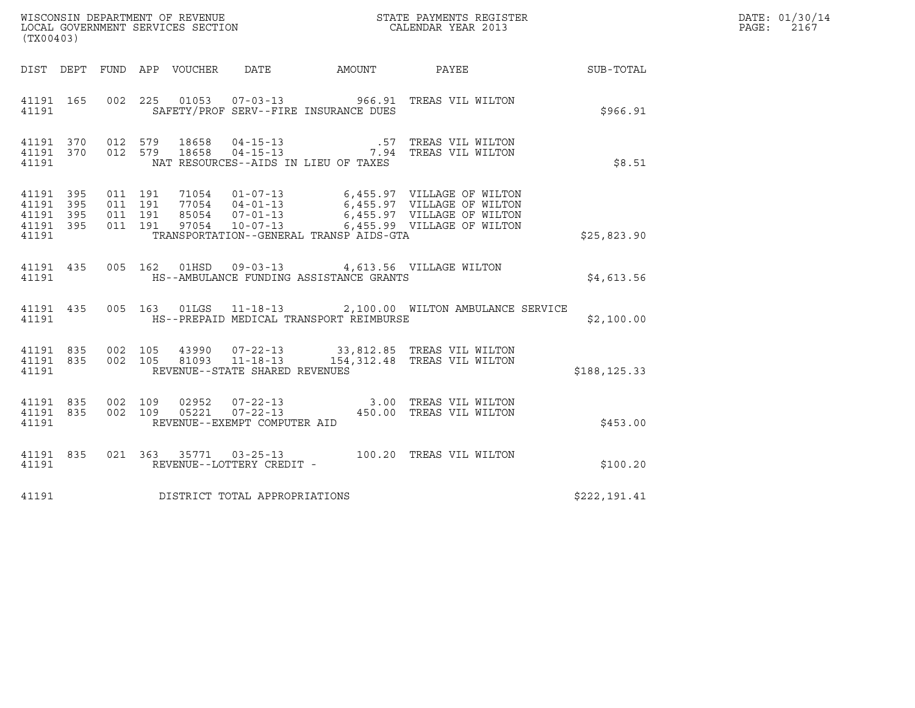WISCONSIN DEPARTMENT OF REVENUE
LOCAL GOVERNMENT SERVICES SECTION
(TX00403)

STATE PAYMENTS REGISTER
CALENDAR YEAR 2013

DATE: 01/30/14
PAGE: 2167

| DIST | DEPT | FUND | APP | VOUCHER | DATE | AMOUNT | PAYEE | SUB-TOTAL |
|---|---|---|---|---|---|---|---|---|
| 41191 | 165 | 002 | 225 | 01053 | 07-03-13 | 966.91 | TREAS VIL WILTON | |
| 41191 | | | | | SAFETY/PROF SERV--FIRE INSURANCE DUES | | | $966.91 |
| 41191 | 370 | 012 | 579 | 18658 | 04-15-13 | .57 | TREAS VIL WILTON | |
| 41191 | 370 | 012 | 579 | 18658 | 04-15-13 | 7.94 | TREAS VIL WILTON | |
| 41191 | | | | | NAT RESOURCES--AIDS IN LIEU OF TAXES | | | $8.51 |
| 41191 | 395 | 011 | 191 | 71054 | 01-07-13 | 6,455.97 | VILLAGE OF WILTON | |
| 41191 | 395 | 011 | 191 | 77054 | 04-01-13 | 6,455.97 | VILLAGE OF WILTON | |
| 41191 | 395 | 011 | 191 | 85054 | 07-01-13 | 6,455.97 | VILLAGE OF WILTON | |
| 41191 | 395 | 011 | 191 | 97054 | 10-07-13 | 6,455.99 | VILLAGE OF WILTON | |
| 41191 | | | | | TRANSPORTATION--GENERAL TRANSP AIDS-GTA | | | $25,823.90 |
| 41191 | 435 | 005 | 162 | 01HSD | 09-03-13 | 4,613.56 | VILLAGE WILTON | |
| 41191 | | | | | HS--AMBULANCE FUNDING ASSISTANCE GRANTS | | | $4,613.56 |
| 41191 | 435 | 005 | 163 | 01LGS | 11-18-13 | 2,100.00 | WILTON AMBULANCE SERVICE | |
| 41191 | | | | | HS--PREPAID MEDICAL TRANSPORT REIMBURSE | | | $2,100.00 |
| 41191 | 835 | 002 | 105 | 43990 | 07-22-13 | 33,812.85 | TREAS VIL WILTON | |
| 41191 | 835 | 002 | 105 | 81093 | 11-18-13 | 154,312.48 | TREAS VIL WILTON | |
| 41191 | | | | | REVENUE--STATE SHARED REVENUES | | | $188,125.33 |
| 41191 | 835 | 002 | 109 | 02952 | 07-22-13 | 3.00 | TREAS VIL WILTON | |
| 41191 | 835 | 002 | 109 | 05221 | 07-22-13 | 450.00 | TREAS VIL WILTON | |
| 41191 | | | | | REVENUE--EXEMPT COMPUTER AID | | | $453.00 |
| 41191 | 835 | 021 | 363 | 35771 | 03-25-13 | 100.20 | TREAS VIL WILTON | |
| 41191 | | | | | REVENUE--LOTTERY CREDIT - | | | $100.20 |
| 41191 | | | | | DISTRICT TOTAL APPROPRIATIONS | | | $222,191.41 |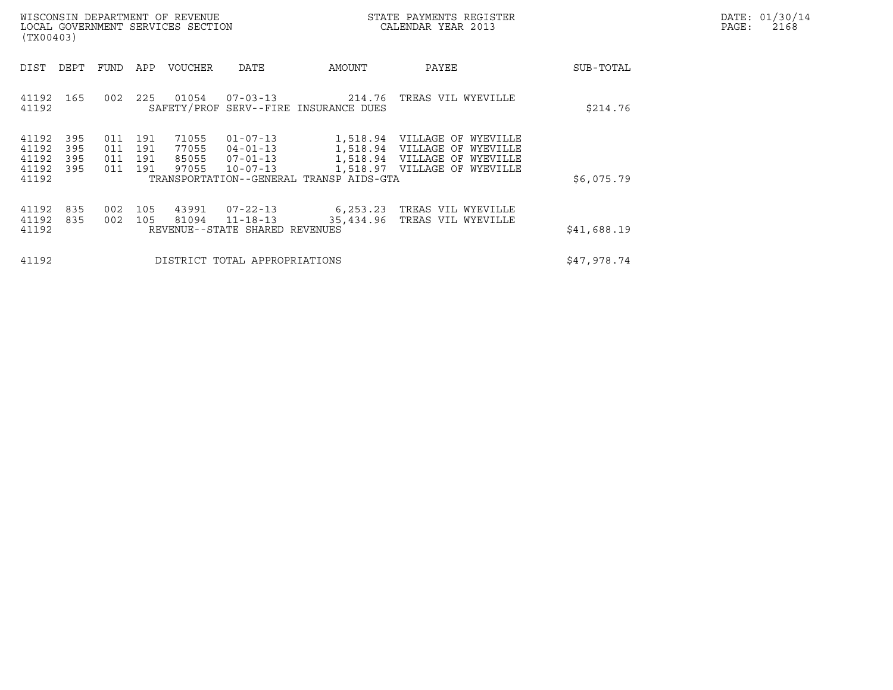WISCONSIN DEPARTMENT OF REVENUE
LOCAL GOVERNMENT SERVICES SECTION
(TX00403)

STATE PAYMENTS REGISTER
CALENDAR YEAR 2013

DATE: 01/30/14

| DIST | DEPT | FUND | APP | VOUCHER | DATE | AMOUNT | PAYEE | SUB-TOTAL |
|---|---|---|---|---|---|---|---|---|
| 41192 | 165 | 002 | 225 | 01054 | 07-03-13 | 214.76 | TREAS VIL WYEVILLE | |
| 41192 | | | | SAFETY/PROF SERV--FIRE INSURANCE DUES | | | | $214.76 |
| 41192 | 395 | 011 | 191 | 71055 | 01-07-13 | 1,518.94 | VILLAGE OF WYEVILLE | |
| 41192 | 395 | 011 | 191 | 77055 | 04-01-13 | 1,518.94 | VILLAGE OF WYEVILLE | |
| 41192 | 395 | 011 | 191 | 85055 | 07-01-13 | 1,518.94 | VILLAGE OF WYEVILLE | |
| 41192 | 395 | 011 | 191 | 97055 | 10-07-13 | 1,518.97 | VILLAGE OF WYEVILLE | |
| 41192 | | | | TRANSPORTATION--GENERAL TRANSP AIDS-GTA | | | | $6,075.79 |
| 41192 | 835 | 002 | 105 | 43991 | 07-22-13 | 6,253.23 | TREAS VIL WYEVILLE | |
| 41192 | 835 | 002 | 105 | 81094 | 11-18-13 | 35,434.96 | TREAS VIL WYEVILLE | |
| 41192 | | | | REVENUE--STATE SHARED REVENUES | | | | $41,688.19 |
| 41192 | | | | DISTRICT TOTAL APPROPRIATIONS | | | | $47,978.74 |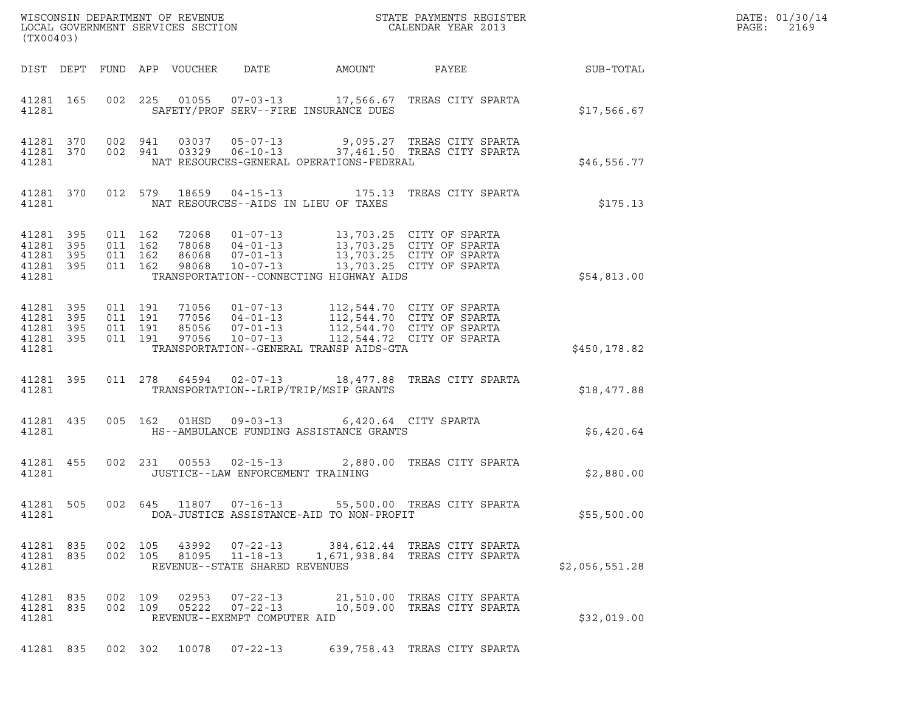WISCONSIN DEPARTMENT OF REVENUE
LOCAL GOVERNMENT SERVICES SECTION
(TX00403)

STATE PAYMENTS REGISTER
CALENDAR YEAR 2013

DATE: 01/30/14
PAGE: 2169

| DIST | DEPT | FUND | APP | VOUCHER | DATE | AMOUNT | PAYEE | SUB-TOTAL |
|---|---|---|---|---|---|---|---|---|
| 41281 | 165 | 002 | 225 | 01055 | 07-03-13 | 17,566.67 | TREAS CITY SPARTA | |
| 41281 | | | | SAFETY/PROF SERV--FIRE INSURANCE DUES | | | | $17,566.67 |
| 41281 | 370 | 002 | 941 | 03037 | 05-07-13 | 9,095.27 | TREAS CITY SPARTA | |
| 41281 | 370 | 002 | 941 | 03329 | 06-10-13 | 37,461.50 | TREAS CITY SPARTA | |
| 41281 | | | | NAT RESOURCES-GENERAL OPERATIONS-FEDERAL | | | | $46,556.77 |
| 41281 | 370 | 012 | 579 | 18659 | 04-15-13 | 175.13 | TREAS CITY SPARTA | |
| 41281 | | | | NAT RESOURCES--AIDS IN LIEU OF TAXES | | | | $175.13 |
| 41281 | 395 | 011 | 162 | 72068 | 01-07-13 | 13,703.25 | CITY OF SPARTA | |
| 41281 | 395 | 011 | 162 | 78068 | 04-01-13 | 13,703.25 | CITY OF SPARTA | |
| 41281 | 395 | 011 | 162 | 86068 | 07-01-13 | 13,703.25 | CITY OF SPARTA | |
| 41281 | 395 | 011 | 162 | 98068 | 10-07-13 | 13,703.25 | CITY OF SPARTA | |
| 41281 | | | | TRANSPORTATION--CONNECTING HIGHWAY AIDS | | | | $54,813.00 |
| 41281 | 395 | 011 | 191 | 71056 | 01-07-13 | 112,544.70 | CITY OF SPARTA | |
| 41281 | 395 | 011 | 191 | 77056 | 04-01-13 | 112,544.70 | CITY OF SPARTA | |
| 41281 | 395 | 011 | 191 | 85056 | 07-01-13 | 112,544.70 | CITY OF SPARTA | |
| 41281 | 395 | 011 | 191 | 97056 | 10-07-13 | 112,544.72 | CITY OF SPARTA | |
| 41281 | | | | TRANSPORTATION--GENERAL TRANSP AIDS-GTA | | | | $450,178.82 |
| 41281 | 395 | 011 | 278 | 64594 | 02-07-13 | 18,477.88 | TREAS CITY SPARTA | |
| 41281 | | | | TRANSPORTATION--LRIP/TRIP/MSIP GRANTS | | | | $18,477.88 |
| 41281 | 435 | 005 | 162 | 01HSD | 09-03-13 | 6,420.64 | CITY SPARTA | |
| 41281 | | | | HS--AMBULANCE FUNDING ASSISTANCE GRANTS | | | | $6,420.64 |
| 41281 | 455 | 002 | 231 | 00553 | 02-15-13 | 2,880.00 | TREAS CITY SPARTA | |
| 41281 | | | | JUSTICE--LAW ENFORCEMENT TRAINING | | | | $2,880.00 |
| 41281 | 505 | 002 | 645 | 11807 | 07-16-13 | 55,500.00 | TREAS CITY SPARTA | |
| 41281 | | | | DOA-JUSTICE ASSISTANCE-AID TO NON-PROFIT | | | | $55,500.00 |
| 41281 | 835 | 002 | 105 | 43992 | 07-22-13 | 384,612.44 | TREAS CITY SPARTA | |
| 41281 | 835 | 002 | 105 | 81095 | 11-18-13 | 1,671,938.84 | TREAS CITY SPARTA | |
| 41281 | | | | REVENUE--STATE SHARED REVENUES | | | | $2,056,551.28 |
| 41281 | 835 | 002 | 109 | 02953 | 07-22-13 | 21,510.00 | TREAS CITY SPARTA | |
| 41281 | 835 | 002 | 109 | 05222 | 07-22-13 | 10,509.00 | TREAS CITY SPARTA | |
| 41281 | | | | REVENUE--EXEMPT COMPUTER AID | | | | $32,019.00 |
| 41281 | 835 | 002 | 302 | 10078 | 07-22-13 | 639,758.43 | TREAS CITY SPARTA | |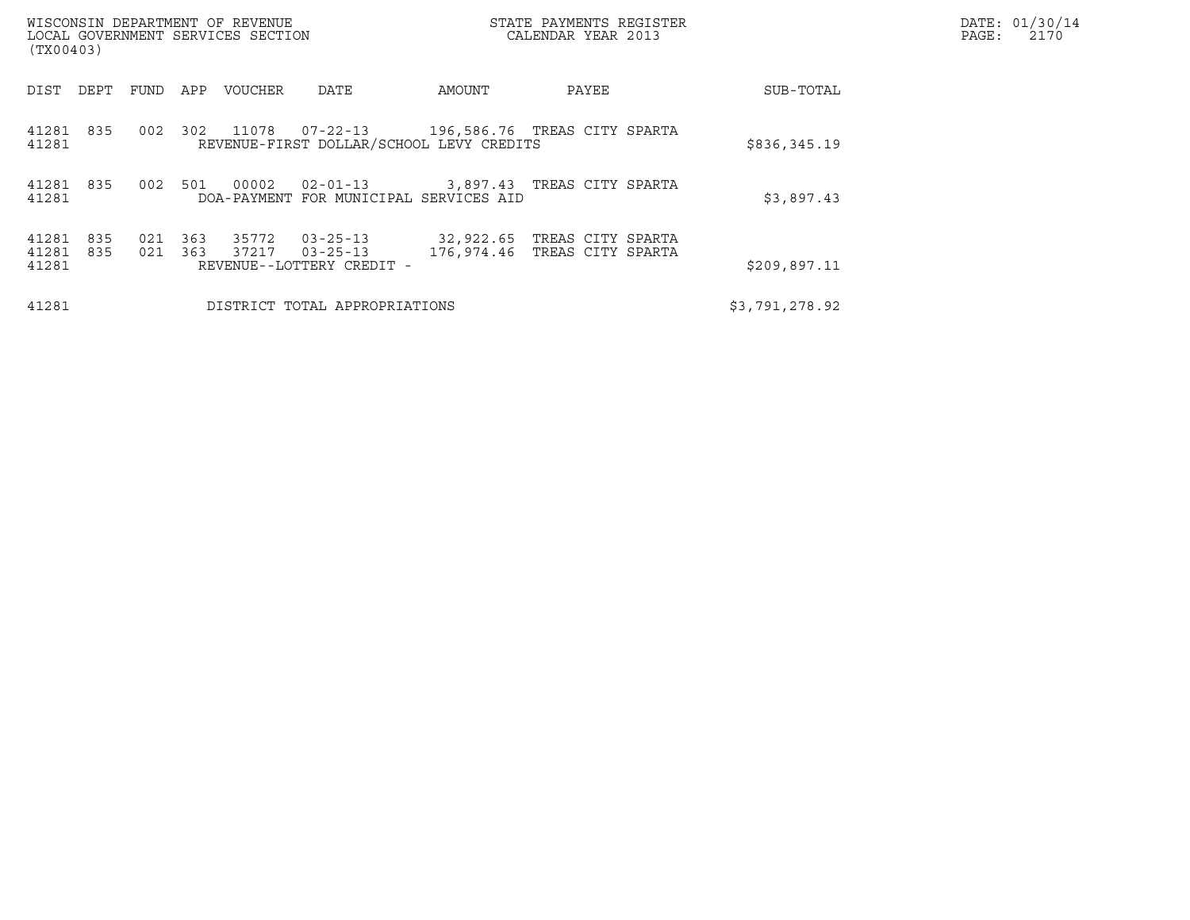| DIST | DEPT | FUND | APP | VOUCHER | DATE | AMOUNT | PAYEE | SUB-TOTAL |
|---|---|---|---|---|---|---|---|---|
| 41281 | 835 | 002 | 302 | 11078 | 07-22-13 | 196,586.76 | TREAS CITY SPARTA | |
| 41281 | | | | REVENUE-FIRST DOLLAR/SCHOOL LEVY CREDITS | | | | $836,345.19 |
| 41281 | 835 | 002 | 501 | 00002 | 02-01-13 | 3,897.43 | TREAS CITY SPARTA | |
| 41281 | | | | DOA-PAYMENT FOR MUNICIPAL SERVICES AID | | | | $3,897.43 |
| 41281 | 835 | 021 | 363 | 35772 | 03-25-13 | 32,922.65 | TREAS CITY SPARTA | |
| 41281 | 835 | 021 | 363 | 37217 | 03-25-13 | 176,974.46 | TREAS CITY SPARTA | |
| 41281 | | | | REVENUE--LOTTERY CREDIT - | | | | $209,897.11 |
| 41281 | | | | DISTRICT TOTAL APPROPRIATIONS | | | | $3,791,278.92 |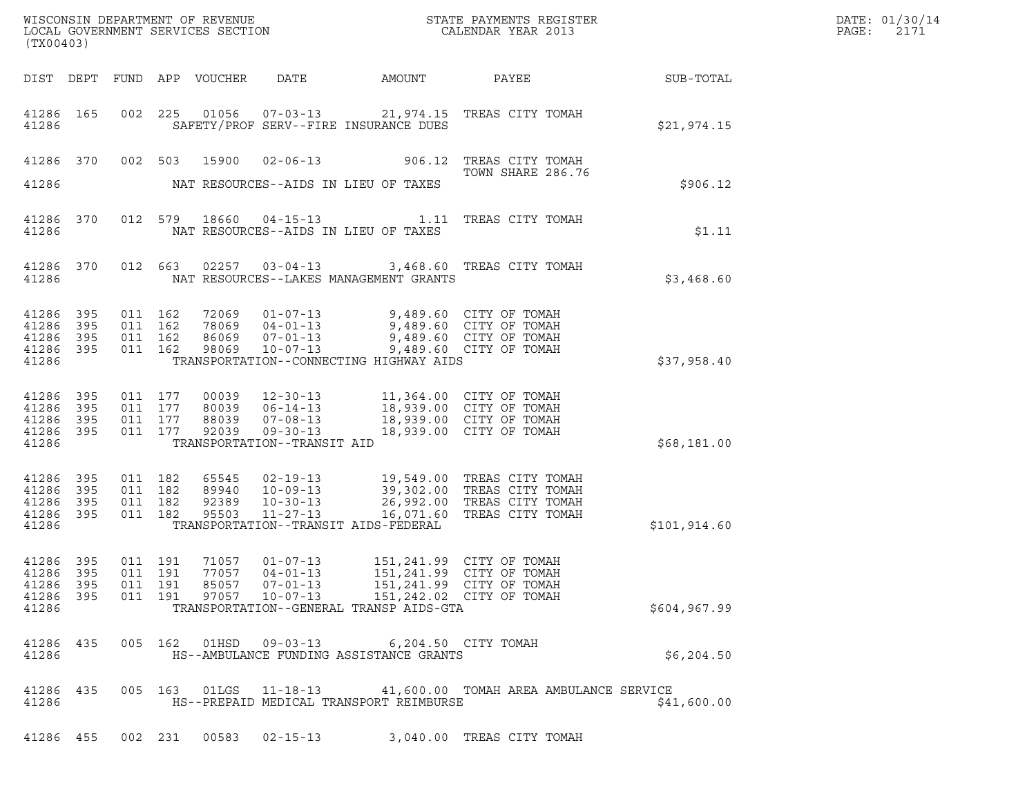WISCONSIN DEPARTMENT OF REVENUE
LOCAL GOVERNMENT SERVICES SECTION
(TX00403)

STATE PAYMENTS REGISTER
CALENDAR YEAR 2013

DATE: 01/30/14
PAGE: 2171

| DIST | DEPT | FUND | APP | VOUCHER | DATE | AMOUNT | PAYEE | SUB-TOTAL |
|---|---|---|---|---|---|---|---|---|
| 41286 | 165 | 002 | 225 | 01056 | 07-03-13 | 21,974.15 | TREAS CITY TOMAH | |
| 41286 | | | | | SAFETY/PROF SERV--FIRE INSURANCE DUES | | | $21,974.15 |
| 41286 | 370 | 002 | 503 | 15900 | 02-06-13 | 906.12 | TREAS CITY TOMAH TOWN SHARE 286.76 | |
| 41286 | | | | | NAT RESOURCES--AIDS IN LIEU OF TAXES | | | $906.12 |
| 41286 | 370 | 012 | 579 | 18660 | 04-15-13 | 1.11 | TREAS CITY TOMAH | |
| 41286 | | | | | NAT RESOURCES--AIDS IN LIEU OF TAXES | | | $1.11 |
| 41286 | 370 | 012 | 663 | 02257 | 03-04-13 | 3,468.60 | TREAS CITY TOMAH | |
| 41286 | | | | | NAT RESOURCES--LAKES MANAGEMENT GRANTS | | | $3,468.60 |
| 41286 | 395 | 011 | 162 | 72069 | 01-07-13 | 9,489.60 | CITY OF TOMAH | |
| 41286 | 395 | 011 | 162 | 78069 | 04-01-13 | 9,489.60 | CITY OF TOMAH | |
| 41286 | 395 | 011 | 162 | 86069 | 07-01-13 | 9,489.60 | CITY OF TOMAH | |
| 41286 | 395 | 011 | 162 | 98069 | 10-07-13 | 9,489.60 | CITY OF TOMAH | |
| 41286 | | | | | TRANSPORTATION--CONNECTING HIGHWAY AIDS | | | $37,958.40 |
| 41286 | 395 | 011 | 177 | 00039 | 12-30-13 | 11,364.00 | CITY OF TOMAH | |
| 41286 | 395 | 011 | 177 | 80039 | 06-14-13 | 18,939.00 | CITY OF TOMAH | |
| 41286 | 395 | 011 | 177 | 88039 | 07-08-13 | 18,939.00 | CITY OF TOMAH | |
| 41286 | 395 | 011 | 177 | 92039 | 09-30-13 | 18,939.00 | CITY OF TOMAH | |
| 41286 | | | | | TRANSPORTATION--TRANSIT AID | | | $68,181.00 |
| 41286 | 395 | 011 | 182 | 65545 | 02-19-13 | 19,549.00 | TREAS CITY TOMAH | |
| 41286 | 395 | 011 | 182 | 89940 | 10-09-13 | 39,302.00 | TREAS CITY TOMAH | |
| 41286 | 395 | 011 | 182 | 92389 | 10-30-13 | 26,992.00 | TREAS CITY TOMAH | |
| 41286 | 395 | 011 | 182 | 95503 | 11-27-13 | 16,071.60 | TREAS CITY TOMAH | |
| 41286 | | | | | TRANSPORTATION--TRANSIT AIDS-FEDERAL | | | $101,914.60 |
| 41286 | 395 | 011 | 191 | 71057 | 01-07-13 | 151,241.99 | CITY OF TOMAH | |
| 41286 | 395 | 011 | 191 | 77057 | 04-01-13 | 151,241.99 | CITY OF TOMAH | |
| 41286 | 395 | 011 | 191 | 85057 | 07-01-13 | 151,241.99 | CITY OF TOMAH | |
| 41286 | 395 | 011 | 191 | 97057 | 10-07-13 | 151,242.02 | CITY OF TOMAH | |
| 41286 | | | | | TRANSPORTATION--GENERAL TRANSP AIDS-GTA | | | $604,967.99 |
| 41286 | 435 | 005 | 162 | 01HSD | 09-03-13 | 6,204.50 | CITY TOMAH | |
| 41286 | | | | | HS--AMBULANCE FUNDING ASSISTANCE GRANTS | | | $6,204.50 |
| 41286 | 435 | 005 | 163 | 01LGS | 11-18-13 | 41,600.00 | TOMAH AREA AMBULANCE SERVICE | |
| 41286 | | | | | HS--PREPAID MEDICAL TRANSPORT REIMBURSE | | | $41,600.00 |
| 41286 | 455 | 002 | 231 | 00583 | 02-15-13 | 3,040.00 | TREAS CITY TOMAH | |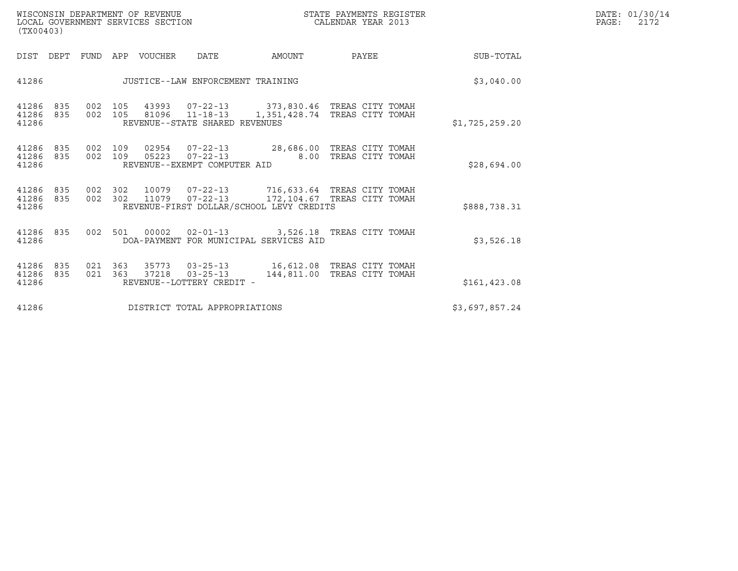WISCONSIN DEPARTMENT OF REVENUE
LOCAL GOVERNMENT SERVICES SECTION
(TX00403)

STATE PAYMENTS REGISTER
CALENDAR YEAR 2013

DATE: 01/30/14
PAGE: 2172

| DIST | DEPT | FUND | APP | VOUCHER | DATE | AMOUNT | PAYEE | SUB-TOTAL |
|---|---|---|---|---|---|---|---|---|
| 41286 | | | | JUSTICE--LAW ENFORCEMENT TRAINING | | | | $3,040.00 |
| 41286 | 835 | 002 | 105 | 43993 | 07-22-13 | 373,830.46 | TREAS CITY TOMAH | |
| 41286 | 835 | 002 | 105 | 81096 | 11-18-13 | 1,351,428.74 | TREAS CITY TOMAH | |
| 41286 | | | | REVENUE--STATE SHARED REVENUES | | | | $1,725,259.20 |
| 41286 | 835 | 002 | 109 | 02954 | 07-22-13 | 28,686.00 | TREAS CITY TOMAH | |
| 41286 | 835 | 002 | 109 | 05223 | 07-22-13 | 8.00 | TREAS CITY TOMAH | |
| 41286 | | | | REVENUE--EXEMPT COMPUTER AID | | | | $28,694.00 |
| 41286 | 835 | 002 | 302 | 10079 | 07-22-13 | 716,633.64 | TREAS CITY TOMAH | |
| 41286 | 835 | 002 | 302 | 11079 | 07-22-13 | 172,104.67 | TREAS CITY TOMAH | |
| 41286 | | | | REVENUE-FIRST DOLLAR/SCHOOL LEVY CREDITS | | | | $888,738.31 |
| 41286 | 835 | 002 | 501 | 00002 | 02-01-13 | 3,526.18 | TREAS CITY TOMAH | |
| 41286 | | | | DOA-PAYMENT FOR MUNICIPAL SERVICES AID | | | | $3,526.18 |
| 41286 | 835 | 021 | 363 | 35773 | 03-25-13 | 16,612.08 | TREAS CITY TOMAH | |
| 41286 | 835 | 021 | 363 | 37218 | 03-25-13 | 144,811.00 | TREAS CITY TOMAH | |
| 41286 | | | | REVENUE--LOTTERY CREDIT - | | | | $161,423.08 |
| 41286 | | | | DISTRICT TOTAL APPROPRIATIONS | | | | $3,697,857.24 |